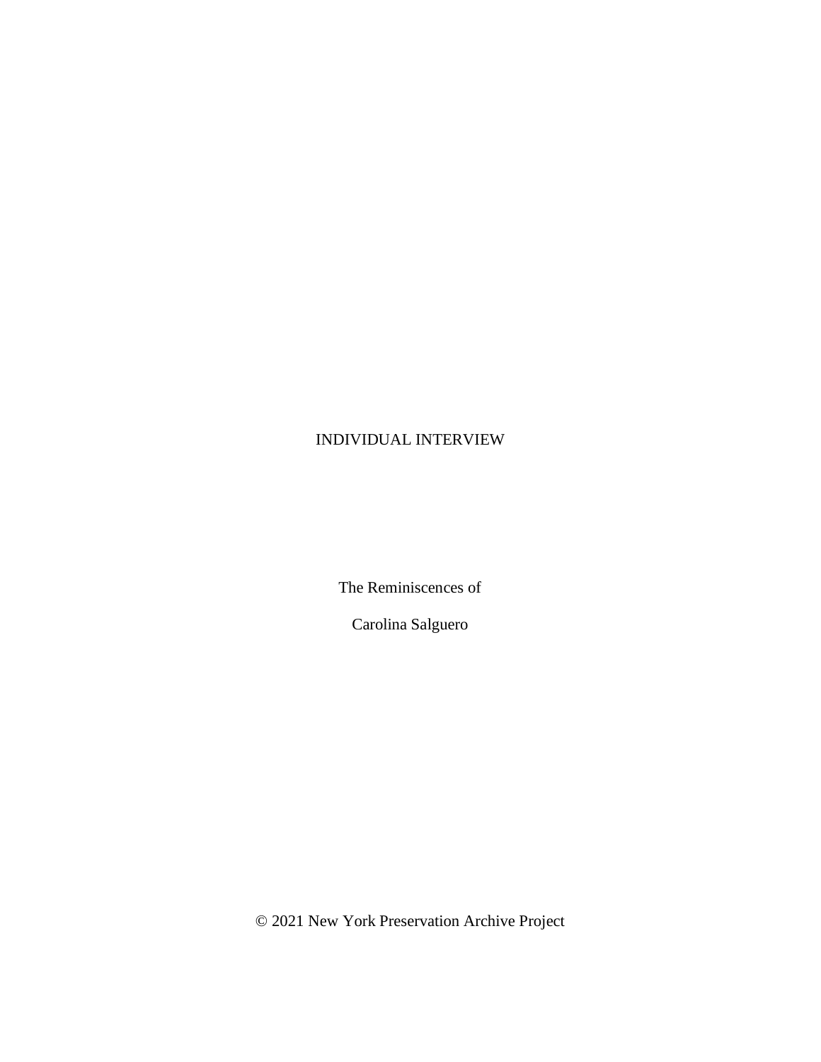INDIVIDUAL INTERVIEW

The Reminiscences of

Carolina Salguero

© 2021 New York Preservation Archive Project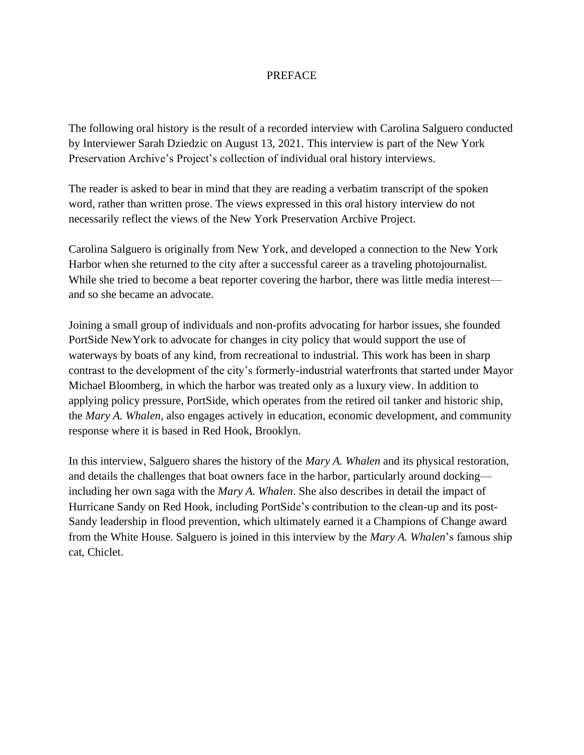# PREFACE

The following oral history is the result of a recorded interview with Carolina Salguero conducted by Interviewer Sarah Dziedzic on August 13, 2021. This interview is part of the New York Preservation Archive's Project's collection of individual oral history interviews.

The reader is asked to bear in mind that they are reading a verbatim transcript of the spoken word, rather than written prose. The views expressed in this oral history interview do not necessarily reflect the views of the New York Preservation Archive Project.

Carolina Salguero is originally from New York, and developed a connection to the New York Harbor when she returned to the city after a successful career as a traveling photojournalist. While she tried to become a beat reporter covering the harbor, there was little media interest—and so she became an advocate.

Joining a small group of individuals and non-profits advocating for harbor issues, she founded PortSide NewYork to advocate for changes in city policy that would support the use of waterways by boats of any kind, from recreational to industrial. This work has been in sharp contrast to the development of the city's formerly-industrial waterfronts that started under Mayor Michael Bloomberg, in which the harbor was treated only as a luxury view. In addition to applying policy pressure, PortSide, which operates from the retired oil tanker and historic ship, the *Mary A. Whalen*, also engages actively in education, economic development, and community response where it is based in Red Hook, Brooklyn.

In this interview, Salguero shares the history of the *Mary A. Whalen* and its physical restoration, and details the challenges that boat owners face in the harbor, particularly around docking—including her own saga with the *Mary A. Whalen*. She also describes in detail the impact of Hurricane Sandy on Red Hook, including PortSide's contribution to the clean-up and its post-Sandy leadership in flood prevention, which ultimately earned it a Champions of Change award from the White House. Salguero is joined in this interview by the *Mary A. Whalen*'s famous ship cat, Chiclet.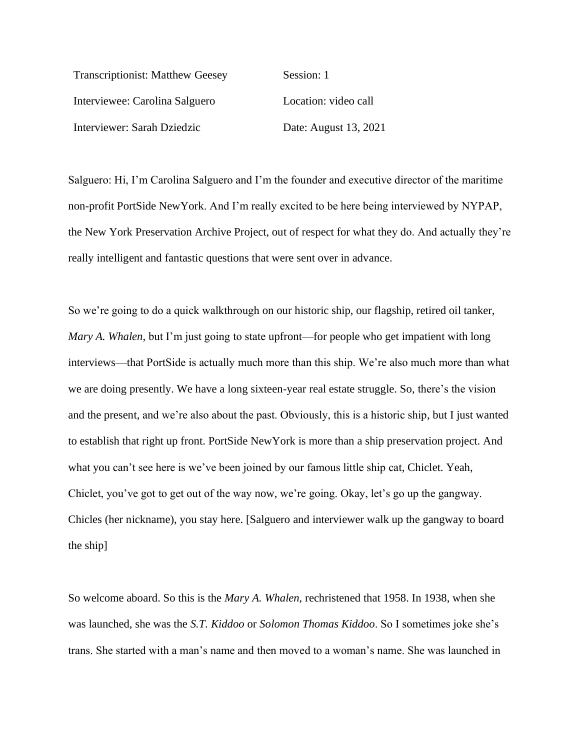| | |
|---|---|
| Transcriptionist: Matthew Geesey | Session: 1 |
| Interviewee: Carolina Salguero | Location: video call |
| Interviewer: Sarah Dziedzic | Date: August 13, 2021 |

Salguero: Hi, I'm Carolina Salguero and I'm the founder and executive director of the maritime non-profit PortSide NewYork. And I'm really excited to be here being interviewed by NYPAP, the New York Preservation Archive Project, out of respect for what they do. And actually they're really intelligent and fantastic questions that were sent over in advance.

So we're going to do a quick walkthrough on our historic ship, our flagship, retired oil tanker, *Mary A. Whalen*, but I'm just going to state upfront—for people who get impatient with long interviews—that PortSide is actually much more than this ship. We're also much more than what we are doing presently. We have a long sixteen-year real estate struggle. So, there's the vision and the present, and we're also about the past. Obviously, this is a historic ship, but I just wanted to establish that right up front. PortSide NewYork is more than a ship preservation project. And what you can't see here is we've been joined by our famous little ship cat, Chiclet. Yeah, Chiclet, you've got to get out of the way now, we're going. Okay, let's go up the gangway. Chicles (her nickname), you stay here. [Salguero and interviewer walk up the gangway to board the ship]

So welcome aboard. So this is the *Mary A. Whalen*, rechristened that 1958. In 1938, when she was launched, she was the *S.T. Kiddoo* or *Solomon Thomas Kiddoo*. So I sometimes joke she's trans. She started with a man's name and then moved to a woman's name. She was launched in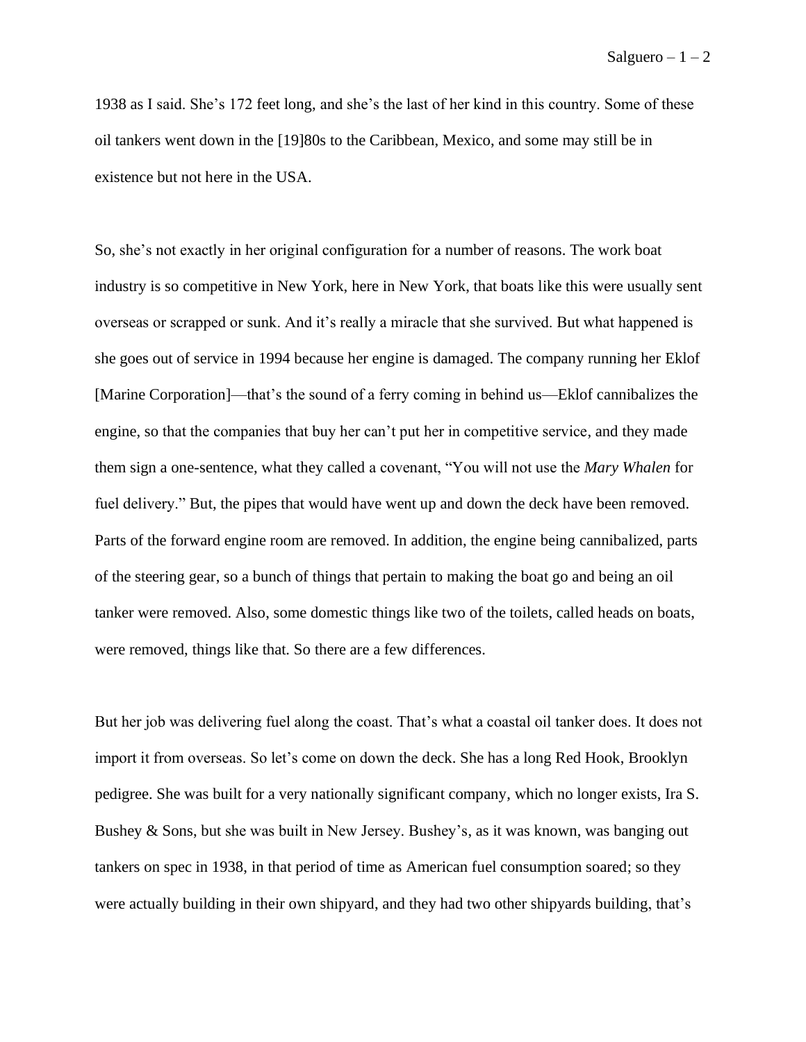1938 as I said. She's 172 feet long, and she's the last of her kind in this country. Some of these oil tankers went down in the [19]80s to the Caribbean, Mexico, and some may still be in existence but not here in the USA.

So, she's not exactly in her original configuration for a number of reasons. The work boat industry is so competitive in New York, here in New York, that boats like this were usually sent overseas or scrapped or sunk. And it's really a miracle that she survived. But what happened is she goes out of service in 1994 because her engine is damaged. The company running her Eklof [Marine Corporation]—that's the sound of a ferry coming in behind us—Eklof cannibalizes the engine, so that the companies that buy her can't put her in competitive service, and they made them sign a one-sentence, what they called a covenant, "You will not use the *Mary Whalen* for fuel delivery." But, the pipes that would have went up and down the deck have been removed. Parts of the forward engine room are removed. In addition, the engine being cannibalized, parts of the steering gear, so a bunch of things that pertain to making the boat go and being an oil tanker were removed. Also, some domestic things like two of the toilets, called heads on boats, were removed, things like that. So there are a few differences.

But her job was delivering fuel along the coast. That's what a coastal oil tanker does. It does not import it from overseas. So let's come on down the deck. She has a long Red Hook, Brooklyn pedigree. She was built for a very nationally significant company, which no longer exists, Ira S. Bushey & Sons, but she was built in New Jersey. Bushey's, as it was known, was banging out tankers on spec in 1938, in that period of time as American fuel consumption soared; so they were actually building in their own shipyard, and they had two other shipyards building, that's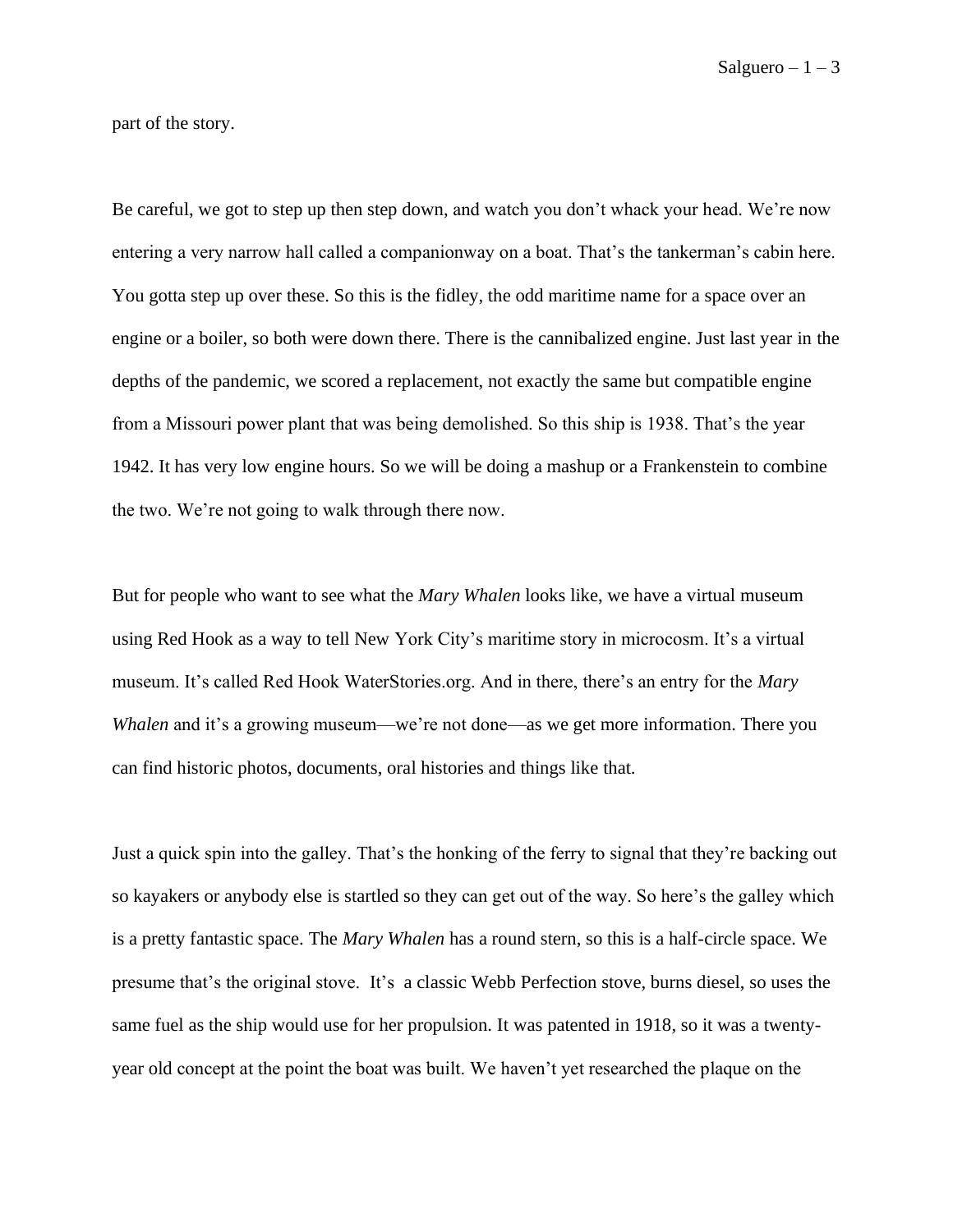part of the story.

Be careful, we got to step up then step down, and watch you don't whack your head. We're now entering a very narrow hall called a companionway on a boat. That's the tankerman's cabin here. You gotta step up over these. So this is the fidley, the odd maritime name for a space over an engine or a boiler, so both were down there. There is the cannibalized engine. Just last year in the depths of the pandemic, we scored a replacement, not exactly the same but compatible engine from a Missouri power plant that was being demolished. So this ship is 1938. That's the year 1942. It has very low engine hours. So we will be doing a mashup or a Frankenstein to combine the two. We're not going to walk through there now.

But for people who want to see what the *Mary Whalen* looks like, we have a virtual museum using Red Hook as a way to tell New York City's maritime story in microcosm. It's a virtual museum. It's called Red Hook WaterStories.org. And in there, there's an entry for the *Mary Whalen* and it's a growing museum—we're not done—as we get more information. There you can find historic photos, documents, oral histories and things like that.

Just a quick spin into the galley. That's the honking of the ferry to signal that they're backing out so kayakers or anybody else is startled so they can get out of the way. So here's the galley which is a pretty fantastic space. The *Mary Whalen* has a round stern, so this is a half-circle space. We presume that's the original stove. It's a classic Webb Perfection stove, burns diesel, so uses the same fuel as the ship would use for her propulsion. It was patented in 1918, so it was a twenty-year old concept at the point the boat was built. We haven't yet researched the plaque on the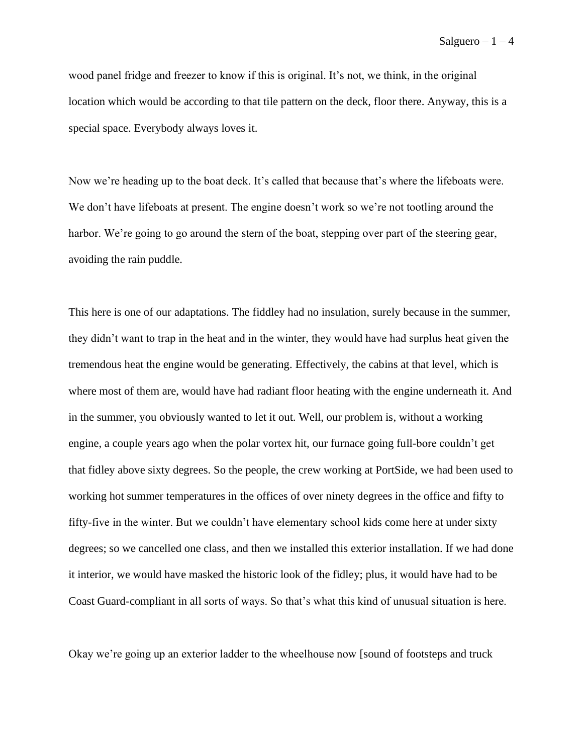wood panel fridge and freezer to know if this is original. It's not, we think, in the original location which would be according to that tile pattern on the deck, floor there. Anyway, this is a special space. Everybody always loves it.

Now we're heading up to the boat deck. It's called that because that's where the lifeboats were. We don't have lifeboats at present. The engine doesn't work so we're not tootling around the harbor. We're going to go around the stern of the boat, stepping over part of the steering gear, avoiding the rain puddle.

This here is one of our adaptations. The fiddley had no insulation, surely because in the summer, they didn't want to trap in the heat and in the winter, they would have had surplus heat given the tremendous heat the engine would be generating. Effectively, the cabins at that level, which is where most of them are, would have had radiant floor heating with the engine underneath it. And in the summer, you obviously wanted to let it out. Well, our problem is, without a working engine, a couple years ago when the polar vortex hit, our furnace going full-bore couldn't get that fidley above sixty degrees. So the people, the crew working at PortSide, we had been used to working hot summer temperatures in the offices of over ninety degrees in the office and fifty to fifty-five in the winter. But we couldn't have elementary school kids come here at under sixty degrees; so we cancelled one class, and then we installed this exterior installation. If we had done it interior, we would have masked the historic look of the fidley; plus, it would have had to be Coast Guard-compliant in all sorts of ways. So that's what this kind of unusual situation is here.

Okay we're going up an exterior ladder to the wheelhouse now [sound of footsteps and truck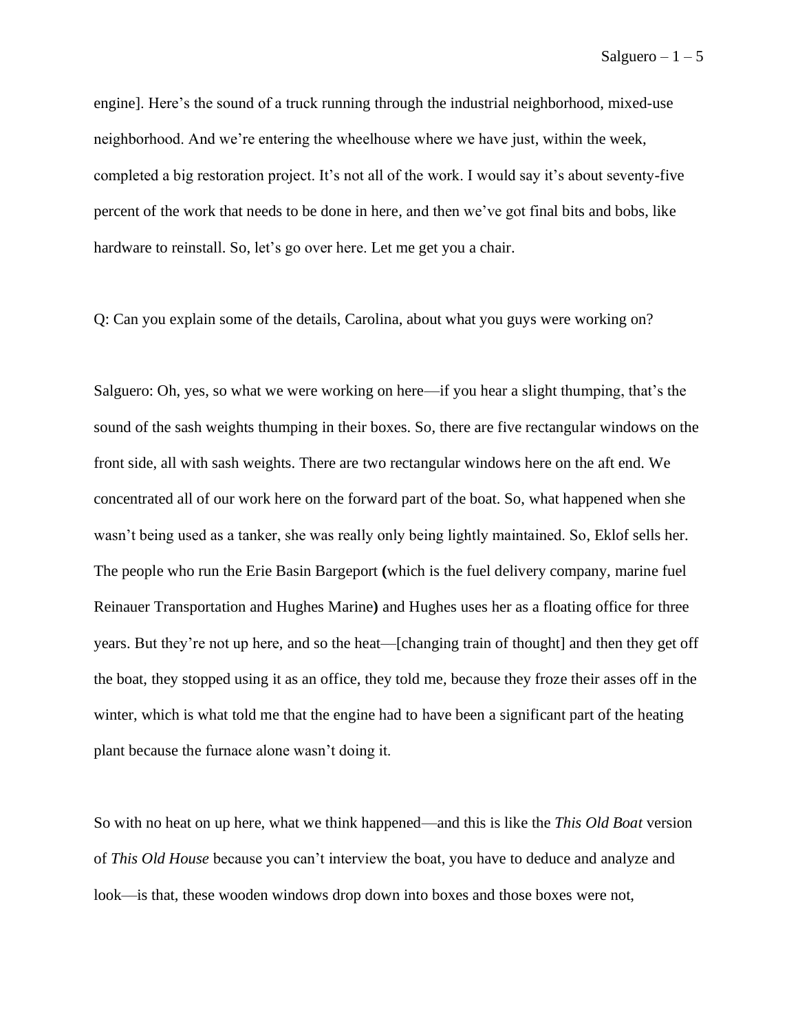engine]. Here's the sound of a truck running through the industrial neighborhood, mixed-use neighborhood. And we're entering the wheelhouse where we have just, within the week, completed a big restoration project. It's not all of the work. I would say it's about seventy-five percent of the work that needs to be done in here, and then we've got final bits and bobs, like hardware to reinstall. So, let's go over here. Let me get you a chair.

Q: Can you explain some of the details, Carolina, about what you guys were working on?

Salguero: Oh, yes, so what we were working on here—if you hear a slight thumping, that's the sound of the sash weights thumping in their boxes. So, there are five rectangular windows on the front side, all with sash weights. There are two rectangular windows here on the aft end. We concentrated all of our work here on the forward part of the boat. So, what happened when she wasn't being used as a tanker, she was really only being lightly maintained. So, Eklof sells her. The people who run the Erie Basin Bargeport **(**which is the fuel delivery company, marine fuel Reinauer Transportation and Hughes Marine**)** and Hughes uses her as a floating office for three years. But they're not up here, and so the heat—[changing train of thought] and then they get off the boat, they stopped using it as an office, they told me, because they froze their asses off in the winter, which is what told me that the engine had to have been a significant part of the heating plant because the furnace alone wasn't doing it.

So with no heat on up here, what we think happened—and this is like the *This Old Boat* version of *This Old House* because you can't interview the boat, you have to deduce and analyze and look—is that, these wooden windows drop down into boxes and those boxes were not,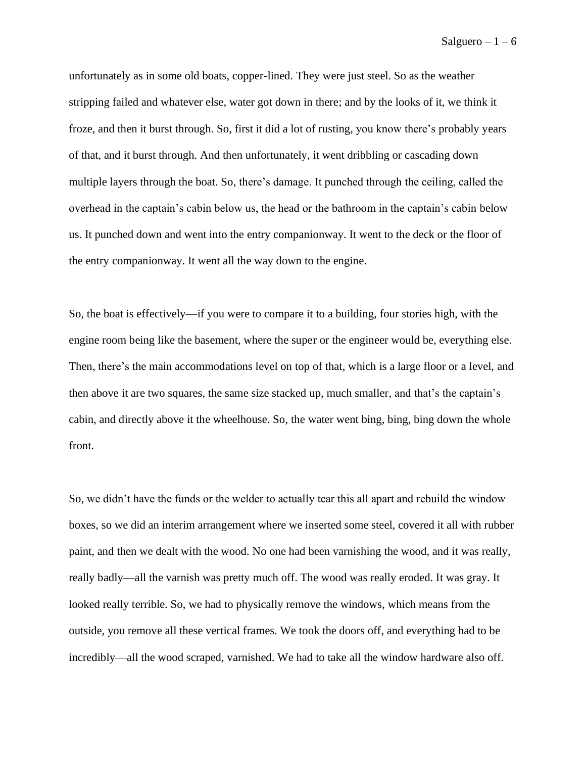unfortunately as in some old boats, copper-lined. They were just steel. So as the weather stripping failed and whatever else, water got down in there; and by the looks of it, we think it froze, and then it burst through. So, first it did a lot of rusting, you know there's probably years of that, and it burst through. And then unfortunately, it went dribbling or cascading down multiple layers through the boat. So, there's damage. It punched through the ceiling, called the overhead in the captain's cabin below us, the head or the bathroom in the captain's cabin below us. It punched down and went into the entry companionway. It went to the deck or the floor of the entry companionway. It went all the way down to the engine.

So, the boat is effectively—if you were to compare it to a building, four stories high, with the engine room being like the basement, where the super or the engineer would be, everything else. Then, there's the main accommodations level on top of that, which is a large floor or a level, and then above it are two squares, the same size stacked up, much smaller, and that's the captain's cabin, and directly above it the wheelhouse. So, the water went bing, bing, bing down the whole front.

So, we didn't have the funds or the welder to actually tear this all apart and rebuild the window boxes, so we did an interim arrangement where we inserted some steel, covered it all with rubber paint, and then we dealt with the wood. No one had been varnishing the wood, and it was really, really badly—all the varnish was pretty much off. The wood was really eroded. It was gray. It looked really terrible. So, we had to physically remove the windows, which means from the outside, you remove all these vertical frames. We took the doors off, and everything had to be incredibly—all the wood scraped, varnished. We had to take all the window hardware also off.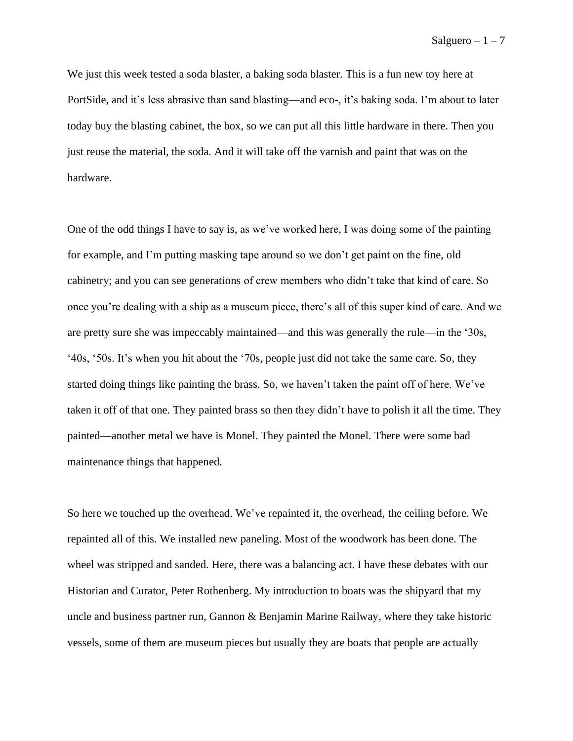We just this week tested a soda blaster, a baking soda blaster. This is a fun new toy here at PortSide, and it's less abrasive than sand blasting—and eco-, it's baking soda. I'm about to later today buy the blasting cabinet, the box, so we can put all this little hardware in there. Then you just reuse the material, the soda. And it will take off the varnish and paint that was on the hardware.

One of the odd things I have to say is, as we've worked here, I was doing some of the painting for example, and I'm putting masking tape around so we don't get paint on the fine, old cabinetry; and you can see generations of crew members who didn't take that kind of care. So once you're dealing with a ship as a museum piece, there's all of this super kind of care. And we are pretty sure she was impeccably maintained—and this was generally the rule—in the '30s, '40s, '50s. It's when you hit about the '70s, people just did not take the same care. So, they started doing things like painting the brass. So, we haven't taken the paint off of here. We've taken it off of that one. They painted brass so then they didn't have to polish it all the time. They painted—another metal we have is Monel. They painted the Monel. There were some bad maintenance things that happened.

So here we touched up the overhead. We've repainted it, the overhead, the ceiling before. We repainted all of this. We installed new paneling. Most of the woodwork has been done. The wheel was stripped and sanded. Here, there was a balancing act. I have these debates with our Historian and Curator, Peter Rothenberg. My introduction to boats was the shipyard that my uncle and business partner run, Gannon & Benjamin Marine Railway, where they take historic vessels, some of them are museum pieces but usually they are boats that people are actually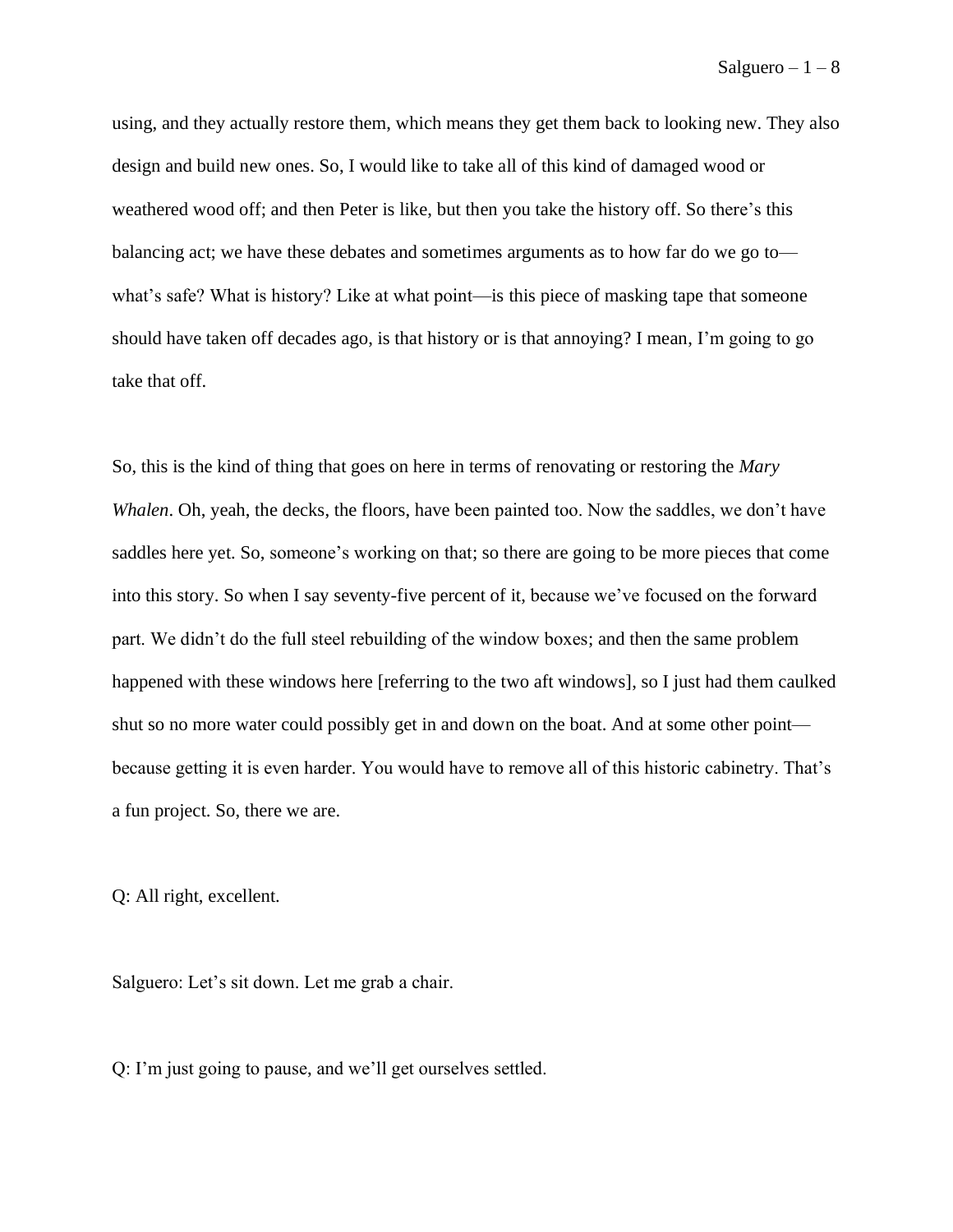using, and they actually restore them, which means they get them back to looking new. They also design and build new ones. So, I would like to take all of this kind of damaged wood or weathered wood off; and then Peter is like, but then you take the history off. So there's this balancing act; we have these debates and sometimes arguments as to how far do we go to—what's safe? What is history? Like at what point—is this piece of masking tape that someone should have taken off decades ago, is that history or is that annoying? I mean, I'm going to go take that off.

So, this is the kind of thing that goes on here in terms of renovating or restoring the *Mary Whalen*. Oh, yeah, the decks, the floors, have been painted too. Now the saddles, we don't have saddles here yet. So, someone's working on that; so there are going to be more pieces that come into this story. So when I say seventy-five percent of it, because we've focused on the forward part. We didn't do the full steel rebuilding of the window boxes; and then the same problem happened with these windows here [referring to the two aft windows], so I just had them caulked shut so no more water could possibly get in and down on the boat. And at some other point—because getting it is even harder. You would have to remove all of this historic cabinetry. That's a fun project. So, there we are.

Q: All right, excellent.

Salguero: Let's sit down. Let me grab a chair.

Q: I'm just going to pause, and we'll get ourselves settled.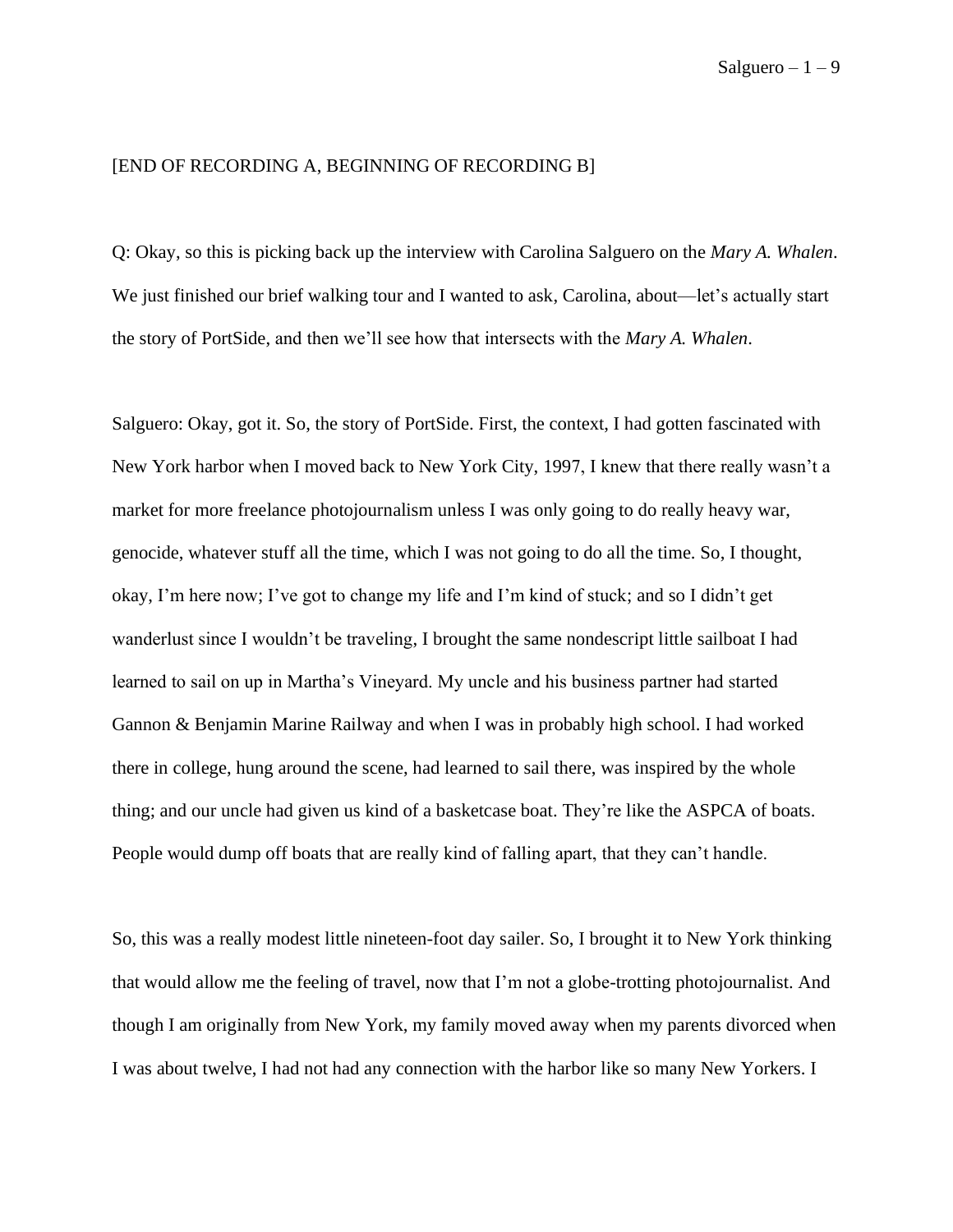[END OF RECORDING A, BEGINNING OF RECORDING B]

Q: Okay, so this is picking back up the interview with Carolina Salguero on the *Mary A. Whalen*. We just finished our brief walking tour and I wanted to ask, Carolina, about—let's actually start the story of PortSide, and then we'll see how that intersects with the *Mary A. Whalen*.

Salguero: Okay, got it. So, the story of PortSide. First, the context, I had gotten fascinated with New York harbor when I moved back to New York City, 1997, I knew that there really wasn't a market for more freelance photojournalism unless I was only going to do really heavy war, genocide, whatever stuff all the time, which I was not going to do all the time. So, I thought, okay, I'm here now; I've got to change my life and I'm kind of stuck; and so I didn't get wanderlust since I wouldn't be traveling, I brought the same nondescript little sailboat I had learned to sail on up in Martha's Vineyard. My uncle and his business partner had started Gannon & Benjamin Marine Railway and when I was in probably high school. I had worked there in college, hung around the scene, had learned to sail there, was inspired by the whole thing; and our uncle had given us kind of a basketcase boat. They're like the ASPCA of boats. People would dump off boats that are really kind of falling apart, that they can't handle.

So, this was a really modest little nineteen-foot day sailer. So, I brought it to New York thinking that would allow me the feeling of travel, now that I'm not a globe-trotting photojournalist. And though I am originally from New York, my family moved away when my parents divorced when I was about twelve, I had not had any connection with the harbor like so many New Yorkers. I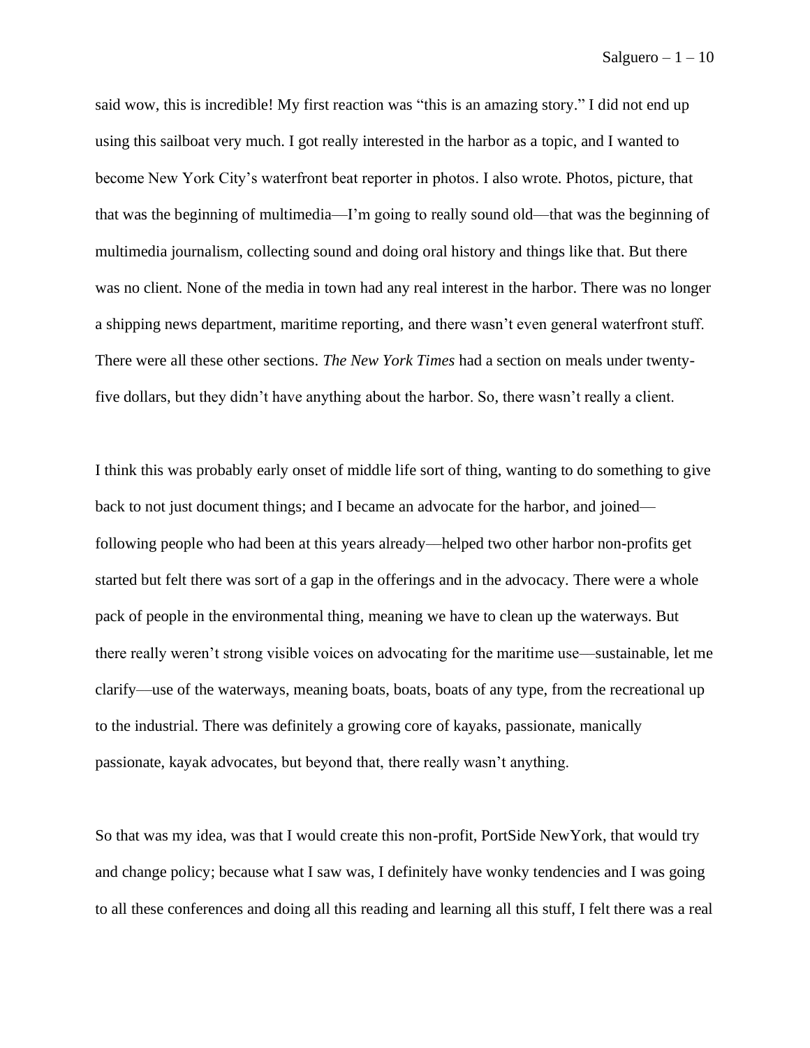said wow, this is incredible! My first reaction was "this is an amazing story." I did not end up using this sailboat very much. I got really interested in the harbor as a topic, and I wanted to become New York City's waterfront beat reporter in photos. I also wrote. Photos, picture, that that was the beginning of multimedia—I'm going to really sound old—that was the beginning of multimedia journalism, collecting sound and doing oral history and things like that. But there was no client. None of the media in town had any real interest in the harbor. There was no longer a shipping news department, maritime reporting, and there wasn't even general waterfront stuff. There were all these other sections. *The New York Times* had a section on meals under twenty-five dollars, but they didn't have anything about the harbor. So, there wasn't really a client.

I think this was probably early onset of middle life sort of thing, wanting to do something to give back to not just document things; and I became an advocate for the harbor, and joined—following people who had been at this years already—helped two other harbor non-profits get started but felt there was sort of a gap in the offerings and in the advocacy. There were a whole pack of people in the environmental thing, meaning we have to clean up the waterways. But there really weren't strong visible voices on advocating for the maritime use—sustainable, let me clarify—use of the waterways, meaning boats, boats, boats of any type, from the recreational up to the industrial. There was definitely a growing core of kayaks, passionate, manically passionate, kayak advocates, but beyond that, there really wasn't anything.

So that was my idea, was that I would create this non-profit, PortSide NewYork, that would try and change policy; because what I saw was, I definitely have wonky tendencies and I was going to all these conferences and doing all this reading and learning all this stuff, I felt there was a real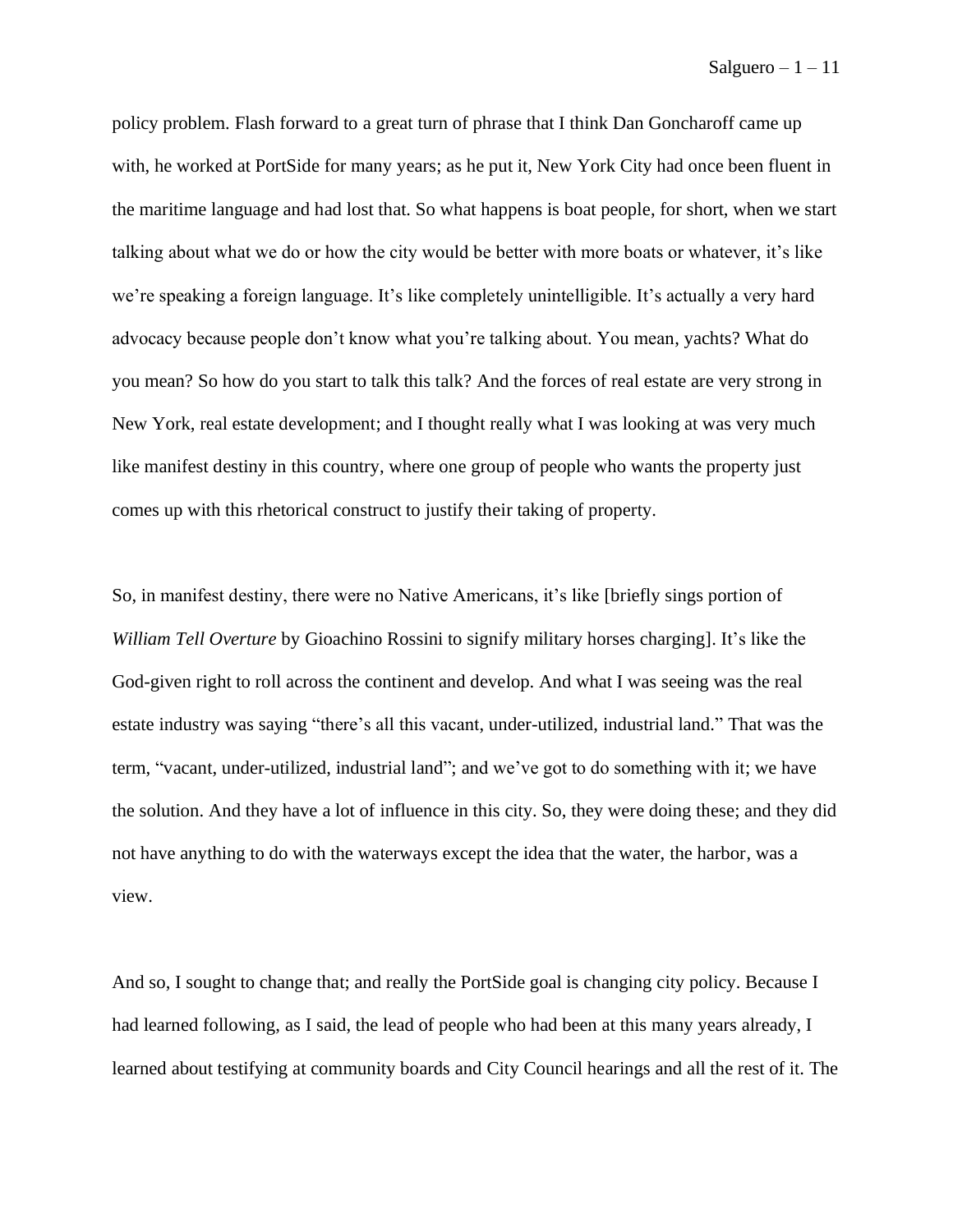policy problem. Flash forward to a great turn of phrase that I think Dan Goncharoff came up with, he worked at PortSide for many years; as he put it, New York City had once been fluent in the maritime language and had lost that. So what happens is boat people, for short, when we start talking about what we do or how the city would be better with more boats or whatever, it's like we're speaking a foreign language. It's like completely unintelligible. It's actually a very hard advocacy because people don't know what you're talking about. You mean, yachts? What do you mean? So how do you start to talk this talk? And the forces of real estate are very strong in New York, real estate development; and I thought really what I was looking at was very much like manifest destiny in this country, where one group of people who wants the property just comes up with this rhetorical construct to justify their taking of property.

So, in manifest destiny, there were no Native Americans, it's like [briefly sings portion of *William Tell Overture* by Gioachino Rossini to signify military horses charging]. It's like the God-given right to roll across the continent and develop. And what I was seeing was the real estate industry was saying "there's all this vacant, under-utilized, industrial land." That was the term, "vacant, under-utilized, industrial land"; and we've got to do something with it; we have the solution. And they have a lot of influence in this city. So, they were doing these; and they did not have anything to do with the waterways except the idea that the water, the harbor, was a view.

And so, I sought to change that; and really the PortSide goal is changing city policy. Because I had learned following, as I said, the lead of people who had been at this many years already, I learned about testifying at community boards and City Council hearings and all the rest of it. The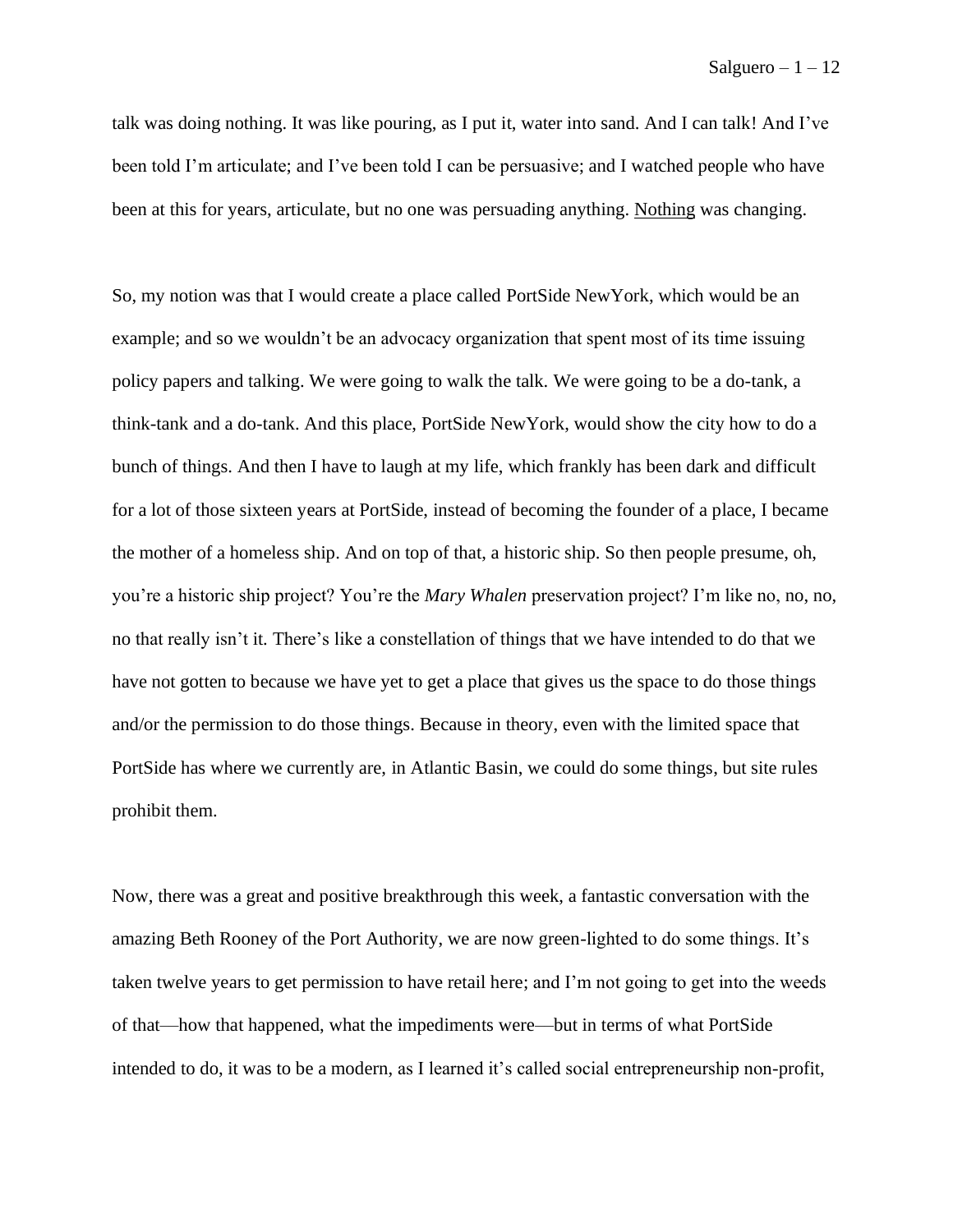talk was doing nothing. It was like pouring, as I put it, water into sand. And I can talk! And I've been told I'm articulate; and I've been told I can be persuasive; and I watched people who have been at this for years, articulate, but no one was persuading anything. <u>Nothing</u> was changing.

So, my notion was that I would create a place called PortSide NewYork, which would be an example; and so we wouldn't be an advocacy organization that spent most of its time issuing policy papers and talking. We were going to walk the talk. We were going to be a do-tank, a think-tank and a do-tank. And this place, PortSide NewYork, would show the city how to do a bunch of things. And then I have to laugh at my life, which frankly has been dark and difficult for a lot of those sixteen years at PortSide, instead of becoming the founder of a place, I became the mother of a homeless ship. And on top of that, a historic ship. So then people presume, oh, you're a historic ship project? You're the *Mary Whalen* preservation project? I'm like no, no, no, no that really isn't it. There's like a constellation of things that we have intended to do that we have not gotten to because we have yet to get a place that gives us the space to do those things and/or the permission to do those things. Because in theory, even with the limited space that PortSide has where we currently are, in Atlantic Basin, we could do some things, but site rules prohibit them.

Now, there was a great and positive breakthrough this week, a fantastic conversation with the amazing Beth Rooney of the Port Authority, we are now green-lighted to do some things. It's taken twelve years to get permission to have retail here; and I'm not going to get into the weeds of that—how that happened, what the impediments were—but in terms of what PortSide intended to do, it was to be a modern, as I learned it's called social entrepreneurship non-profit,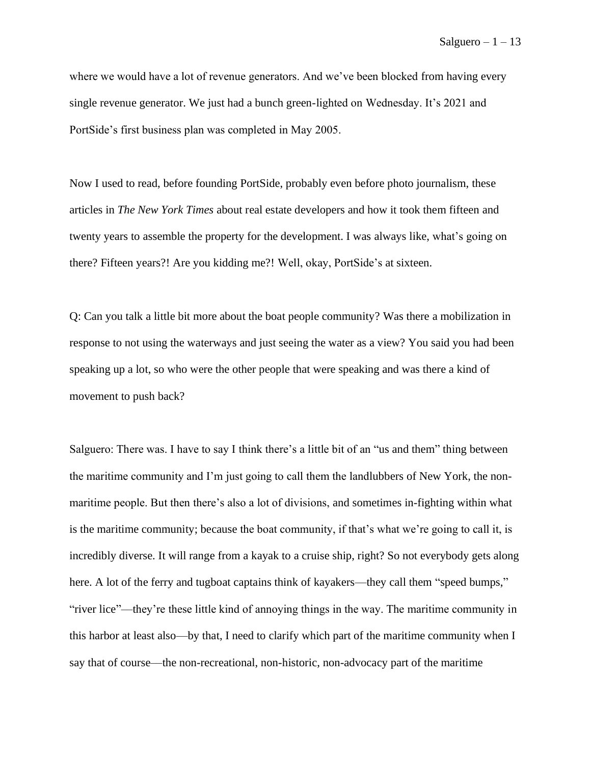where we would have a lot of revenue generators. And we've been blocked from having every single revenue generator. We just had a bunch green-lighted on Wednesday. It's 2021 and PortSide's first business plan was completed in May 2005.

Now I used to read, before founding PortSide, probably even before photo journalism, these articles in *The New York Times* about real estate developers and how it took them fifteen and twenty years to assemble the property for the development. I was always like, what's going on there? Fifteen years?! Are you kidding me?! Well, okay, PortSide's at sixteen.

Q: Can you talk a little bit more about the boat people community? Was there a mobilization in response to not using the waterways and just seeing the water as a view? You said you had been speaking up a lot, so who were the other people that were speaking and was there a kind of movement to push back?

Salguero: There was. I have to say I think there's a little bit of an "us and them" thing between the maritime community and I'm just going to call them the landlubbers of New York, the non-maritime people. But then there's also a lot of divisions, and sometimes in-fighting within what is the maritime community; because the boat community, if that's what we're going to call it, is incredibly diverse. It will range from a kayak to a cruise ship, right? So not everybody gets along here. A lot of the ferry and tugboat captains think of kayakers—they call them "speed bumps," "river lice"—they're these little kind of annoying things in the way. The maritime community in this harbor at least also—by that, I need to clarify which part of the maritime community when I say that of course—the non-recreational, non-historic, non-advocacy part of the maritime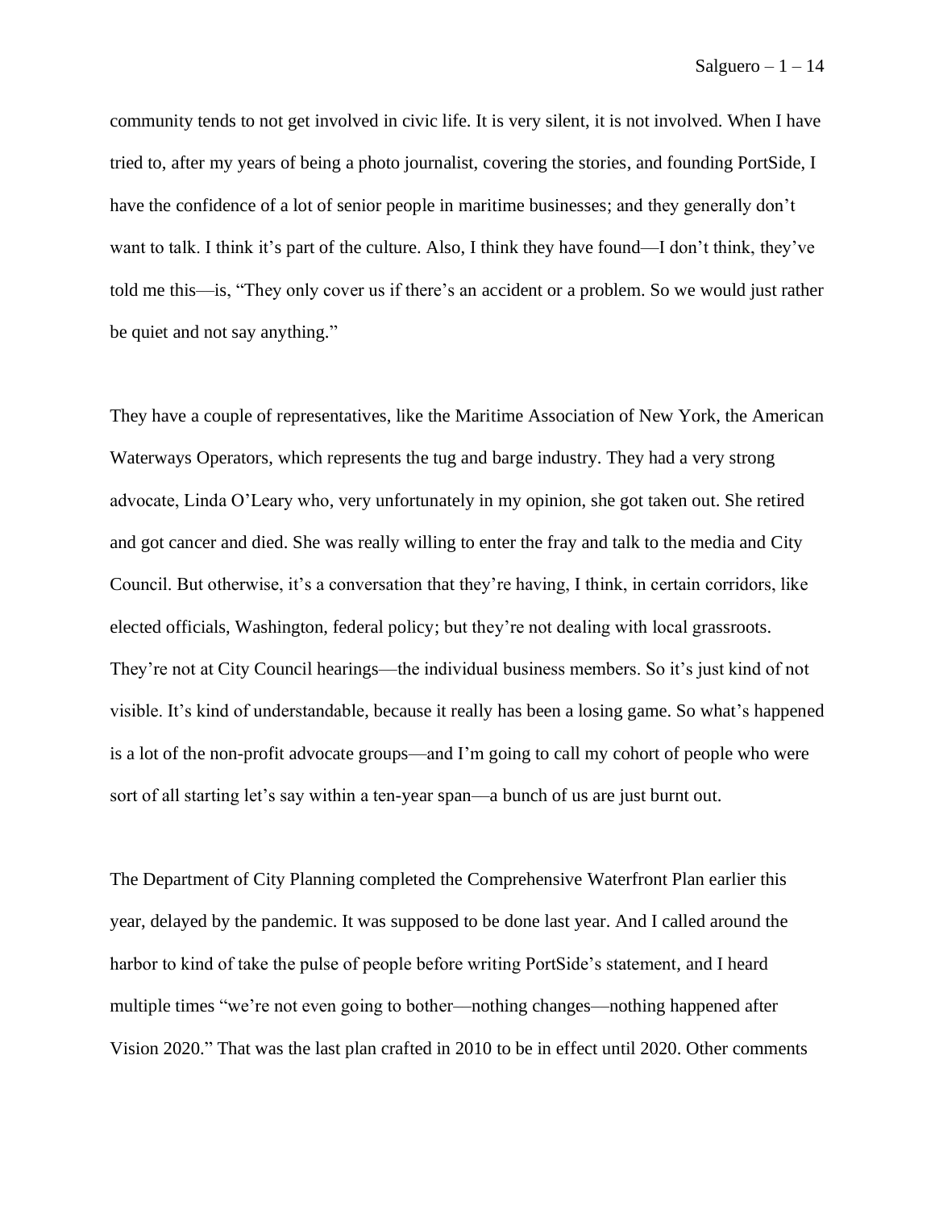community tends to not get involved in civic life. It is very silent, it is not involved. When I have tried to, after my years of being a photo journalist, covering the stories, and founding PortSide, I have the confidence of a lot of senior people in maritime businesses; and they generally don't want to talk. I think it's part of the culture. Also, I think they have found—I don't think, they've told me this—is, "They only cover us if there's an accident or a problem. So we would just rather be quiet and not say anything."

They have a couple of representatives, like the Maritime Association of New York, the American Waterways Operators, which represents the tug and barge industry. They had a very strong advocate, Linda O'Leary who, very unfortunately in my opinion, she got taken out. She retired and got cancer and died. She was really willing to enter the fray and talk to the media and City Council. But otherwise, it's a conversation that they're having, I think, in certain corridors, like elected officials, Washington, federal policy; but they're not dealing with local grassroots. They're not at City Council hearings—the individual business members. So it's just kind of not visible. It's kind of understandable, because it really has been a losing game. So what's happened is a lot of the non-profit advocate groups—and I'm going to call my cohort of people who were sort of all starting let's say within a ten-year span—a bunch of us are just burnt out.

The Department of City Planning completed the Comprehensive Waterfront Plan earlier this year, delayed by the pandemic. It was supposed to be done last year. And I called around the harbor to kind of take the pulse of people before writing PortSide's statement, and I heard multiple times "we're not even going to bother—nothing changes—nothing happened after Vision 2020." That was the last plan crafted in 2010 to be in effect until 2020. Other comments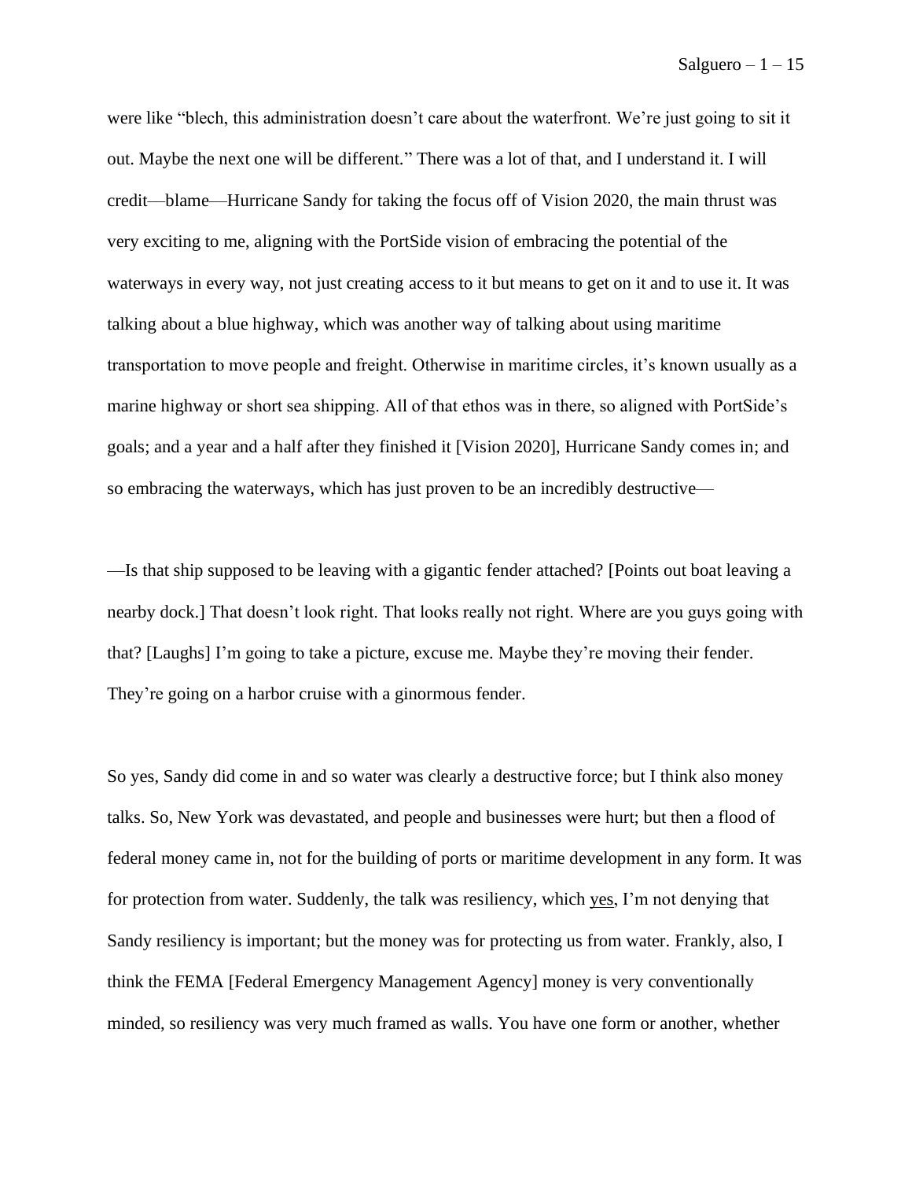were like "blech, this administration doesn't care about the waterfront. We're just going to sit it out. Maybe the next one will be different." There was a lot of that, and I understand it. I will credit—blame—Hurricane Sandy for taking the focus off of Vision 2020, the main thrust was very exciting to me, aligning with the PortSide vision of embracing the potential of the waterways in every way, not just creating access to it but means to get on it and to use it. It was talking about a blue highway, which was another way of talking about using maritime transportation to move people and freight. Otherwise in maritime circles, it's known usually as a marine highway or short sea shipping. All of that ethos was in there, so aligned with PortSide's goals; and a year and a half after they finished it [Vision 2020], Hurricane Sandy comes in; and so embracing the waterways, which has just proven to be an incredibly destructive—

—Is that ship supposed to be leaving with a gigantic fender attached? [Points out boat leaving a nearby dock.] That doesn't look right. That looks really not right. Where are you guys going with that? [Laughs] I'm going to take a picture, excuse me. Maybe they're moving their fender. They're going on a harbor cruise with a ginormous fender.

So yes, Sandy did come in and so water was clearly a destructive force; but I think also money talks. So, New York was devastated, and people and businesses were hurt; but then a flood of federal money came in, not for the building of ports or maritime development in any form. It was for protection from water. Suddenly, the talk was resiliency, which <u>yes</u>, I'm not denying that Sandy resiliency is important; but the money was for protecting us from water. Frankly, also, I think the FEMA [Federal Emergency Management Agency] money is very conventionally minded, so resiliency was very much framed as walls. You have one form or another, whether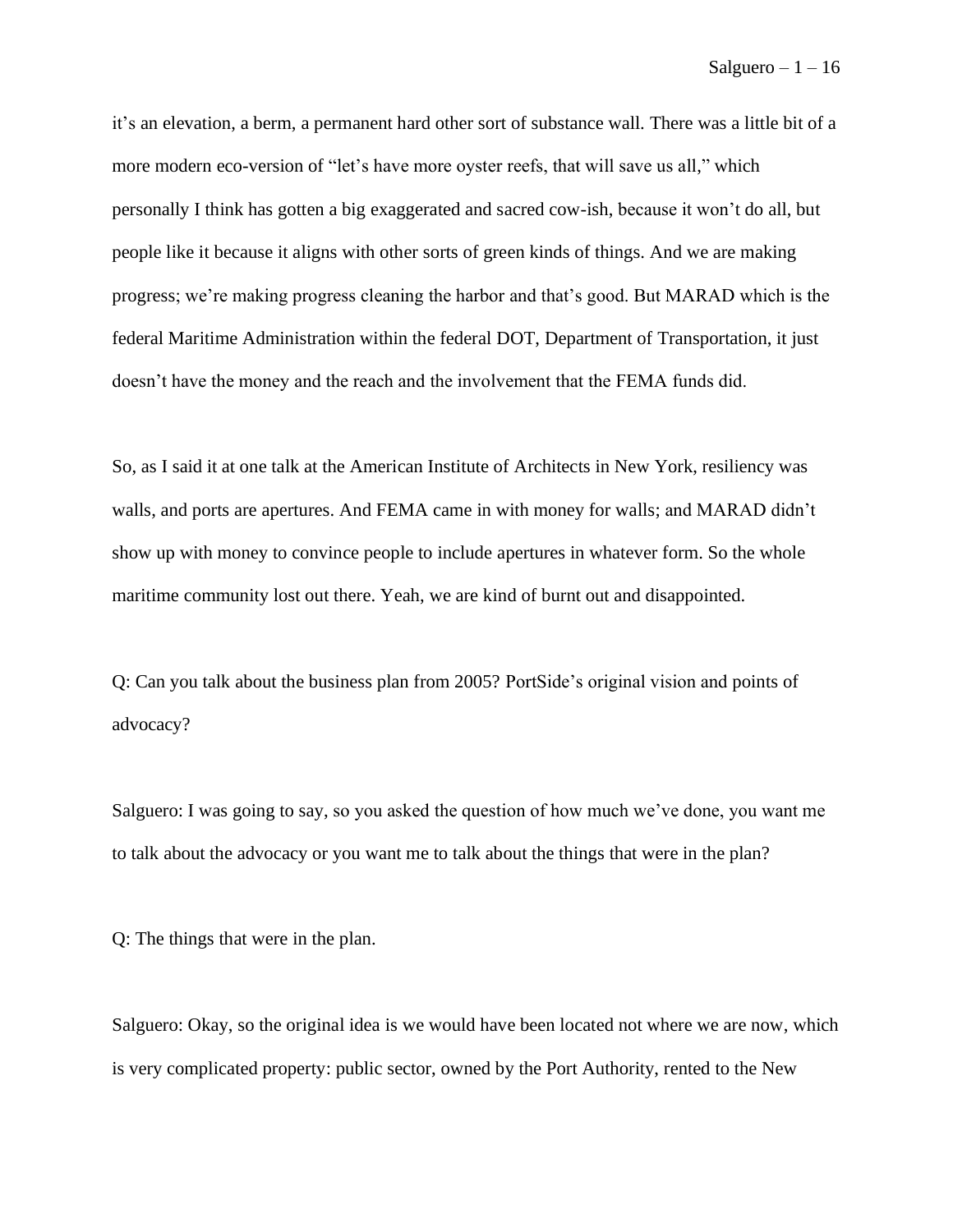it's an elevation, a berm, a permanent hard other sort of substance wall. There was a little bit of a more modern eco-version of "let's have more oyster reefs, that will save us all," which personally I think has gotten a big exaggerated and sacred cow-ish, because it won't do all, but people like it because it aligns with other sorts of green kinds of things. And we are making progress; we're making progress cleaning the harbor and that's good. But MARAD which is the federal Maritime Administration within the federal DOT, Department of Transportation, it just doesn't have the money and the reach and the involvement that the FEMA funds did.

So, as I said it at one talk at the American Institute of Architects in New York, resiliency was walls, and ports are apertures. And FEMA came in with money for walls; and MARAD didn't show up with money to convince people to include apertures in whatever form. So the whole maritime community lost out there. Yeah, we are kind of burnt out and disappointed.

Q: Can you talk about the business plan from 2005? PortSide's original vision and points of advocacy?

Salguero: I was going to say, so you asked the question of how much we've done, you want me to talk about the advocacy or you want me to talk about the things that were in the plan?

Q: The things that were in the plan.

Salguero: Okay, so the original idea is we would have been located not where we are now, which is very complicated property: public sector, owned by the Port Authority, rented to the New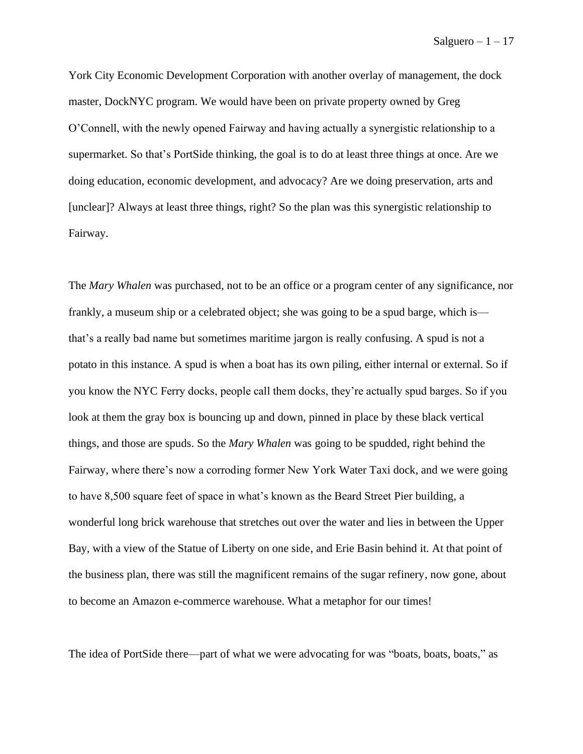York City Economic Development Corporation with another overlay of management, the dock master, DockNYC program. We would have been on private property owned by Greg O'Connell, with the newly opened Fairway and having actually a synergistic relationship to a supermarket. So that's PortSide thinking, the goal is to do at least three things at once. Are we doing education, economic development, and advocacy? Are we doing preservation, arts and [unclear]? Always at least three things, right? So the plan was this synergistic relationship to Fairway.

The *Mary Whalen* was purchased, not to be an office or a program center of any significance, nor frankly, a museum ship or a celebrated object; she was going to be a spud barge, which is—that's a really bad name but sometimes maritime jargon is really confusing. A spud is not a potato in this instance. A spud is when a boat has its own piling, either internal or external. So if you know the NYC Ferry docks, people call them docks, they're actually spud barges. So if you look at them the gray box is bouncing up and down, pinned in place by these black vertical things, and those are spuds. So the *Mary Whalen* was going to be spudded, right behind the Fairway, where there's now a corroding former New York Water Taxi dock, and we were going to have 8,500 square feet of space in what's known as the Beard Street Pier building, a wonderful long brick warehouse that stretches out over the water and lies in between the Upper Bay, with a view of the Statue of Liberty on one side, and Erie Basin behind it. At that point of the business plan, there was still the magnificent remains of the sugar refinery, now gone, about to become an Amazon e-commerce warehouse. What a metaphor for our times!

The idea of PortSide there—part of what we were advocating for was "boats, boats, boats," as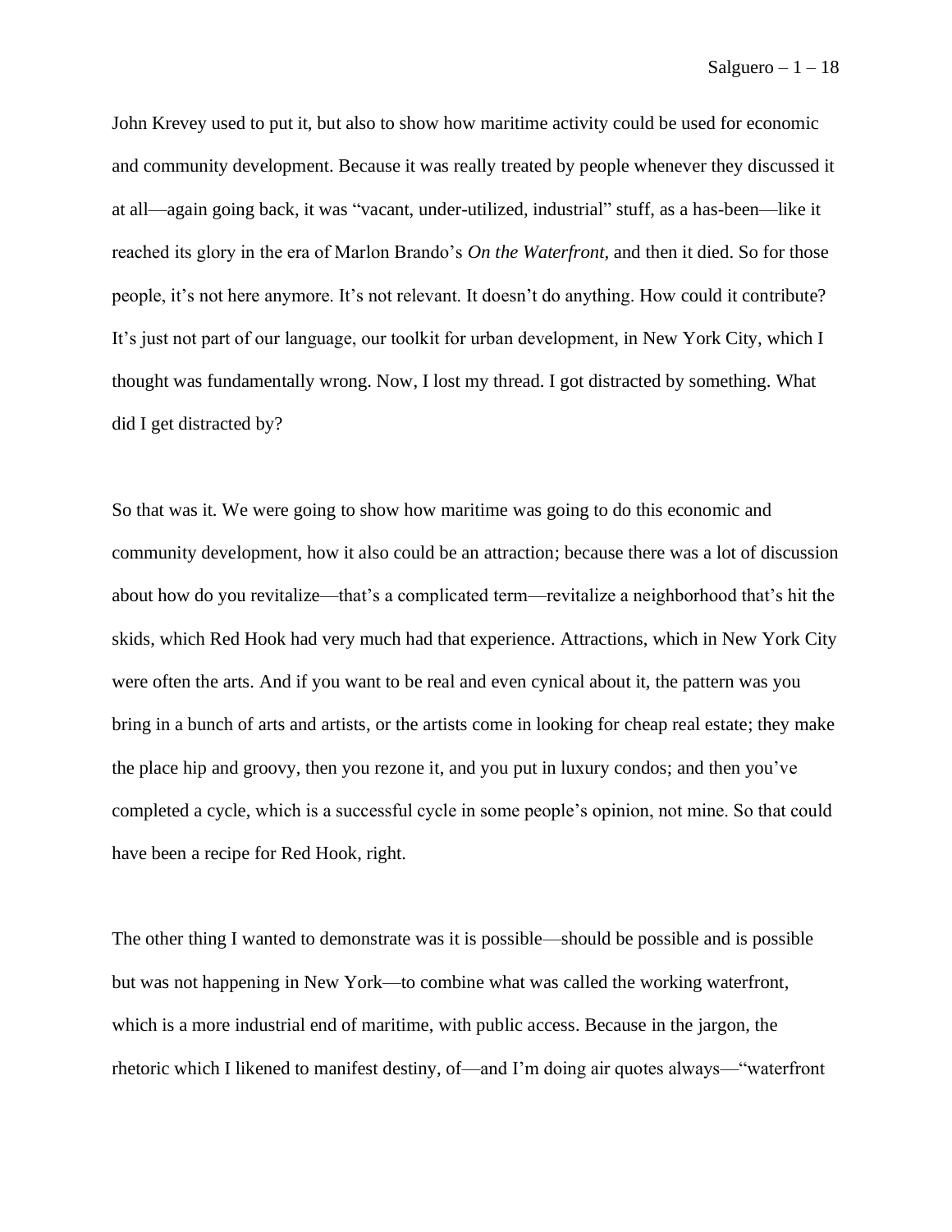John Krevey used to put it, but also to show how maritime activity could be used for economic and community development. Because it was really treated by people whenever they discussed it at all—again going back, it was "vacant, under-utilized, industrial" stuff, as a has-been—like it reached its glory in the era of Marlon Brando's *On the Waterfront,* and then it died. So for those people, it's not here anymore. It's not relevant. It doesn't do anything. How could it contribute? It's just not part of our language, our toolkit for urban development, in New York City, which I thought was fundamentally wrong. Now, I lost my thread. I got distracted by something. What did I get distracted by?

So that was it. We were going to show how maritime was going to do this economic and community development, how it also could be an attraction; because there was a lot of discussion about how do you revitalize—that's a complicated term—revitalize a neighborhood that's hit the skids, which Red Hook had very much had that experience. Attractions, which in New York City were often the arts. And if you want to be real and even cynical about it, the pattern was you bring in a bunch of arts and artists, or the artists come in looking for cheap real estate; they make the place hip and groovy, then you rezone it, and you put in luxury condos; and then you've completed a cycle, which is a successful cycle in some people's opinion, not mine. So that could have been a recipe for Red Hook, right.

The other thing I wanted to demonstrate was it is possible—should be possible and is possible but was not happening in New York—to combine what was called the working waterfront, which is a more industrial end of maritime, with public access. Because in the jargon, the rhetoric which I likened to manifest destiny, of—and I'm doing air quotes always—"waterfront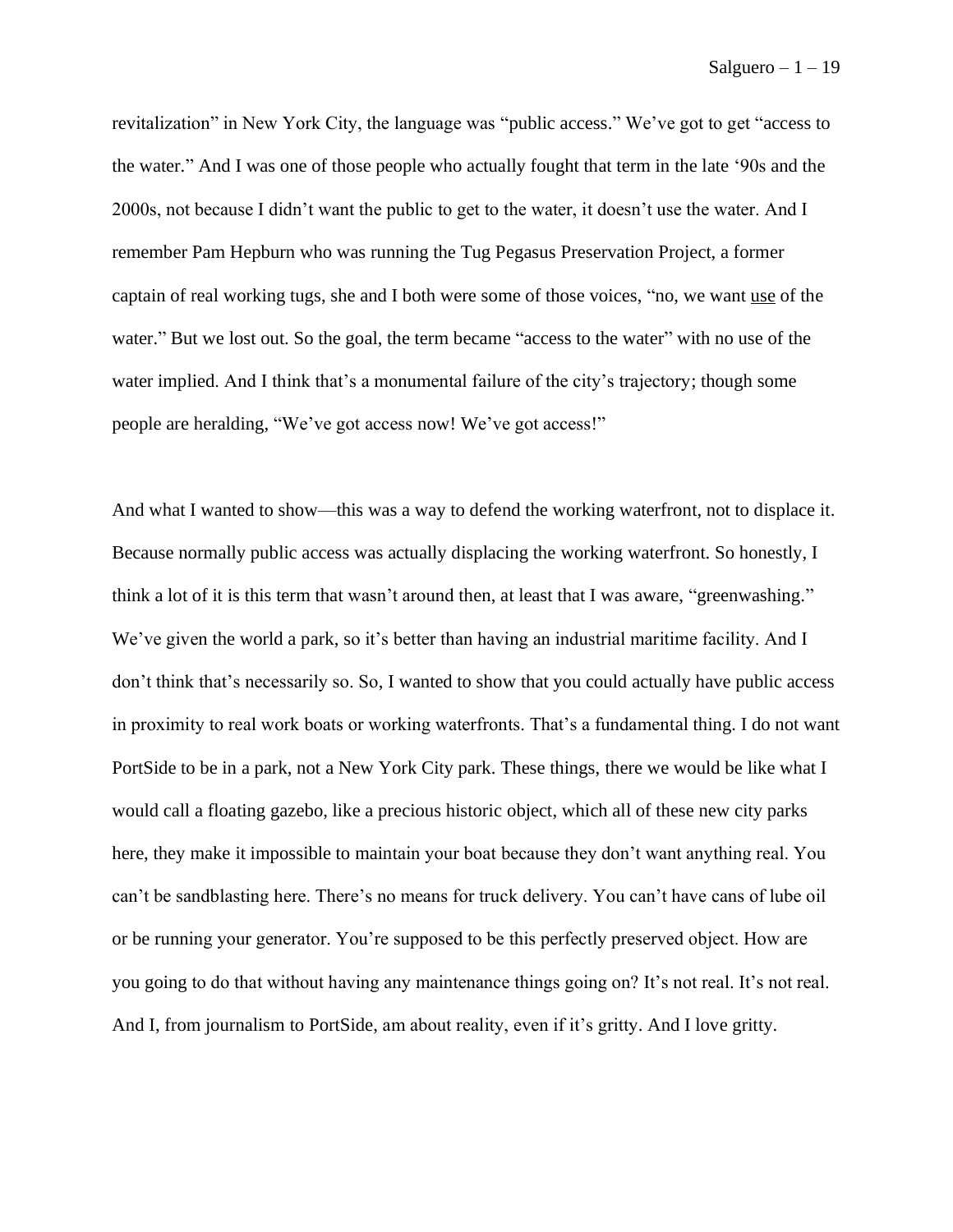revitalization" in New York City, the language was "public access." We've got to get "access to the water." And I was one of those people who actually fought that term in the late '90s and the 2000s, not because I didn't want the public to get to the water, it doesn't use the water. And I remember Pam Hepburn who was running the Tug Pegasus Preservation Project, a former captain of real working tugs, she and I both were some of those voices, "no, we want <u>use</u> of the water." But we lost out. So the goal, the term became "access to the water" with no use of the water implied. And I think that's a monumental failure of the city's trajectory; though some people are heralding, "We've got access now! We've got access!"

And what I wanted to show—this was a way to defend the working waterfront, not to displace it. Because normally public access was actually displacing the working waterfront. So honestly, I think a lot of it is this term that wasn't around then, at least that I was aware, "greenwashing." We've given the world a park, so it's better than having an industrial maritime facility. And I don't think that's necessarily so. So, I wanted to show that you could actually have public access in proximity to real work boats or working waterfronts. That's a fundamental thing. I do not want PortSide to be in a park, not a New York City park. These things, there we would be like what I would call a floating gazebo, like a precious historic object, which all of these new city parks here, they make it impossible to maintain your boat because they don't want anything real. You can't be sandblasting here. There's no means for truck delivery. You can't have cans of lube oil or be running your generator. You're supposed to be this perfectly preserved object. How are you going to do that without having any maintenance things going on? It's not real. It's not real. And I, from journalism to PortSide, am about reality, even if it's gritty. And I love gritty.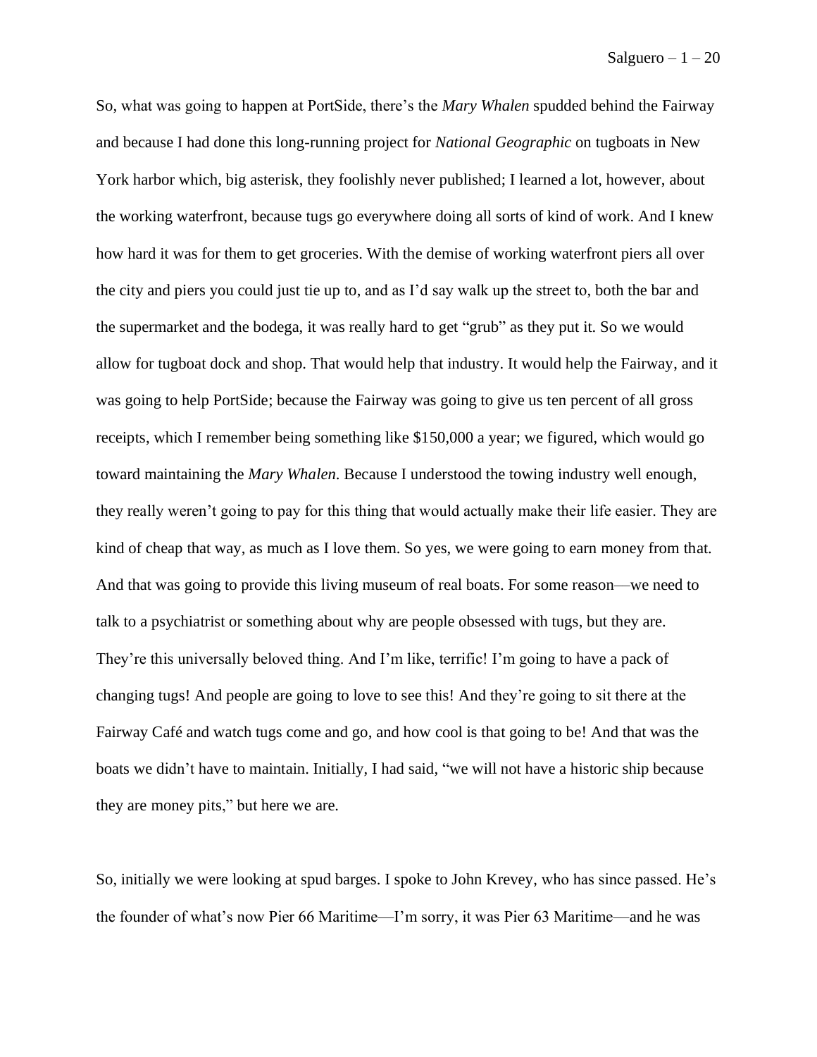So, what was going to happen at PortSide, there's the *Mary Whalen* spudded behind the Fairway and because I had done this long-running project for *National Geographic* on tugboats in New York harbor which, big asterisk, they foolishly never published; I learned a lot, however, about the working waterfront, because tugs go everywhere doing all sorts of kind of work. And I knew how hard it was for them to get groceries. With the demise of working waterfront piers all over the city and piers you could just tie up to, and as I'd say walk up the street to, both the bar and the supermarket and the bodega, it was really hard to get "grub" as they put it. So we would allow for tugboat dock and shop. That would help that industry. It would help the Fairway, and it was going to help PortSide; because the Fairway was going to give us ten percent of all gross receipts, which I remember being something like $150,000 a year; we figured, which would go toward maintaining the *Mary Whalen*. Because I understood the towing industry well enough, they really weren't going to pay for this thing that would actually make their life easier. They are kind of cheap that way, as much as I love them. So yes, we were going to earn money from that. And that was going to provide this living museum of real boats. For some reason—we need to talk to a psychiatrist or something about why are people obsessed with tugs, but they are. They're this universally beloved thing. And I'm like, terrific! I'm going to have a pack of changing tugs! And people are going to love to see this! And they're going to sit there at the Fairway Café and watch tugs come and go, and how cool is that going to be! And that was the boats we didn't have to maintain. Initially, I had said, "we will not have a historic ship because they are money pits," but here we are.

So, initially we were looking at spud barges. I spoke to John Krevey, who has since passed. He's the founder of what's now Pier 66 Maritime—I'm sorry, it was Pier 63 Maritime—and he was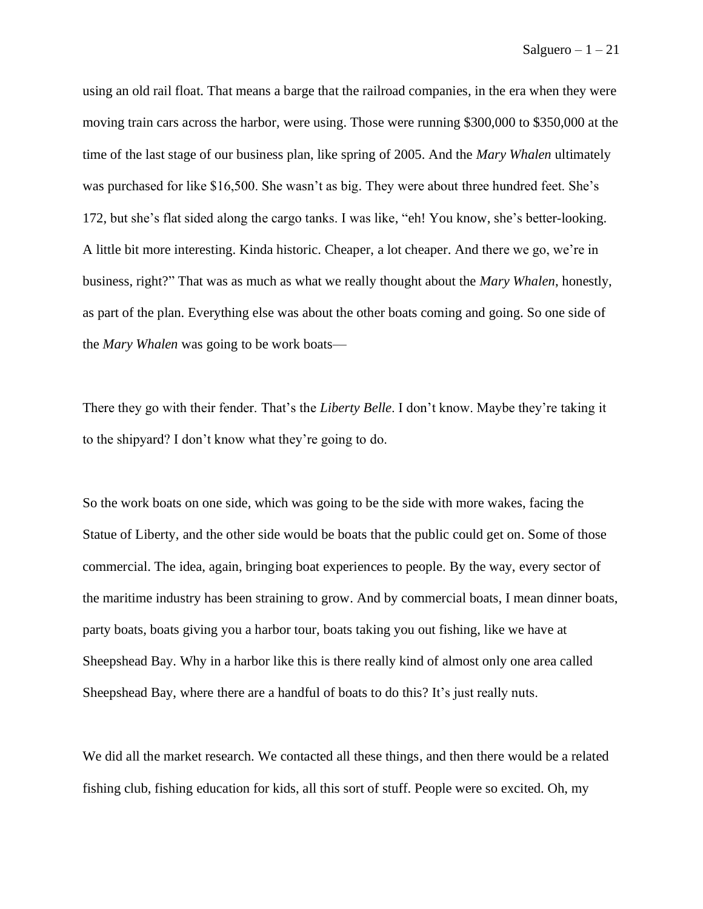using an old rail float. That means a barge that the railroad companies, in the era when they were moving train cars across the harbor, were using. Those were running $300,000 to $350,000 at the time of the last stage of our business plan, like spring of 2005. And the *Mary Whalen* ultimately was purchased for like $16,500. She wasn't as big. They were about three hundred feet. She's 172, but she's flat sided along the cargo tanks. I was like, "eh! You know, she's better-looking. A little bit more interesting. Kinda historic. Cheaper, a lot cheaper. And there we go, we're in business, right?" That was as much as what we really thought about the *Mary Whalen*, honestly, as part of the plan. Everything else was about the other boats coming and going. So one side of the *Mary Whalen* was going to be work boats—

There they go with their fender. That's the *Liberty Belle*. I don't know. Maybe they're taking it to the shipyard? I don't know what they're going to do.

So the work boats on one side, which was going to be the side with more wakes, facing the Statue of Liberty, and the other side would be boats that the public could get on. Some of those commercial. The idea, again, bringing boat experiences to people. By the way, every sector of the maritime industry has been straining to grow. And by commercial boats, I mean dinner boats, party boats, boats giving you a harbor tour, boats taking you out fishing, like we have at Sheepshead Bay. Why in a harbor like this is there really kind of almost only one area called Sheepshead Bay, where there are a handful of boats to do this? It's just really nuts.

We did all the market research. We contacted all these things, and then there would be a related fishing club, fishing education for kids, all this sort of stuff. People were so excited. Oh, my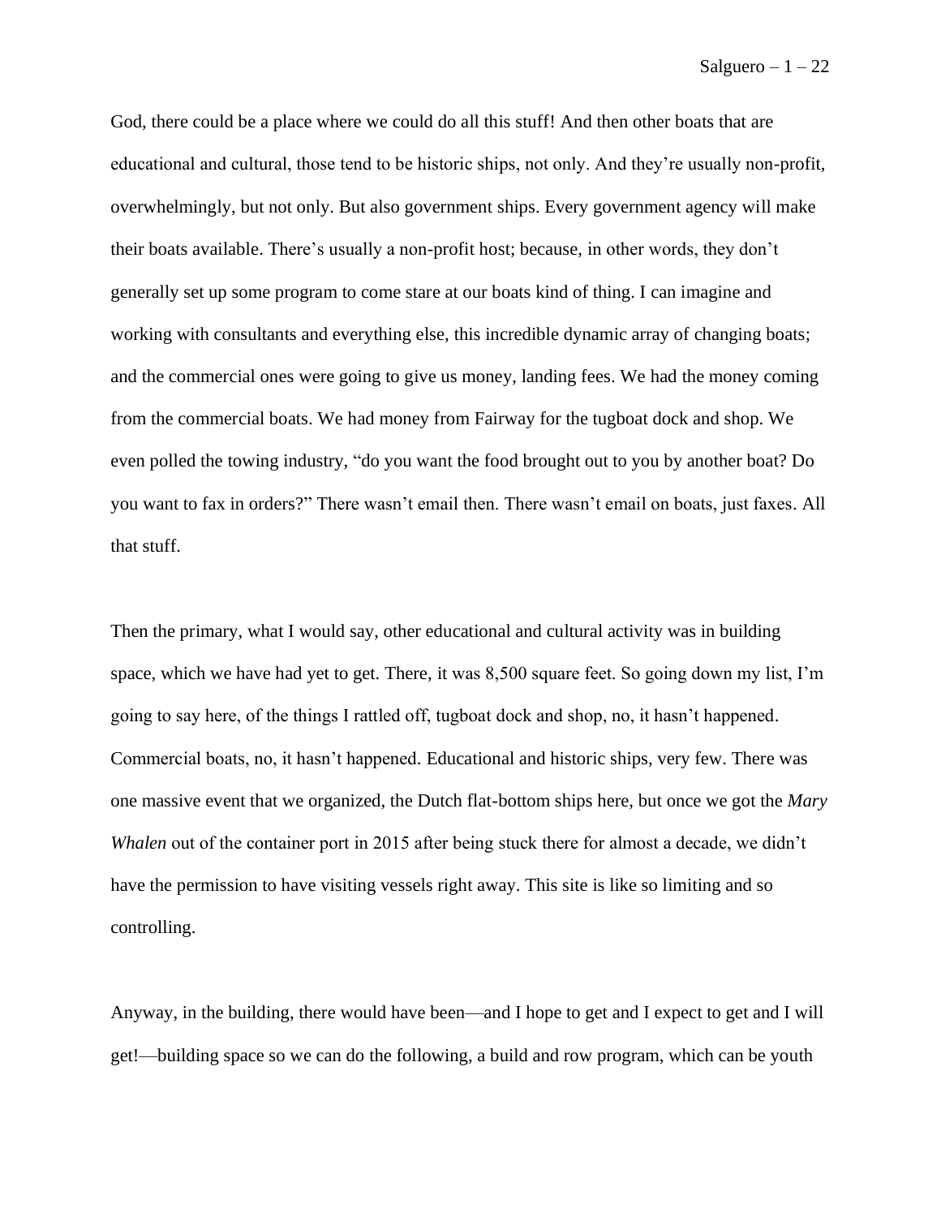God, there could be a place where we could do all this stuff! And then other boats that are educational and cultural, those tend to be historic ships, not only. And they're usually non-profit, overwhelmingly, but not only. But also government ships. Every government agency will make their boats available. There's usually a non-profit host; because, in other words, they don't generally set up some program to come stare at our boats kind of thing. I can imagine and working with consultants and everything else, this incredible dynamic array of changing boats; and the commercial ones were going to give us money, landing fees. We had the money coming from the commercial boats. We had money from Fairway for the tugboat dock and shop. We even polled the towing industry, "do you want the food brought out to you by another boat? Do you want to fax in orders?" There wasn't email then. There wasn't email on boats, just faxes. All that stuff.

Then the primary, what I would say, other educational and cultural activity was in building space, which we have had yet to get. There, it was 8,500 square feet. So going down my list, I'm going to say here, of the things I rattled off, tugboat dock and shop, no, it hasn't happened. Commercial boats, no, it hasn't happened. Educational and historic ships, very few. There was one massive event that we organized, the Dutch flat-bottom ships here, but once we got the *Mary Whalen* out of the container port in 2015 after being stuck there for almost a decade, we didn't have the permission to have visiting vessels right away. This site is like so limiting and so controlling.

Anyway, in the building, there would have been—and I hope to get and I expect to get and I will get!—building space so we can do the following, a build and row program, which can be youth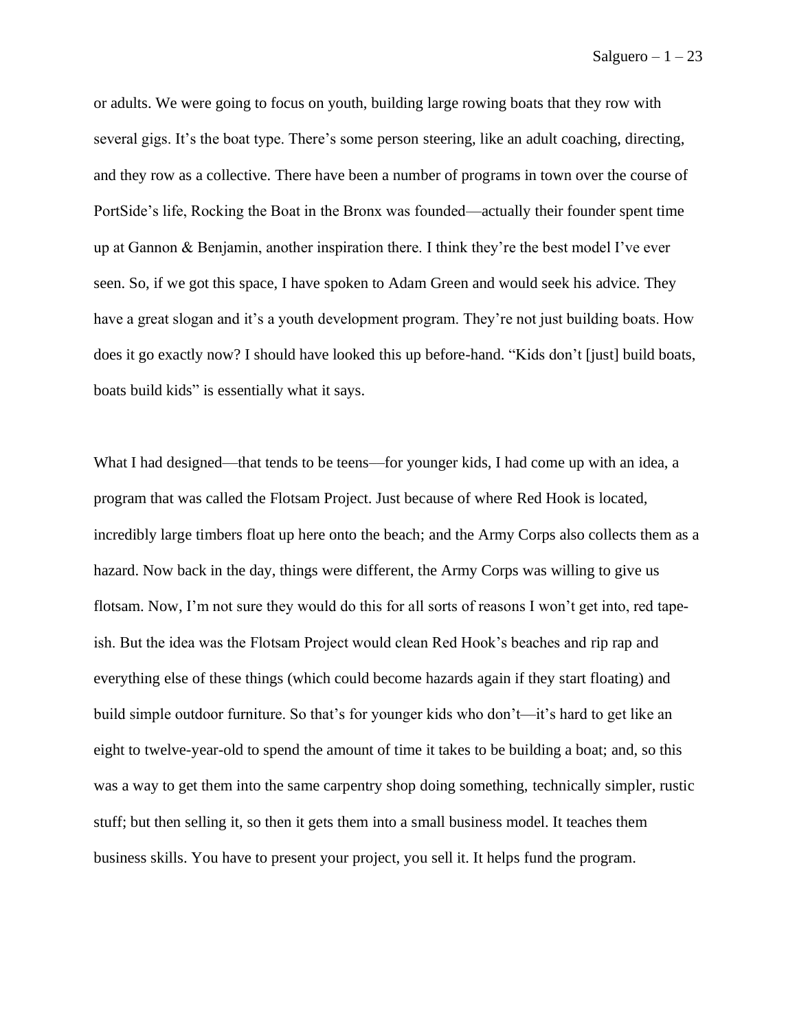or adults. We were going to focus on youth, building large rowing boats that they row with several gigs. It's the boat type. There's some person steering, like an adult coaching, directing, and they row as a collective. There have been a number of programs in town over the course of PortSide's life, Rocking the Boat in the Bronx was founded—actually their founder spent time up at Gannon & Benjamin, another inspiration there. I think they're the best model I've ever seen. So, if we got this space, I have spoken to Adam Green and would seek his advice. They have a great slogan and it's a youth development program. They're not just building boats. How does it go exactly now? I should have looked this up before-hand. "Kids don't [just] build boats, boats build kids" is essentially what it says.

What I had designed—that tends to be teens—for younger kids, I had come up with an idea, a program that was called the Flotsam Project. Just because of where Red Hook is located, incredibly large timbers float up here onto the beach; and the Army Corps also collects them as a hazard. Now back in the day, things were different, the Army Corps was willing to give us flotsam. Now, I'm not sure they would do this for all sorts of reasons I won't get into, red tape-ish. But the idea was the Flotsam Project would clean Red Hook's beaches and rip rap and everything else of these things (which could become hazards again if they start floating) and build simple outdoor furniture. So that's for younger kids who don't—it's hard to get like an eight to twelve-year-old to spend the amount of time it takes to be building a boat; and, so this was a way to get them into the same carpentry shop doing something, technically simpler, rustic stuff; but then selling it, so then it gets them into a small business model. It teaches them business skills. You have to present your project, you sell it. It helps fund the program.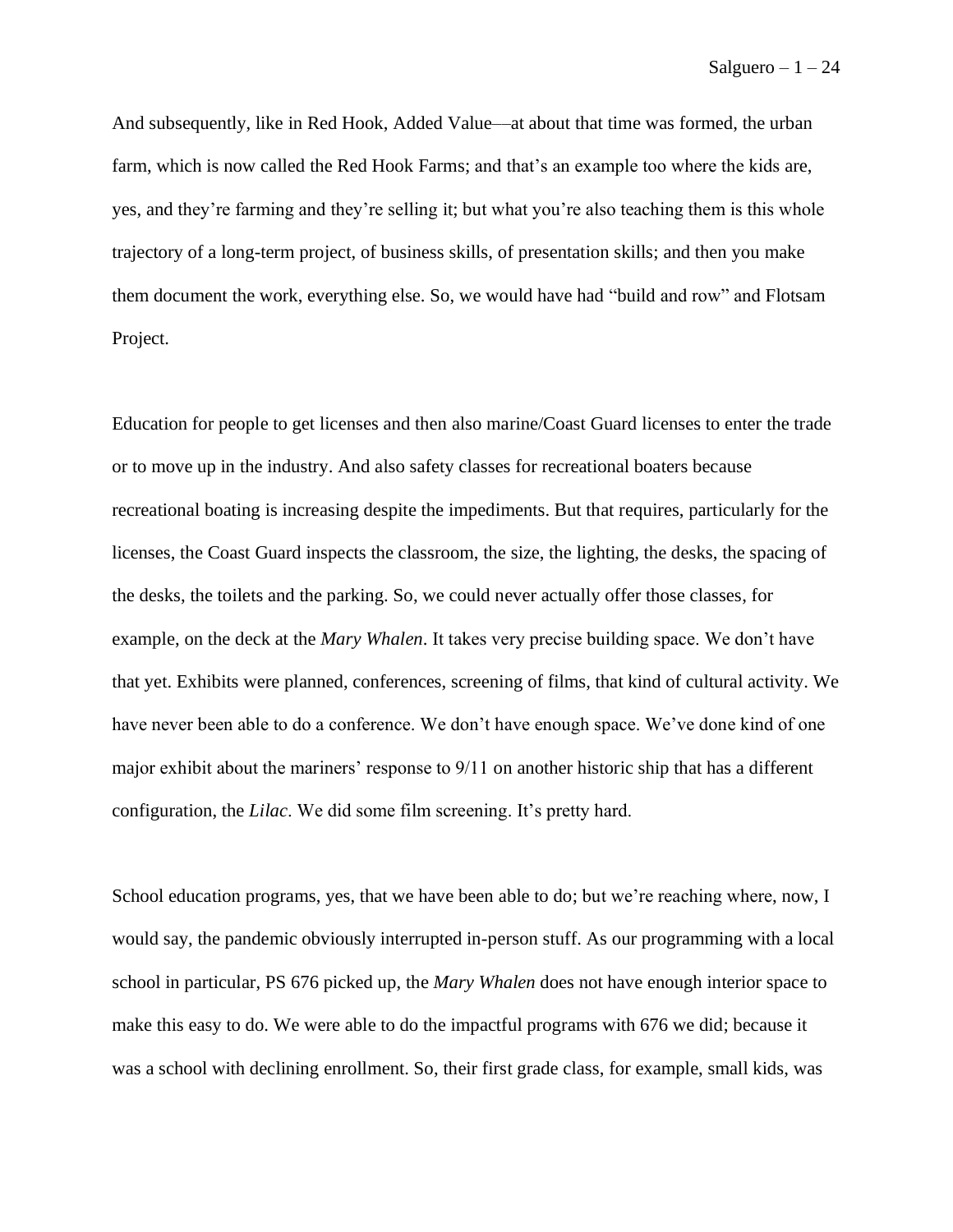And subsequently, like in Red Hook, Added Value—at about that time was formed, the urban farm, which is now called the Red Hook Farms; and that's an example too where the kids are, yes, and they're farming and they're selling it; but what you're also teaching them is this whole trajectory of a long-term project, of business skills, of presentation skills; and then you make them document the work, everything else. So, we would have had "build and row" and Flotsam Project.

Education for people to get licenses and then also marine/Coast Guard licenses to enter the trade or to move up in the industry. And also safety classes for recreational boaters because recreational boating is increasing despite the impediments. But that requires, particularly for the licenses, the Coast Guard inspects the classroom, the size, the lighting, the desks, the spacing of the desks, the toilets and the parking. So, we could never actually offer those classes, for example, on the deck at the *Mary Whalen*. It takes very precise building space. We don't have that yet. Exhibits were planned, conferences, screening of films, that kind of cultural activity. We have never been able to do a conference. We don't have enough space. We've done kind of one major exhibit about the mariners' response to 9/11 on another historic ship that has a different configuration, the *Lilac*. We did some film screening. It's pretty hard.

School education programs, yes, that we have been able to do; but we're reaching where, now, I would say, the pandemic obviously interrupted in-person stuff. As our programming with a local school in particular, PS 676 picked up, the *Mary Whalen* does not have enough interior space to make this easy to do. We were able to do the impactful programs with 676 we did; because it was a school with declining enrollment. So, their first grade class, for example, small kids, was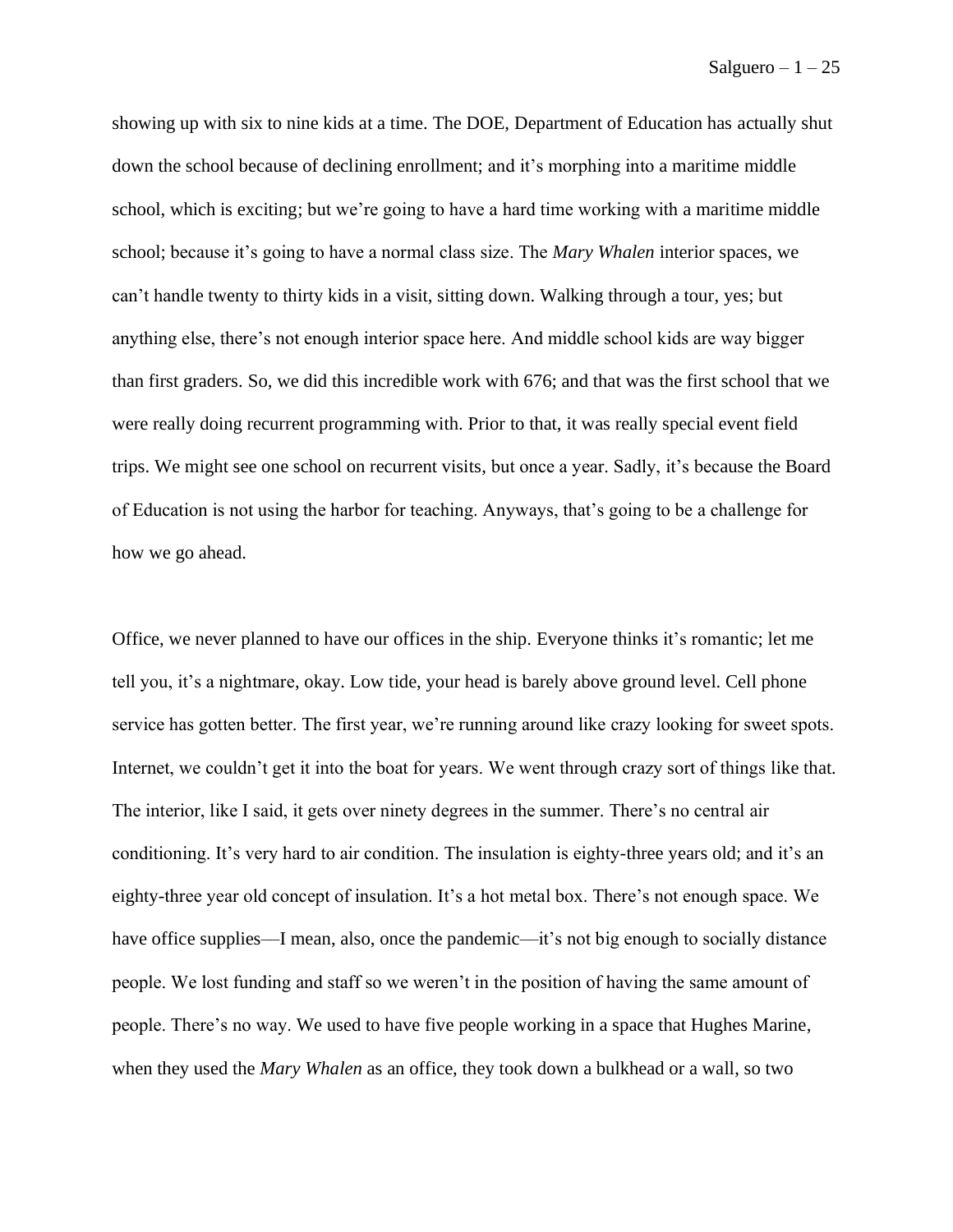showing up with six to nine kids at a time. The DOE, Department of Education has actually shut down the school because of declining enrollment; and it's morphing into a maritime middle school, which is exciting; but we're going to have a hard time working with a maritime middle school; because it's going to have a normal class size. The *Mary Whalen* interior spaces, we can't handle twenty to thirty kids in a visit, sitting down. Walking through a tour, yes; but anything else, there's not enough interior space here. And middle school kids are way bigger than first graders. So, we did this incredible work with 676; and that was the first school that we were really doing recurrent programming with. Prior to that, it was really special event field trips. We might see one school on recurrent visits, but once a year. Sadly, it's because the Board of Education is not using the harbor for teaching. Anyways, that's going to be a challenge for how we go ahead.

Office, we never planned to have our offices in the ship. Everyone thinks it's romantic; let me tell you, it's a nightmare, okay. Low tide, your head is barely above ground level. Cell phone service has gotten better. The first year, we're running around like crazy looking for sweet spots. Internet, we couldn't get it into the boat for years. We went through crazy sort of things like that. The interior, like I said, it gets over ninety degrees in the summer. There's no central air conditioning. It's very hard to air condition. The insulation is eighty-three years old; and it's an eighty-three year old concept of insulation. It's a hot metal box. There's not enough space. We have office supplies—I mean, also, once the pandemic—it's not big enough to socially distance people. We lost funding and staff so we weren't in the position of having the same amount of people. There's no way. We used to have five people working in a space that Hughes Marine, when they used the *Mary Whalen* as an office, they took down a bulkhead or a wall, so two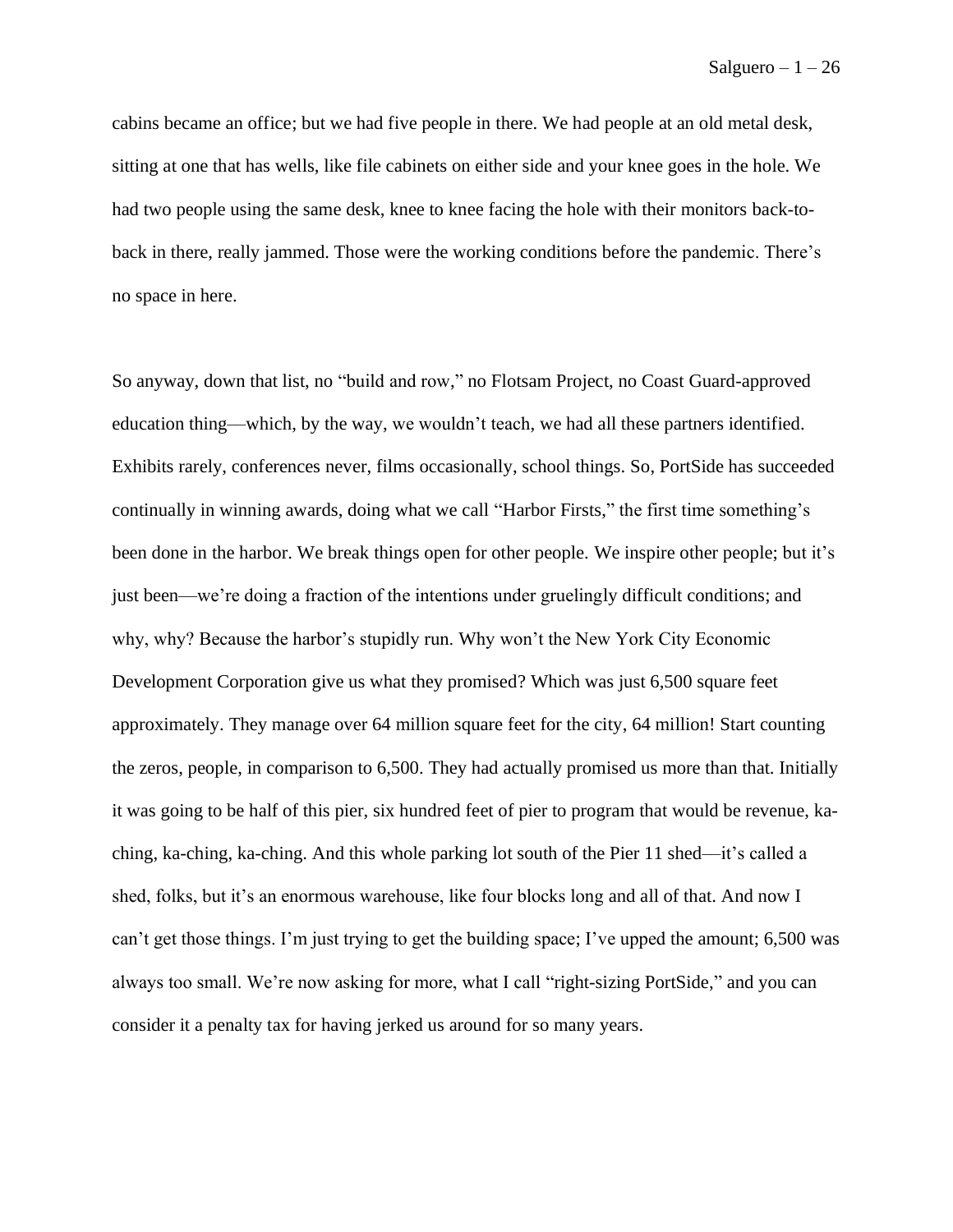cabins became an office; but we had five people in there. We had people at an old metal desk, sitting at one that has wells, like file cabinets on either side and your knee goes in the hole. We had two people using the same desk, knee to knee facing the hole with their monitors back-to-back in there, really jammed. Those were the working conditions before the pandemic. There's no space in here.

So anyway, down that list, no "build and row," no Flotsam Project, no Coast Guard-approved education thing—which, by the way, we wouldn't teach, we had all these partners identified. Exhibits rarely, conferences never, films occasionally, school things. So, PortSide has succeeded continually in winning awards, doing what we call "Harbor Firsts," the first time something's been done in the harbor. We break things open for other people. We inspire other people; but it's just been—we're doing a fraction of the intentions under gruelingly difficult conditions; and why, why? Because the harbor's stupidly run. Why won't the New York City Economic Development Corporation give us what they promised? Which was just 6,500 square feet approximately. They manage over 64 million square feet for the city, 64 million! Start counting the zeros, people, in comparison to 6,500. They had actually promised us more than that. Initially it was going to be half of this pier, six hundred feet of pier to program that would be revenue, ka-ching, ka-ching, ka-ching. And this whole parking lot south of the Pier 11 shed—it's called a shed, folks, but it's an enormous warehouse, like four blocks long and all of that. And now I can't get those things. I'm just trying to get the building space; I've upped the amount; 6,500 was always too small. We're now asking for more, what I call "right-sizing PortSide," and you can consider it a penalty tax for having jerked us around for so many years.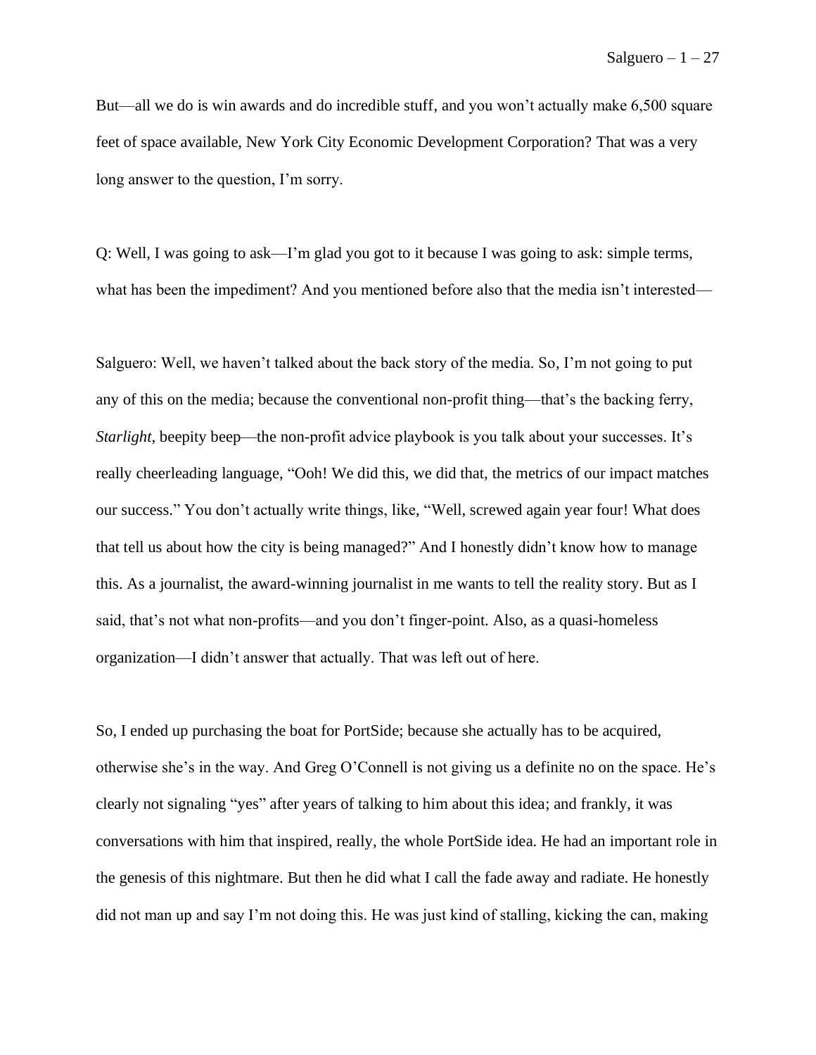But—all we do is win awards and do incredible stuff, and you won't actually make 6,500 square feet of space available, New York City Economic Development Corporation? That was a very long answer to the question, I'm sorry.

Q: Well, I was going to ask—I'm glad you got to it because I was going to ask: simple terms, what has been the impediment? And you mentioned before also that the media isn't interested—

Salguero: Well, we haven't talked about the back story of the media. So, I'm not going to put any of this on the media; because the conventional non-profit thing—that's the backing ferry, *Starlight*, beepity beep—the non-profit advice playbook is you talk about your successes. It's really cheerleading language, "Ooh! We did this, we did that, the metrics of our impact matches our success." You don't actually write things, like, "Well, screwed again year four! What does that tell us about how the city is being managed?" And I honestly didn't know how to manage this. As a journalist, the award-winning journalist in me wants to tell the reality story. But as I said, that's not what non-profits—and you don't finger-point. Also, as a quasi-homeless organization—I didn't answer that actually. That was left out of here.

So, I ended up purchasing the boat for PortSide; because she actually has to be acquired, otherwise she's in the way. And Greg O'Connell is not giving us a definite no on the space. He's clearly not signaling "yes" after years of talking to him about this idea; and frankly, it was conversations with him that inspired, really, the whole PortSide idea. He had an important role in the genesis of this nightmare. But then he did what I call the fade away and radiate. He honestly did not man up and say I'm not doing this. He was just kind of stalling, kicking the can, making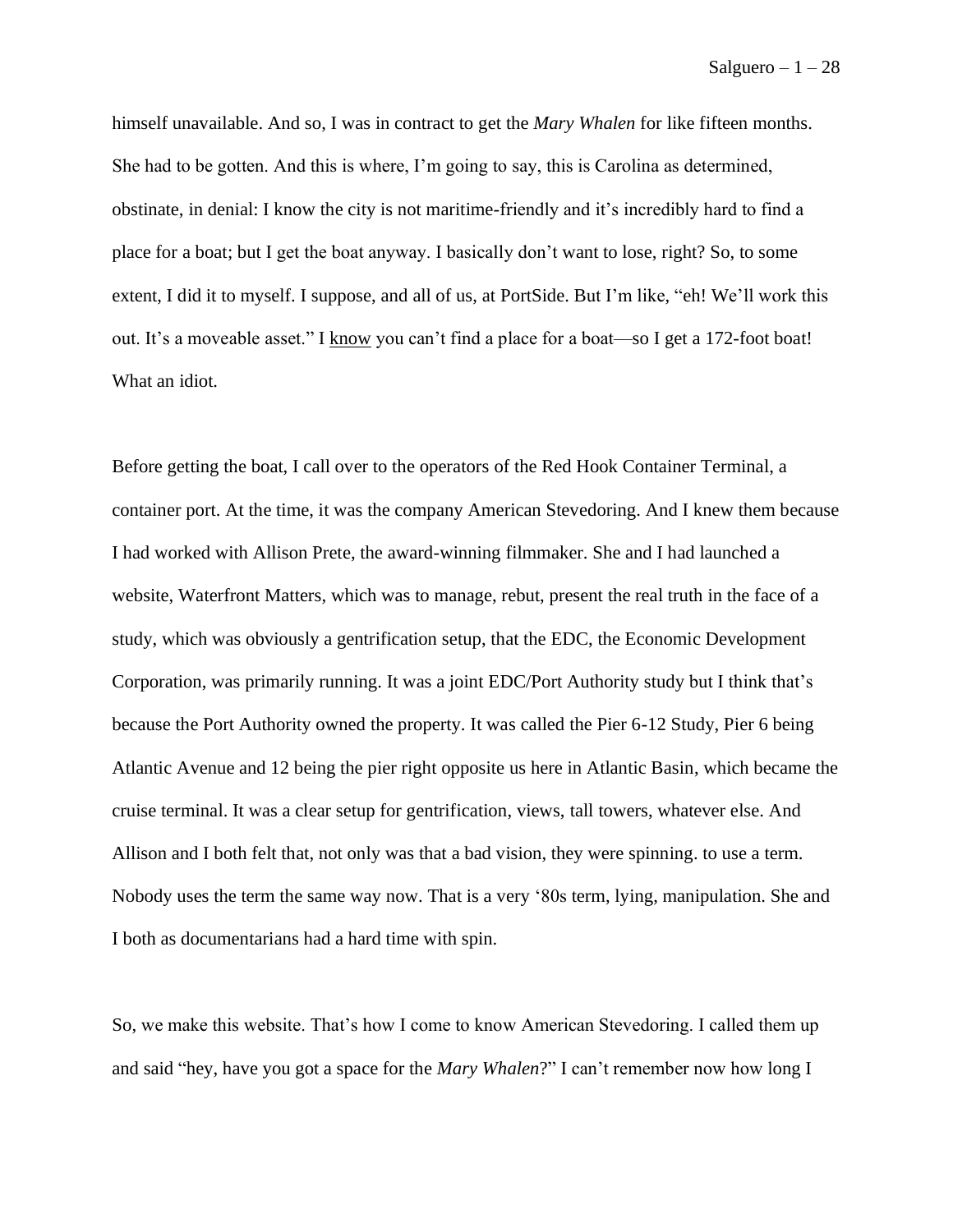himself unavailable. And so, I was in contract to get the *Mary Whalen* for like fifteen months. She had to be gotten. And this is where, I'm going to say, this is Carolina as determined, obstinate, in denial: I know the city is not maritime-friendly and it's incredibly hard to find a place for a boat; but I get the boat anyway. I basically don't want to lose, right? So, to some extent, I did it to myself. I suppose, and all of us, at PortSide. But I'm like, "eh! We'll work this out. It's a moveable asset." I <u>know</u> you can't find a place for a boat—so I get a 172-foot boat! What an idiot.

Before getting the boat, I call over to the operators of the Red Hook Container Terminal, a container port. At the time, it was the company American Stevedoring. And I knew them because I had worked with Allison Prete, the award-winning filmmaker. She and I had launched a website, Waterfront Matters, which was to manage, rebut, present the real truth in the face of a study, which was obviously a gentrification setup, that the EDC, the Economic Development Corporation, was primarily running. It was a joint EDC/Port Authority study but I think that's because the Port Authority owned the property. It was called the Pier 6-12 Study, Pier 6 being Atlantic Avenue and 12 being the pier right opposite us here in Atlantic Basin, which became the cruise terminal. It was a clear setup for gentrification, views, tall towers, whatever else. And Allison and I both felt that, not only was that a bad vision, they were spinning. to use a term. Nobody uses the term the same way now. That is a very '80s term, lying, manipulation. She and I both as documentarians had a hard time with spin.

So, we make this website. That's how I come to know American Stevedoring. I called them up and said "hey, have you got a space for the *Mary Whalen*?" I can't remember now how long I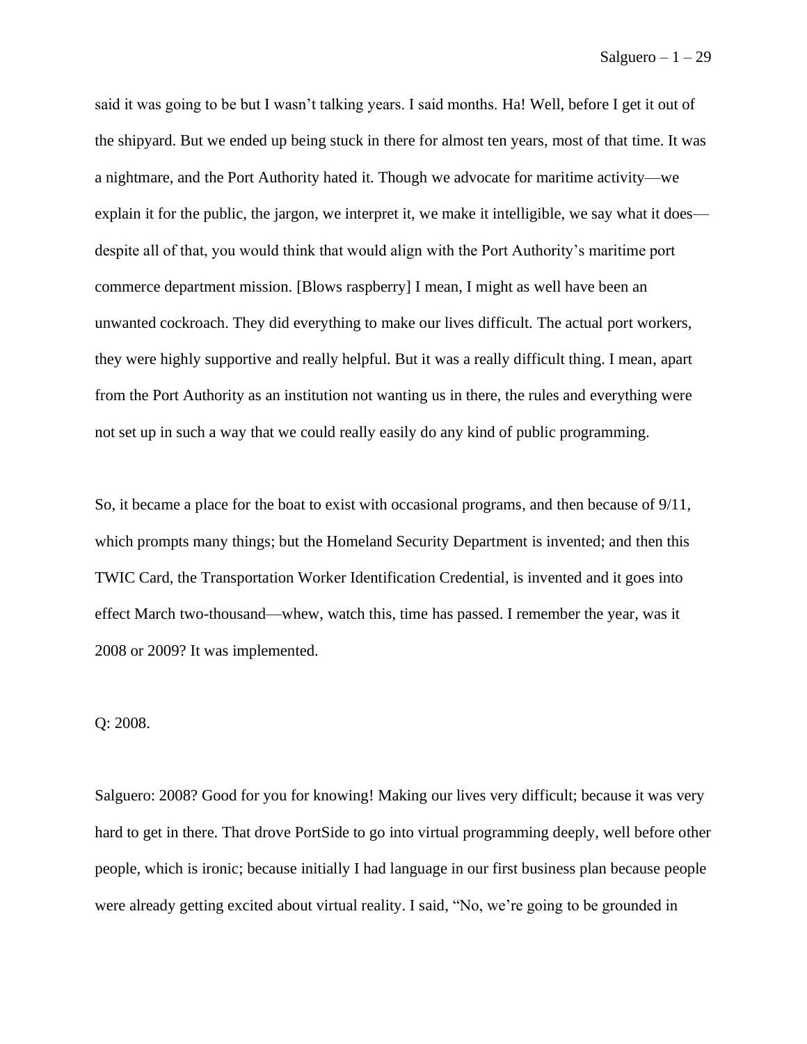said it was going to be but I wasn't talking years. I said months. Ha! Well, before I get it out of the shipyard. But we ended up being stuck in there for almost ten years, most of that time. It was a nightmare, and the Port Authority hated it. Though we advocate for maritime activity—we explain it for the public, the jargon, we interpret it, we make it intelligible, we say what it does—despite all of that, you would think that would align with the Port Authority's maritime port commerce department mission. [Blows raspberry] I mean, I might as well have been an unwanted cockroach. They did everything to make our lives difficult. The actual port workers, they were highly supportive and really helpful. But it was a really difficult thing. I mean, apart from the Port Authority as an institution not wanting us in there, the rules and everything were not set up in such a way that we could really easily do any kind of public programming.

So, it became a place for the boat to exist with occasional programs, and then because of 9/11, which prompts many things; but the Homeland Security Department is invented; and then this TWIC Card, the Transportation Worker Identification Credential, is invented and it goes into effect March two-thousand—whew, watch this, time has passed. I remember the year, was it 2008 or 2009? It was implemented.

Q: 2008.

Salguero: 2008? Good for you for knowing! Making our lives very difficult; because it was very hard to get in there. That drove PortSide to go into virtual programming deeply, well before other people, which is ironic; because initially I had language in our first business plan because people were already getting excited about virtual reality. I said, "No, we're going to be grounded in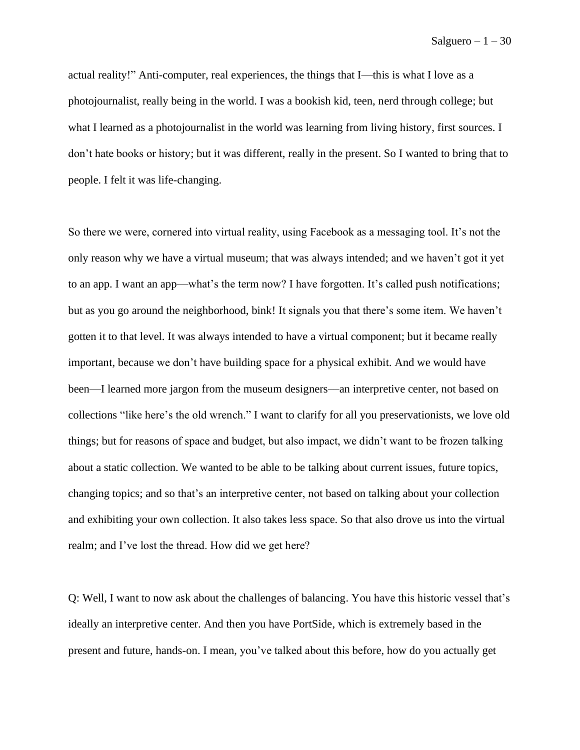actual reality!" Anti-computer, real experiences, the things that I—this is what I love as a photojournalist, really being in the world. I was a bookish kid, teen, nerd through college; but what I learned as a photojournalist in the world was learning from living history, first sources. I don't hate books or history; but it was different, really in the present. So I wanted to bring that to people. I felt it was life-changing.

So there we were, cornered into virtual reality, using Facebook as a messaging tool. It's not the only reason why we have a virtual museum; that was always intended; and we haven't got it yet to an app. I want an app—what's the term now? I have forgotten. It's called push notifications; but as you go around the neighborhood, bink! It signals you that there's some item. We haven't gotten it to that level. It was always intended to have a virtual component; but it became really important, because we don't have building space for a physical exhibit. And we would have been—I learned more jargon from the museum designers—an interpretive center, not based on collections "like here's the old wrench." I want to clarify for all you preservationists, we love old things; but for reasons of space and budget, but also impact, we didn't want to be frozen talking about a static collection. We wanted to be able to be talking about current issues, future topics, changing topics; and so that's an interpretive center, not based on talking about your collection and exhibiting your own collection. It also takes less space. So that also drove us into the virtual realm; and I've lost the thread. How did we get here?

Q: Well, I want to now ask about the challenges of balancing. You have this historic vessel that's ideally an interpretive center. And then you have PortSide, which is extremely based in the present and future, hands-on. I mean, you've talked about this before, how do you actually get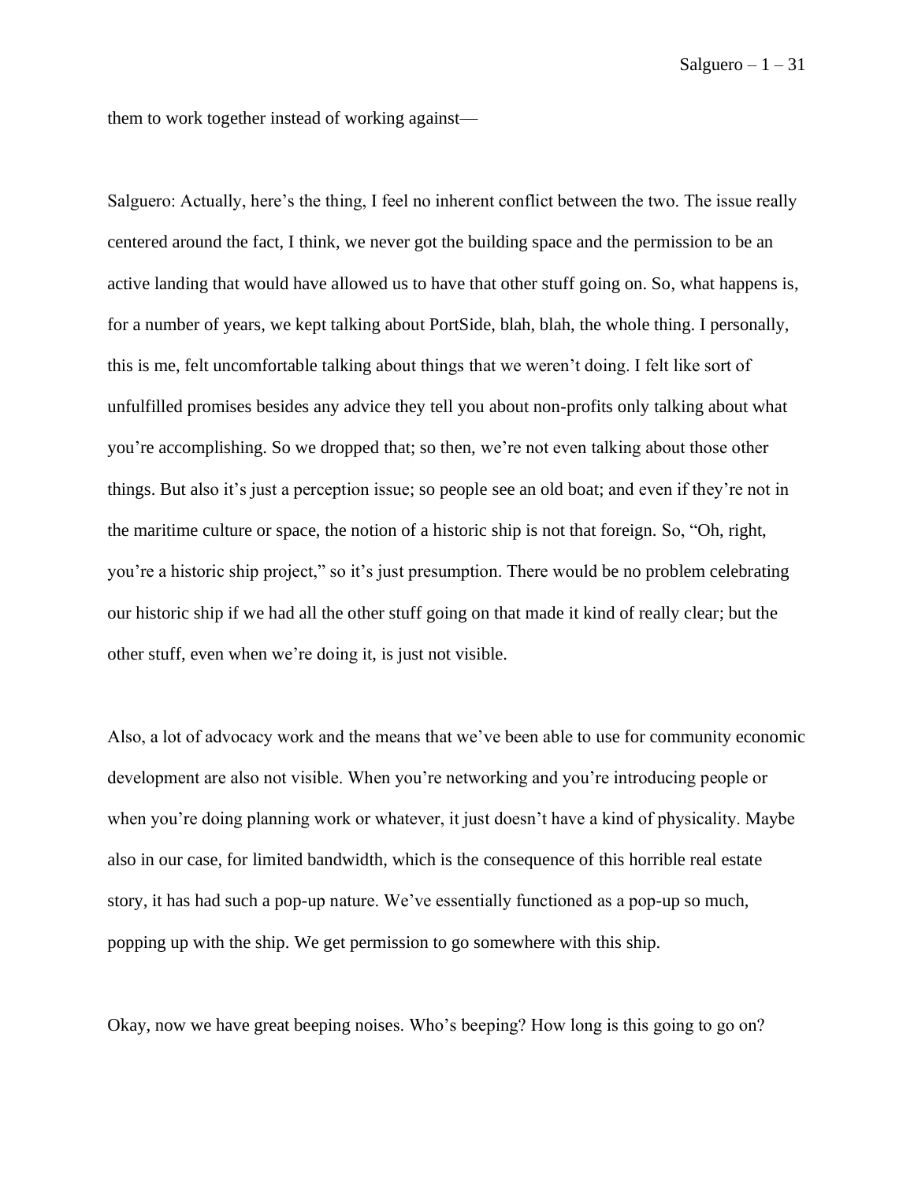them to work together instead of working against—

Salguero: Actually, here's the thing, I feel no inherent conflict between the two. The issue really centered around the fact, I think, we never got the building space and the permission to be an active landing that would have allowed us to have that other stuff going on. So, what happens is, for a number of years, we kept talking about PortSide, blah, blah, the whole thing. I personally, this is me, felt uncomfortable talking about things that we weren't doing. I felt like sort of unfulfilled promises besides any advice they tell you about non-profits only talking about what you're accomplishing. So we dropped that; so then, we're not even talking about those other things. But also it's just a perception issue; so people see an old boat; and even if they're not in the maritime culture or space, the notion of a historic ship is not that foreign. So, "Oh, right, you're a historic ship project," so it's just presumption. There would be no problem celebrating our historic ship if we had all the other stuff going on that made it kind of really clear; but the other stuff, even when we're doing it, is just not visible.

Also, a lot of advocacy work and the means that we've been able to use for community economic development are also not visible. When you're networking and you're introducing people or when you're doing planning work or whatever, it just doesn't have a kind of physicality. Maybe also in our case, for limited bandwidth, which is the consequence of this horrible real estate story, it has had such a pop-up nature. We've essentially functioned as a pop-up so much, popping up with the ship. We get permission to go somewhere with this ship.

Okay, now we have great beeping noises. Who's beeping? How long is this going to go on?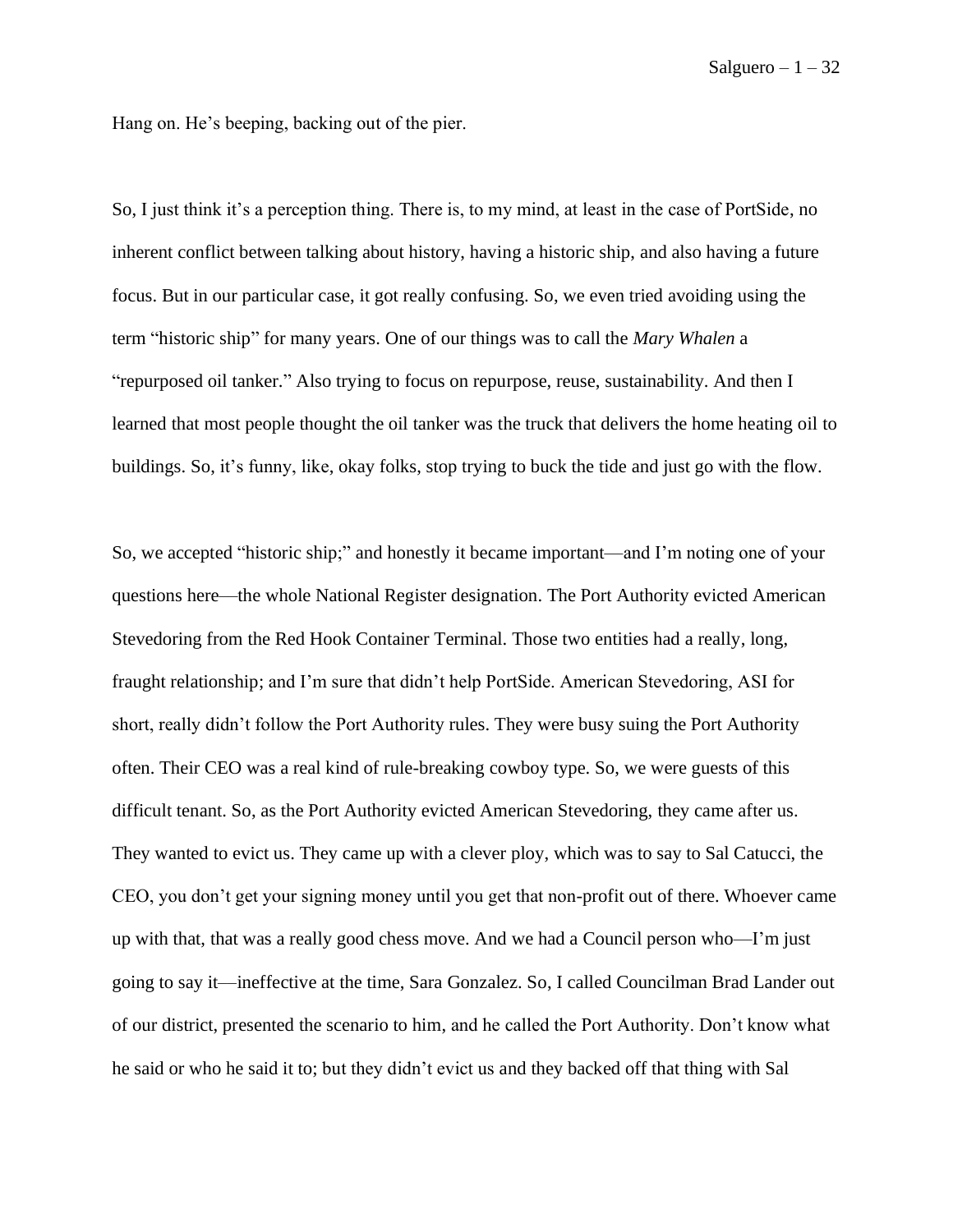Hang on. He’s beeping, backing out of the pier.

So, I just think it’s a perception thing. There is, to my mind, at least in the case of PortSide, no inherent conflict between talking about history, having a historic ship, and also having a future focus. But in our particular case, it got really confusing. So, we even tried avoiding using the term “historic ship” for many years. One of our things was to call the *Mary Whalen* a “repurposed oil tanker.” Also trying to focus on repurpose, reuse, sustainability. And then I learned that most people thought the oil tanker was the truck that delivers the home heating oil to buildings. So, it’s funny, like, okay folks, stop trying to buck the tide and just go with the flow.

So, we accepted “historic ship;” and honestly it became important—and I’m noting one of your questions here—the whole National Register designation. The Port Authority evicted American Stevedoring from the Red Hook Container Terminal. Those two entities had a really, long, fraught relationship; and I’m sure that didn’t help PortSide. American Stevedoring, ASI for short, really didn’t follow the Port Authority rules. They were busy suing the Port Authority often. Their CEO was a real kind of rule-breaking cowboy type. So, we were guests of this difficult tenant. So, as the Port Authority evicted American Stevedoring, they came after us. They wanted to evict us. They came up with a clever ploy, which was to say to Sal Catucci, the CEO, you don’t get your signing money until you get that non-profit out of there. Whoever came up with that, that was a really good chess move. And we had a Council person who—I’m just going to say it—ineffective at the time, Sara Gonzalez. So, I called Councilman Brad Lander out of our district, presented the scenario to him, and he called the Port Authority. Don’t know what he said or who he said it to; but they didn’t evict us and they backed off that thing with Sal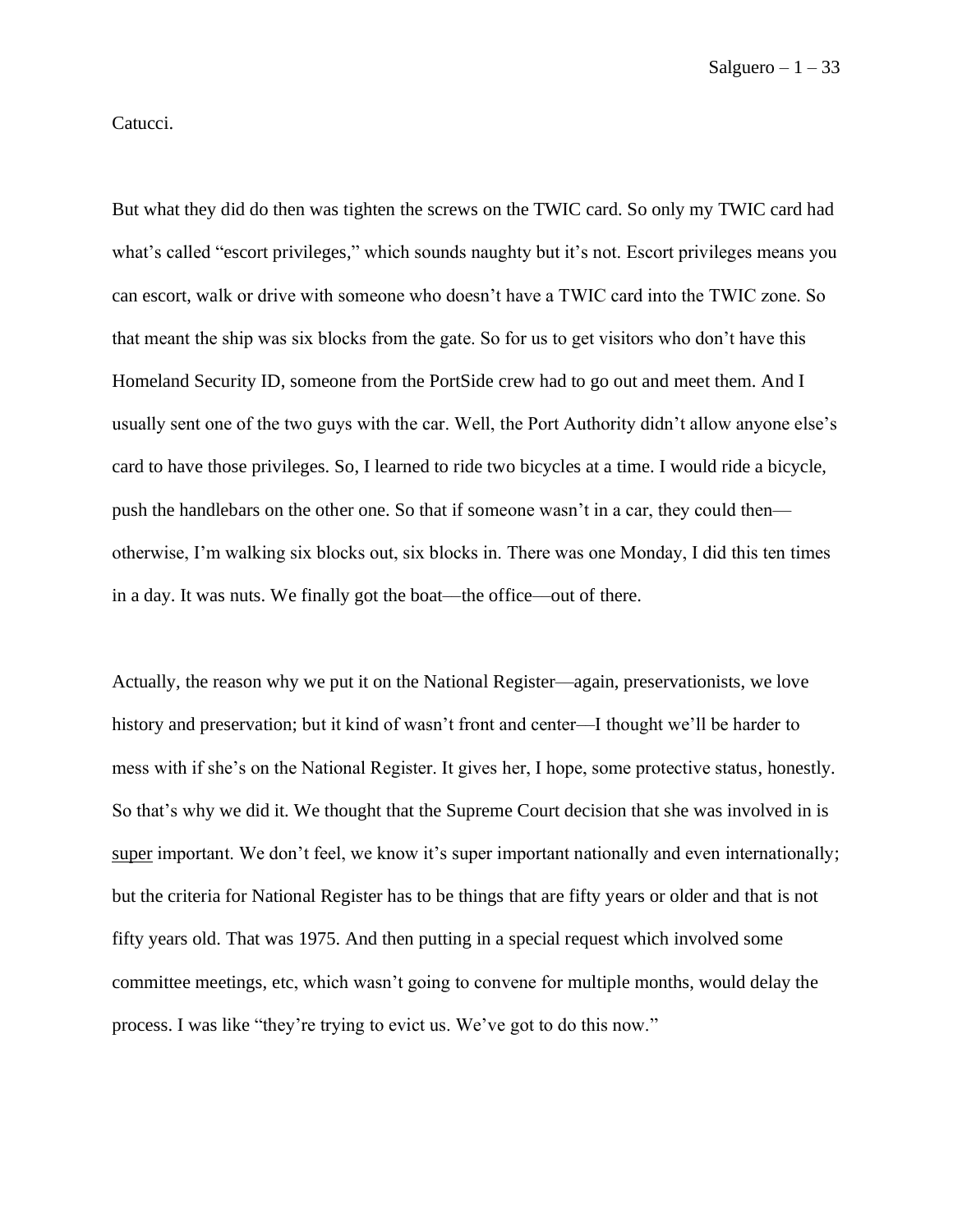Catucci.

But what they did do then was tighten the screws on the TWIC card. So only my TWIC card had what's called "escort privileges," which sounds naughty but it's not. Escort privileges means you can escort, walk or drive with someone who doesn't have a TWIC card into the TWIC zone. So that meant the ship was six blocks from the gate. So for us to get visitors who don't have this Homeland Security ID, someone from the PortSide crew had to go out and meet them. And I usually sent one of the two guys with the car. Well, the Port Authority didn't allow anyone else's card to have those privileges. So, I learned to ride two bicycles at a time. I would ride a bicycle, push the handlebars on the other one. So that if someone wasn't in a car, they could then—otherwise, I'm walking six blocks out, six blocks in. There was one Monday, I did this ten times in a day. It was nuts. We finally got the boat—the office—out of there.

Actually, the reason why we put it on the National Register—again, preservationists, we love history and preservation; but it kind of wasn't front and center—I thought we'll be harder to mess with if she's on the National Register. It gives her, I hope, some protective status, honestly. So that's why we did it. We thought that the Supreme Court decision that she was involved in is <u>super</u> important. We don't feel, we know it's super important nationally and even internationally; but the criteria for National Register has to be things that are fifty years or older and that is not fifty years old. That was 1975. And then putting in a special request which involved some committee meetings, etc, which wasn't going to convene for multiple months, would delay the process. I was like "they're trying to evict us. We've got to do this now."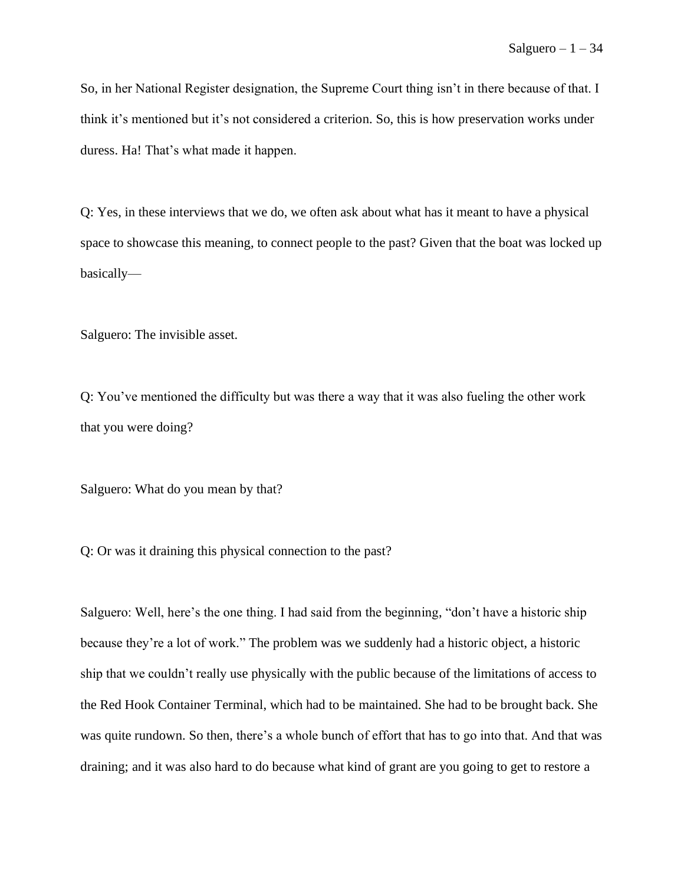So, in her National Register designation, the Supreme Court thing isn't in there because of that. I think it's mentioned but it's not considered a criterion. So, this is how preservation works under duress. Ha! That's what made it happen.

Q: Yes, in these interviews that we do, we often ask about what has it meant to have a physical space to showcase this meaning, to connect people to the past? Given that the boat was locked up basically—

Salguero: The invisible asset.

Q: You've mentioned the difficulty but was there a way that it was also fueling the other work that you were doing?

Salguero: What do you mean by that?

Q: Or was it draining this physical connection to the past?

Salguero: Well, here's the one thing. I had said from the beginning, "don't have a historic ship because they're a lot of work." The problem was we suddenly had a historic object, a historic ship that we couldn't really use physically with the public because of the limitations of access to the Red Hook Container Terminal, which had to be maintained. She had to be brought back. She was quite rundown. So then, there's a whole bunch of effort that has to go into that. And that was draining; and it was also hard to do because what kind of grant are you going to get to restore a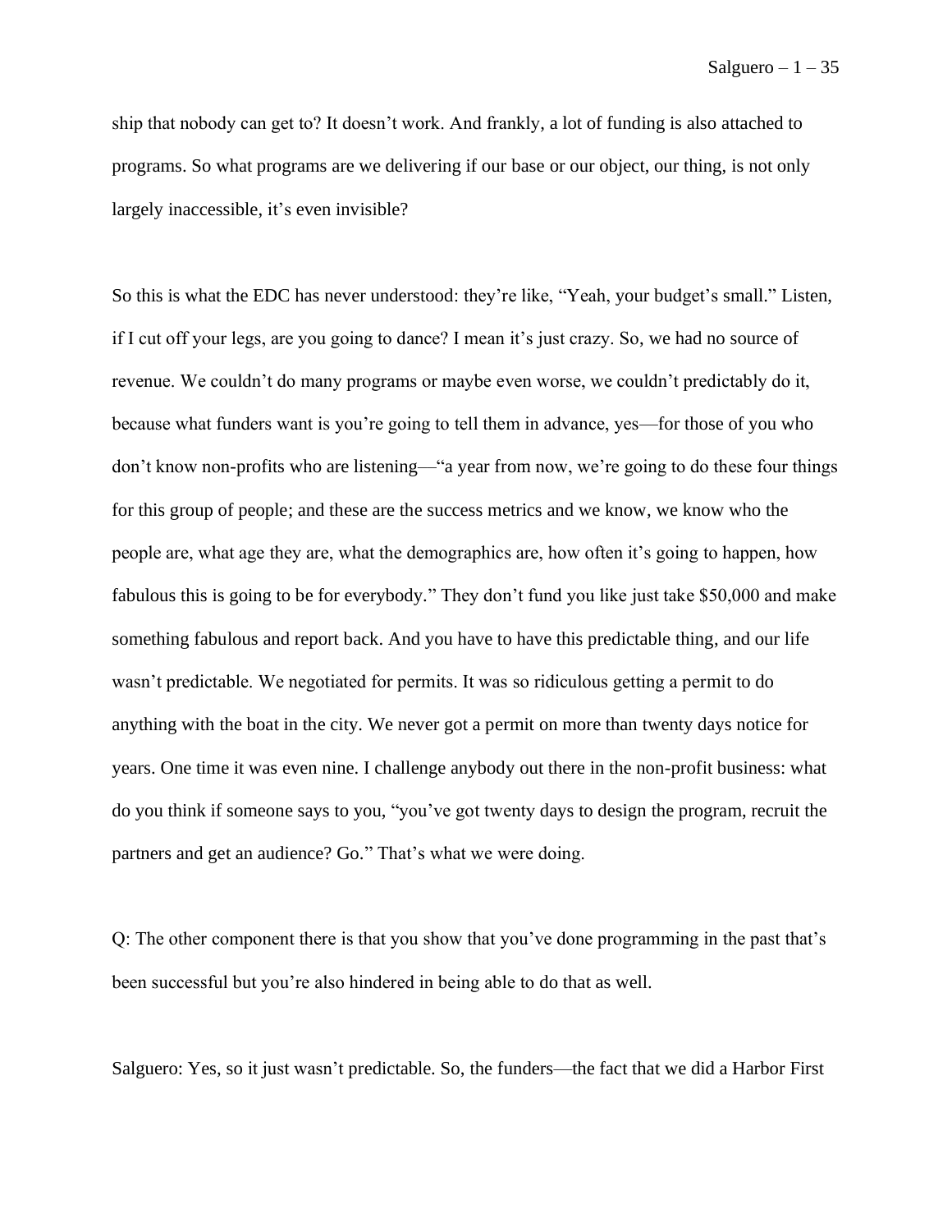ship that nobody can get to? It doesn't work. And frankly, a lot of funding is also attached to programs. So what programs are we delivering if our base or our object, our thing, is not only largely inaccessible, it's even invisible?

So this is what the EDC has never understood: they're like, "Yeah, your budget's small." Listen, if I cut off your legs, are you going to dance? I mean it's just crazy. So, we had no source of revenue. We couldn't do many programs or maybe even worse, we couldn't predictably do it, because what funders want is you're going to tell them in advance, yes—for those of you who don't know non-profits who are listening—"a year from now, we're going to do these four things for this group of people; and these are the success metrics and we know, we know who the people are, what age they are, what the demographics are, how often it's going to happen, how fabulous this is going to be for everybody." They don't fund you like just take $50,000 and make something fabulous and report back. And you have to have this predictable thing, and our life wasn't predictable. We negotiated for permits. It was so ridiculous getting a permit to do anything with the boat in the city. We never got a permit on more than twenty days notice for years. One time it was even nine. I challenge anybody out there in the non-profit business: what do you think if someone says to you, "you've got twenty days to design the program, recruit the partners and get an audience? Go." That's what we were doing.

Q: The other component there is that you show that you've done programming in the past that's been successful but you're also hindered in being able to do that as well.

Salguero: Yes, so it just wasn't predictable. So, the funders—the fact that we did a Harbor First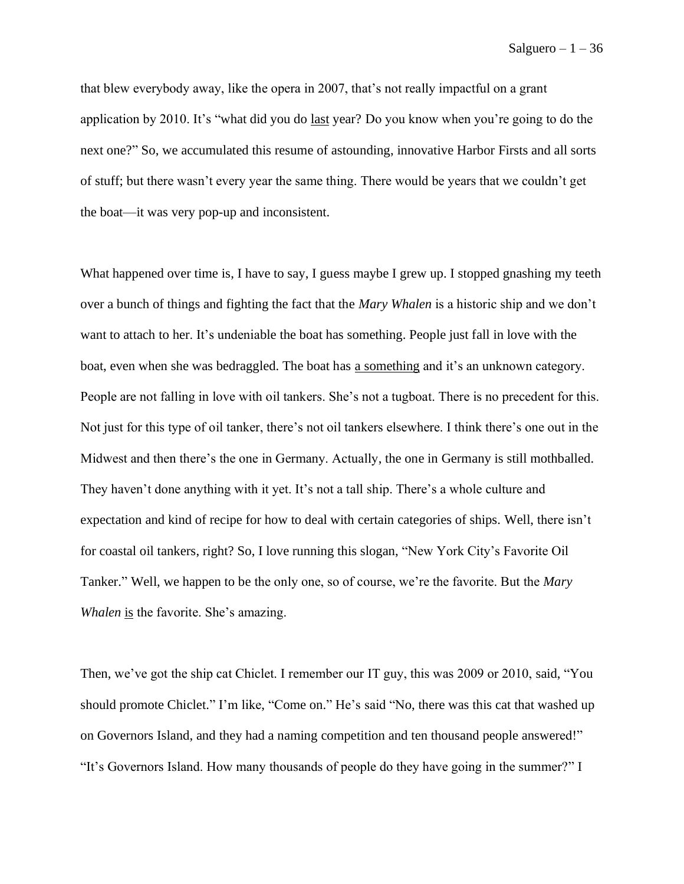that blew everybody away, like the opera in 2007, that's not really impactful on a grant application by 2010. It's "what did you do <u>last</u> year? Do you know when you're going to do the next one?" So, we accumulated this resume of astounding, innovative Harbor Firsts and all sorts of stuff; but there wasn't every year the same thing. There would be years that we couldn't get the boat—it was very pop-up and inconsistent.

What happened over time is, I have to say, I guess maybe I grew up. I stopped gnashing my teeth over a bunch of things and fighting the fact that the *Mary Whalen* is a historic ship and we don't want to attach to her. It's undeniable the boat has something. People just fall in love with the boat, even when she was bedraggled. The boat has <u>a something</u> and it's an unknown category. People are not falling in love with oil tankers. She's not a tugboat. There is no precedent for this. Not just for this type of oil tanker, there's not oil tankers elsewhere. I think there's one out in the Midwest and then there's the one in Germany. Actually, the one in Germany is still mothballed. They haven't done anything with it yet. It's not a tall ship. There's a whole culture and expectation and kind of recipe for how to deal with certain categories of ships. Well, there isn't for coastal oil tankers, right? So, I love running this slogan, "New York City's Favorite Oil Tanker." Well, we happen to be the only one, so of course, we're the favorite. But the *Mary Whalen* <u>is</u> the favorite. She's amazing.

Then, we've got the ship cat Chiclet. I remember our IT guy, this was 2009 or 2010, said, "You should promote Chiclet." I'm like, "Come on." He's said "No, there was this cat that washed up on Governors Island, and they had a naming competition and ten thousand people answered!" "It's Governors Island. How many thousands of people do they have going in the summer?" I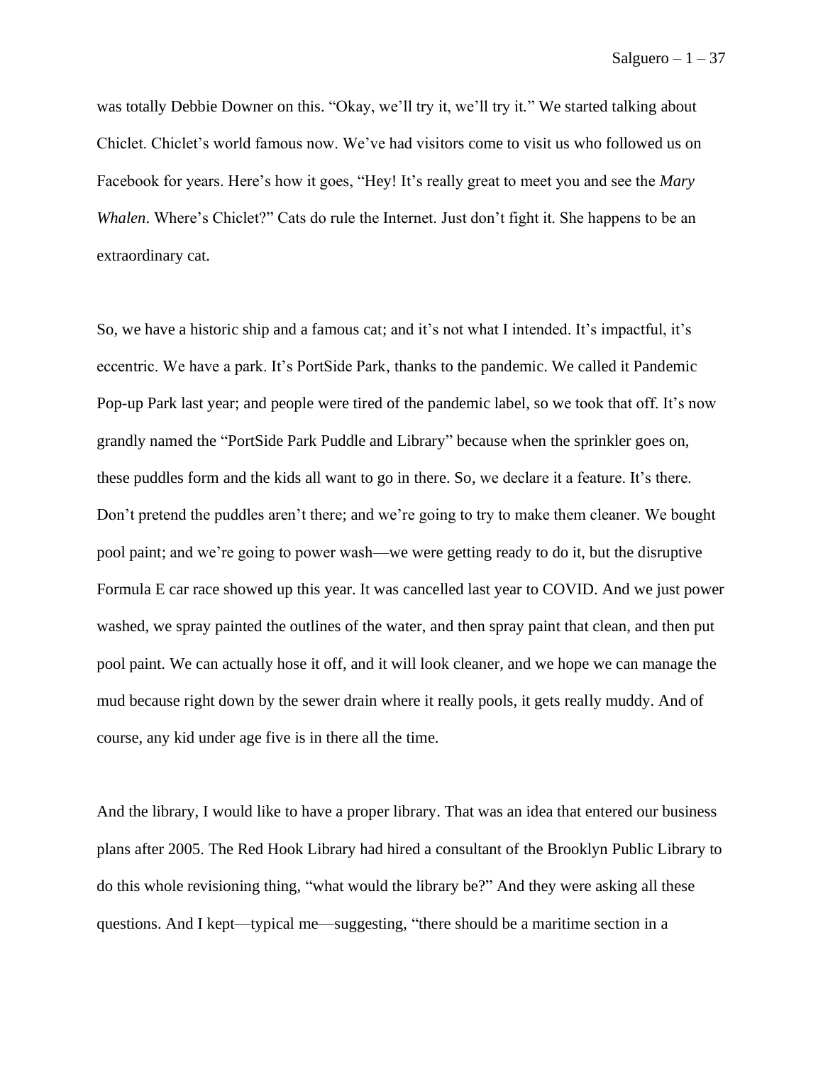was totally Debbie Downer on this. “Okay, we’ll try it, we’ll try it.” We started talking about Chiclet. Chiclet’s world famous now. We’ve had visitors come to visit us who followed us on Facebook for years. Here’s how it goes, “Hey! It’s really great to meet you and see the *Mary Whalen*. Where’s Chiclet?” Cats do rule the Internet. Just don’t fight it. She happens to be an extraordinary cat.

So, we have a historic ship and a famous cat; and it’s not what I intended. It’s impactful, it’s eccentric. We have a park. It’s PortSide Park, thanks to the pandemic. We called it Pandemic Pop-up Park last year; and people were tired of the pandemic label, so we took that off. It’s now grandly named the “PortSide Park Puddle and Library” because when the sprinkler goes on, these puddles form and the kids all want to go in there. So, we declare it a feature. It’s there. Don’t pretend the puddles aren’t there; and we’re going to try to make them cleaner. We bought pool paint; and we’re going to power wash—we were getting ready to do it, but the disruptive Formula E car race showed up this year. It was cancelled last year to COVID. And we just power washed, we spray painted the outlines of the water, and then spray paint that clean, and then put pool paint. We can actually hose it off, and it will look cleaner, and we hope we can manage the mud because right down by the sewer drain where it really pools, it gets really muddy. And of course, any kid under age five is in there all the time.

And the library, I would like to have a proper library. That was an idea that entered our business plans after 2005. The Red Hook Library had hired a consultant of the Brooklyn Public Library to do this whole revisioning thing, “what would the library be?” And they were asking all these questions. And I kept—typical me—suggesting, “there should be a maritime section in a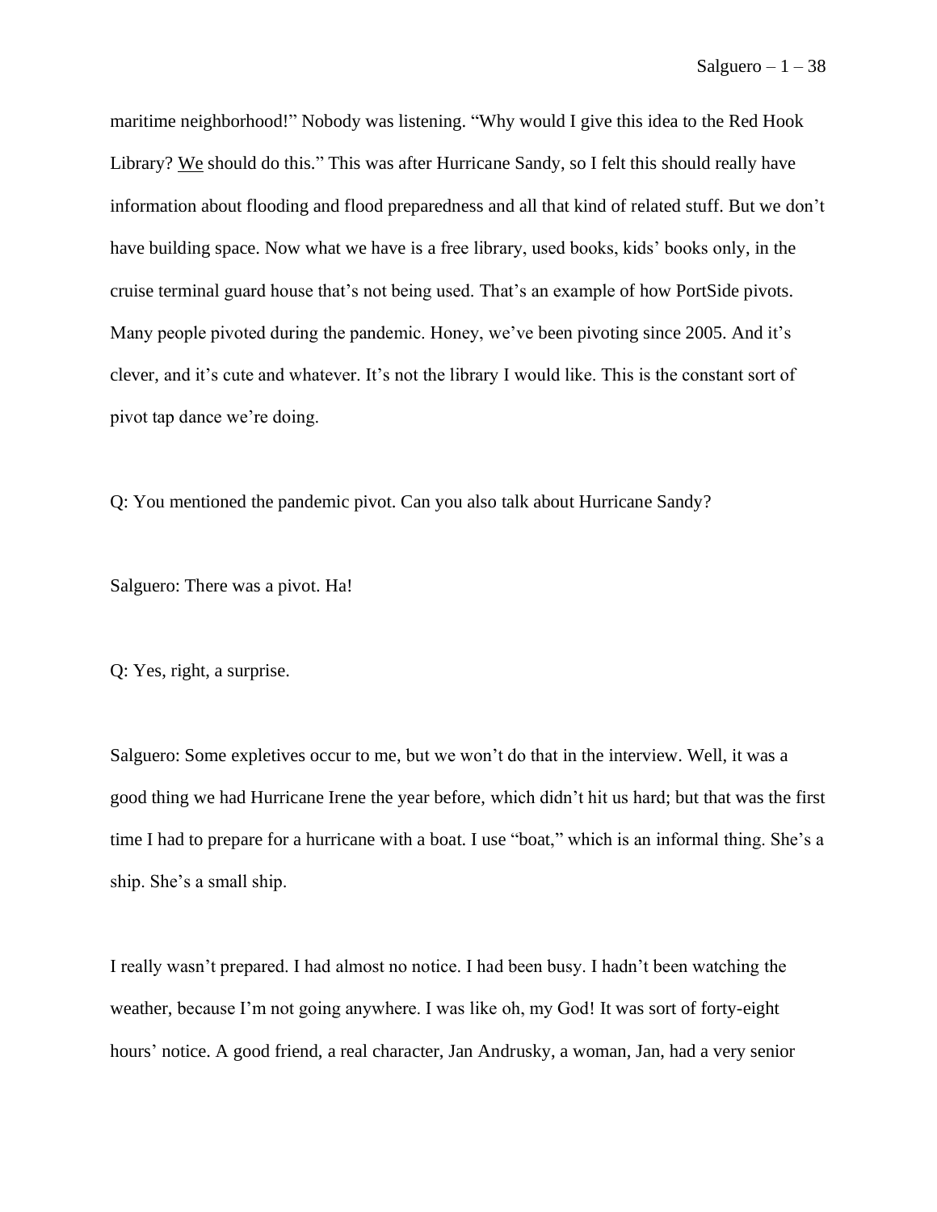maritime neighborhood!" Nobody was listening. "Why would I give this idea to the Red Hook Library? <u>We</u> should do this." This was after Hurricane Sandy, so I felt this should really have information about flooding and flood preparedness and all that kind of related stuff. But we don't have building space. Now what we have is a free library, used books, kids' books only, in the cruise terminal guard house that's not being used. That's an example of how PortSide pivots. Many people pivoted during the pandemic. Honey, we've been pivoting since 2005. And it's clever, and it's cute and whatever. It's not the library I would like. This is the constant sort of pivot tap dance we're doing.

Q: You mentioned the pandemic pivot. Can you also talk about Hurricane Sandy?

Salguero: There was a pivot. Ha!

Q: Yes, right, a surprise.

Salguero: Some expletives occur to me, but we won't do that in the interview. Well, it was a good thing we had Hurricane Irene the year before, which didn't hit us hard; but that was the first time I had to prepare for a hurricane with a boat. I use "boat," which is an informal thing. She's a ship. She's a small ship.

I really wasn't prepared. I had almost no notice. I had been busy. I hadn't been watching the weather, because I'm not going anywhere. I was like oh, my God! It was sort of forty-eight hours' notice. A good friend, a real character, Jan Andrusky, a woman, Jan, had a very senior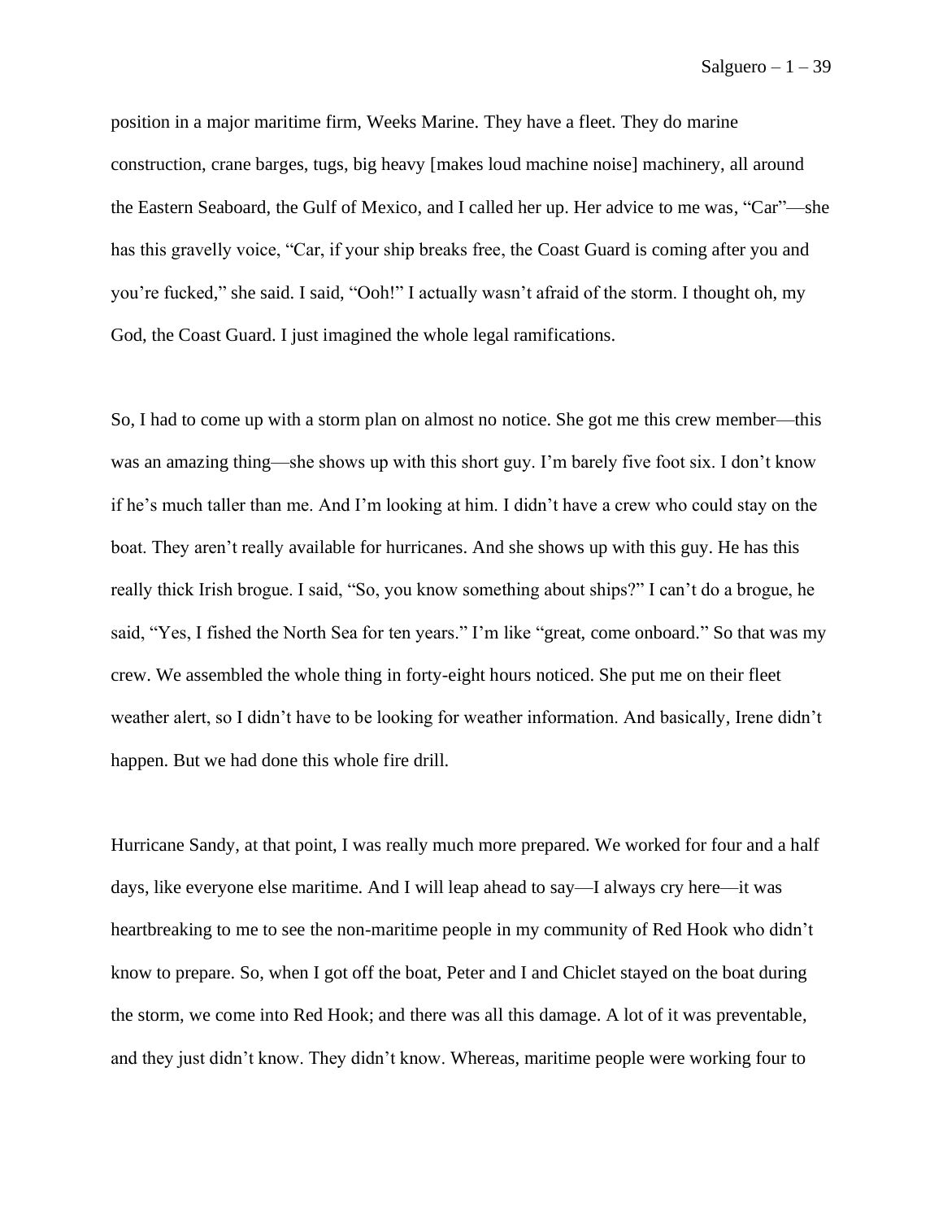position in a major maritime firm, Weeks Marine. They have a fleet. They do marine construction, crane barges, tugs, big heavy [makes loud machine noise] machinery, all around the Eastern Seaboard, the Gulf of Mexico, and I called her up. Her advice to me was, "Car"—she has this gravelly voice, "Car, if your ship breaks free, the Coast Guard is coming after you and you're fucked," she said. I said, "Ooh!" I actually wasn't afraid of the storm. I thought oh, my God, the Coast Guard. I just imagined the whole legal ramifications.

So, I had to come up with a storm plan on almost no notice. She got me this crew member—this was an amazing thing—she shows up with this short guy. I'm barely five foot six. I don't know if he's much taller than me. And I'm looking at him. I didn't have a crew who could stay on the boat. They aren't really available for hurricanes. And she shows up with this guy. He has this really thick Irish brogue. I said, "So, you know something about ships?" I can't do a brogue, he said, "Yes, I fished the North Sea for ten years." I'm like "great, come onboard." So that was my crew. We assembled the whole thing in forty-eight hours noticed. She put me on their fleet weather alert, so I didn't have to be looking for weather information. And basically, Irene didn't happen. But we had done this whole fire drill.

Hurricane Sandy, at that point, I was really much more prepared. We worked for four and a half days, like everyone else maritime. And I will leap ahead to say—I always cry here—it was heartbreaking to me to see the non-maritime people in my community of Red Hook who didn't know to prepare. So, when I got off the boat, Peter and I and Chiclet stayed on the boat during the storm, we come into Red Hook; and there was all this damage. A lot of it was preventable, and they just didn't know. They didn't know. Whereas, maritime people were working four to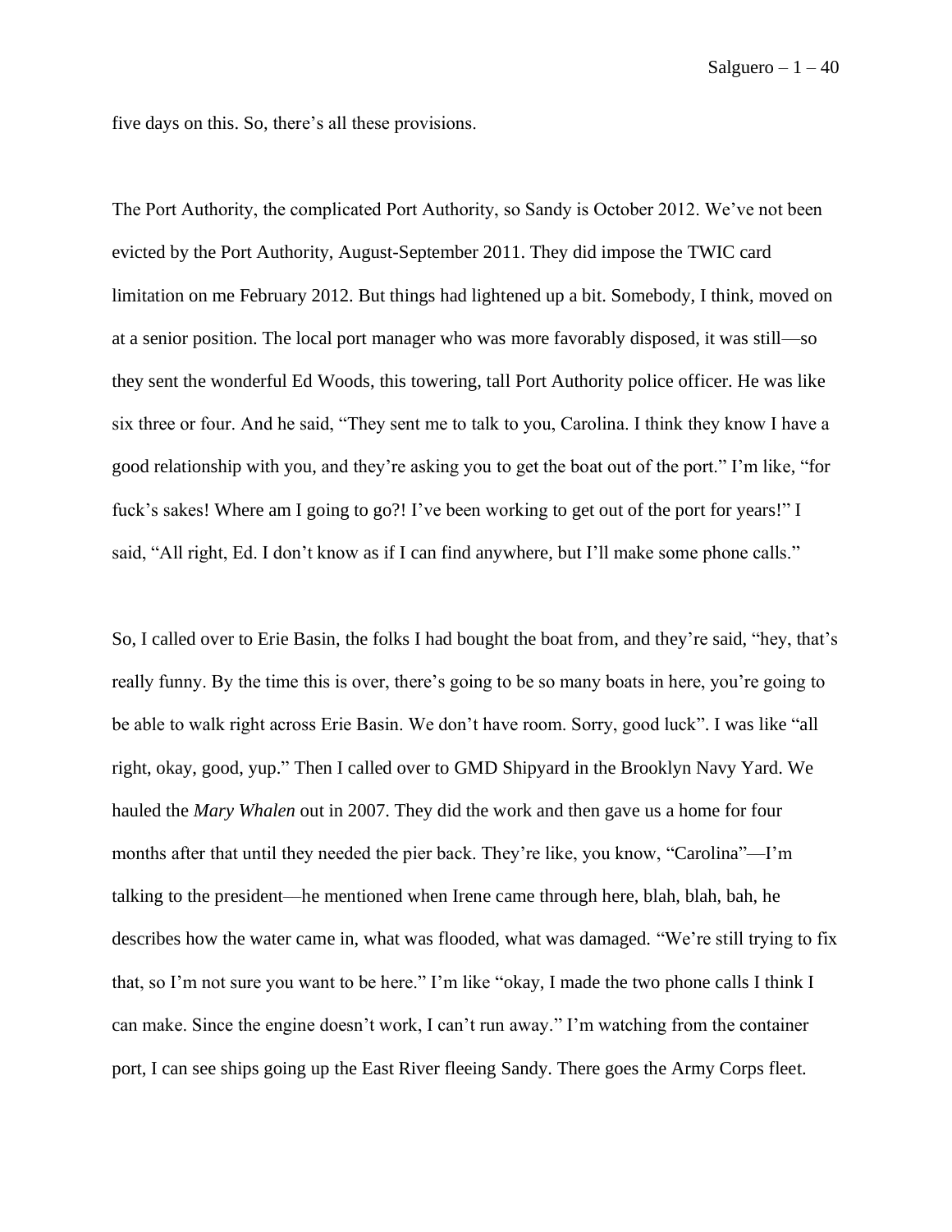five days on this. So, there's all these provisions.

The Port Authority, the complicated Port Authority, so Sandy is October 2012. We've not been evicted by the Port Authority, August-September 2011. They did impose the TWIC card limitation on me February 2012. But things had lightened up a bit. Somebody, I think, moved on at a senior position. The local port manager who was more favorably disposed, it was still—so they sent the wonderful Ed Woods, this towering, tall Port Authority police officer. He was like six three or four. And he said, "They sent me to talk to you, Carolina. I think they know I have a good relationship with you, and they're asking you to get the boat out of the port." I'm like, "for fuck's sakes! Where am I going to go?! I've been working to get out of the port for years!" I said, "All right, Ed. I don't know as if I can find anywhere, but I'll make some phone calls."

So, I called over to Erie Basin, the folks I had bought the boat from, and they're said, "hey, that's really funny. By the time this is over, there's going to be so many boats in here, you're going to be able to walk right across Erie Basin. We don't have room. Sorry, good luck". I was like "all right, okay, good, yup." Then I called over to GMD Shipyard in the Brooklyn Navy Yard. We hauled the *Mary Whalen* out in 2007. They did the work and then gave us a home for four months after that until they needed the pier back. They're like, you know, "Carolina"—I'm talking to the president—he mentioned when Irene came through here, blah, blah, bah, he describes how the water came in, what was flooded, what was damaged. "We're still trying to fix that, so I'm not sure you want to be here." I'm like "okay, I made the two phone calls I think I can make. Since the engine doesn't work, I can't run away." I'm watching from the container port, I can see ships going up the East River fleeing Sandy. There goes the Army Corps fleet.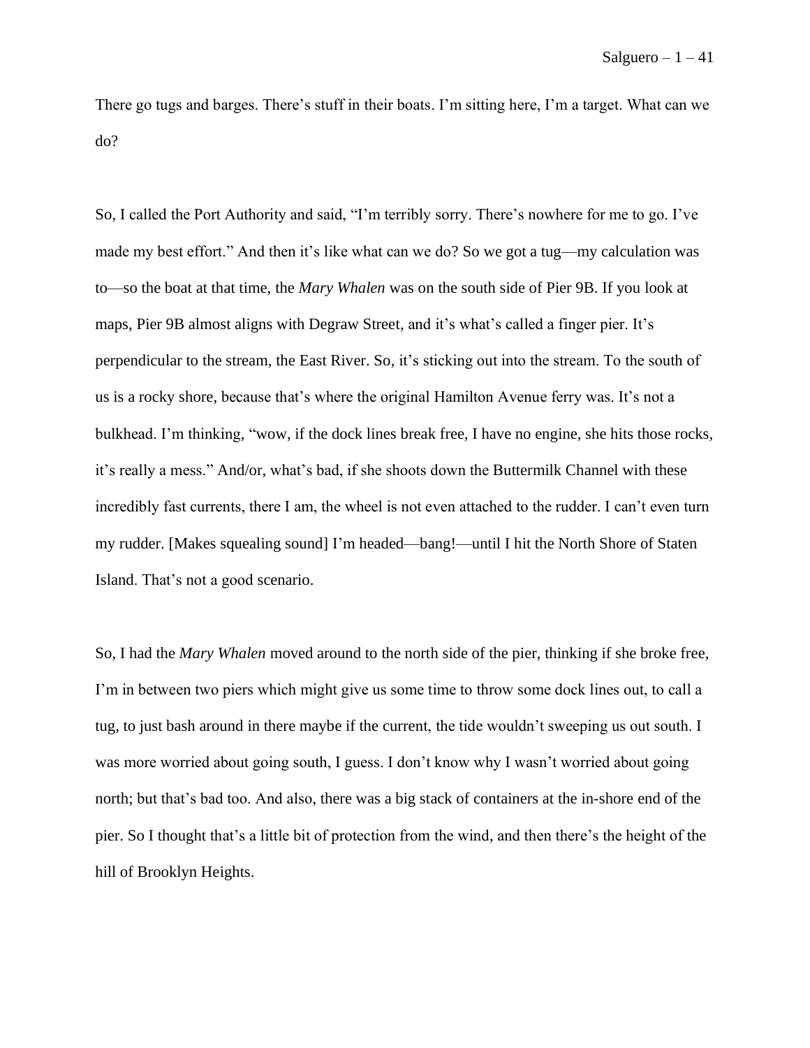There go tugs and barges. There's stuff in their boats. I'm sitting here, I'm a target. What can we do?

So, I called the Port Authority and said, "I'm terribly sorry. There's nowhere for me to go. I've made my best effort." And then it's like what can we do? So we got a tug—my calculation was to—so the boat at that time, the *Mary Whalen* was on the south side of Pier 9B. If you look at maps, Pier 9B almost aligns with Degraw Street, and it's what's called a finger pier. It's perpendicular to the stream, the East River. So, it's sticking out into the stream. To the south of us is a rocky shore, because that's where the original Hamilton Avenue ferry was. It's not a bulkhead. I'm thinking, "wow, if the dock lines break free, I have no engine, she hits those rocks, it's really a mess." And/or, what's bad, if she shoots down the Buttermilk Channel with these incredibly fast currents, there I am, the wheel is not even attached to the rudder. I can't even turn my rudder. [Makes squealing sound] I'm headed—bang!—until I hit the North Shore of Staten Island. That's not a good scenario.

So, I had the *Mary Whalen* moved around to the north side of the pier, thinking if she broke free, I'm in between two piers which might give us some time to throw some dock lines out, to call a tug, to just bash around in there maybe if the current, the tide wouldn't sweeping us out south. I was more worried about going south, I guess. I don't know why I wasn't worried about going north; but that's bad too. And also, there was a big stack of containers at the in-shore end of the pier. So I thought that's a little bit of protection from the wind, and then there's the height of the hill of Brooklyn Heights.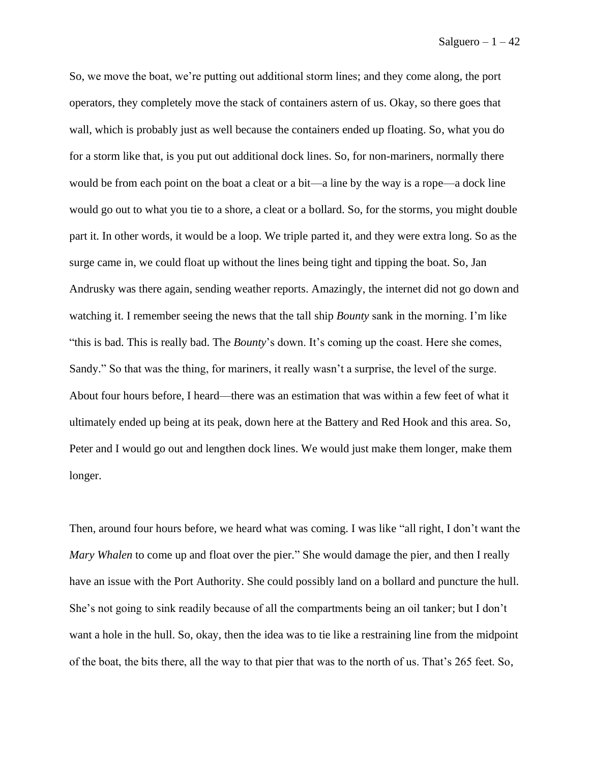So, we move the boat, we're putting out additional storm lines; and they come along, the port operators, they completely move the stack of containers astern of us. Okay, so there goes that wall, which is probably just as well because the containers ended up floating. So, what you do for a storm like that, is you put out additional dock lines. So, for non-mariners, normally there would be from each point on the boat a cleat or a bit—a line by the way is a rope—a dock line would go out to what you tie to a shore, a cleat or a bollard. So, for the storms, you might double part it. In other words, it would be a loop. We triple parted it, and they were extra long. So as the surge came in, we could float up without the lines being tight and tipping the boat. So, Jan Andrusky was there again, sending weather reports. Amazingly, the internet did not go down and watching it. I remember seeing the news that the tall ship *Bounty* sank in the morning. I'm like "this is bad. This is really bad. The *Bounty*'s down. It's coming up the coast. Here she comes, Sandy." So that was the thing, for mariners, it really wasn't a surprise, the level of the surge. About four hours before, I heard—there was an estimation that was within a few feet of what it ultimately ended up being at its peak, down here at the Battery and Red Hook and this area. So, Peter and I would go out and lengthen dock lines. We would just make them longer, make them longer.

Then, around four hours before, we heard what was coming. I was like "all right, I don't want the *Mary Whalen* to come up and float over the pier." She would damage the pier, and then I really have an issue with the Port Authority. She could possibly land on a bollard and puncture the hull. She's not going to sink readily because of all the compartments being an oil tanker; but I don't want a hole in the hull. So, okay, then the idea was to tie like a restraining line from the midpoint of the boat, the bits there, all the way to that pier that was to the north of us. That's 265 feet. So,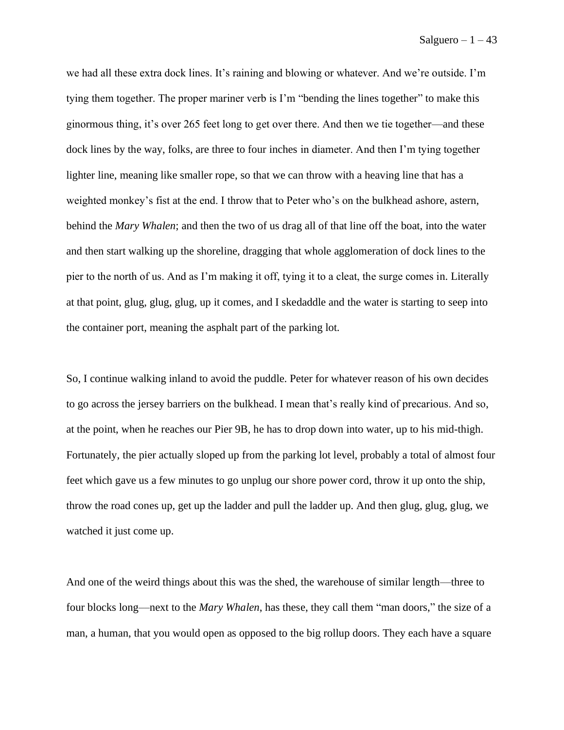we had all these extra dock lines. It's raining and blowing or whatever. And we're outside. I'm tying them together. The proper mariner verb is I'm "bending the lines together" to make this ginormous thing, it's over 265 feet long to get over there. And then we tie together—and these dock lines by the way, folks, are three to four inches in diameter. And then I'm tying together lighter line, meaning like smaller rope, so that we can throw with a heaving line that has a weighted monkey's fist at the end. I throw that to Peter who's on the bulkhead ashore, astern, behind the *Mary Whalen*; and then the two of us drag all of that line off the boat, into the water and then start walking up the shoreline, dragging that whole agglomeration of dock lines to the pier to the north of us. And as I'm making it off, tying it to a cleat, the surge comes in. Literally at that point, glug, glug, glug, up it comes, and I skedaddle and the water is starting to seep into the container port, meaning the asphalt part of the parking lot.

So, I continue walking inland to avoid the puddle. Peter for whatever reason of his own decides to go across the jersey barriers on the bulkhead. I mean that's really kind of precarious. And so, at the point, when he reaches our Pier 9B, he has to drop down into water, up to his mid-thigh. Fortunately, the pier actually sloped up from the parking lot level, probably a total of almost four feet which gave us a few minutes to go unplug our shore power cord, throw it up onto the ship, throw the road cones up, get up the ladder and pull the ladder up. And then glug, glug, glug, we watched it just come up.

And one of the weird things about this was the shed, the warehouse of similar length—three to four blocks long—next to the *Mary Whalen*, has these, they call them "man doors," the size of a man, a human, that you would open as opposed to the big rollup doors. They each have a square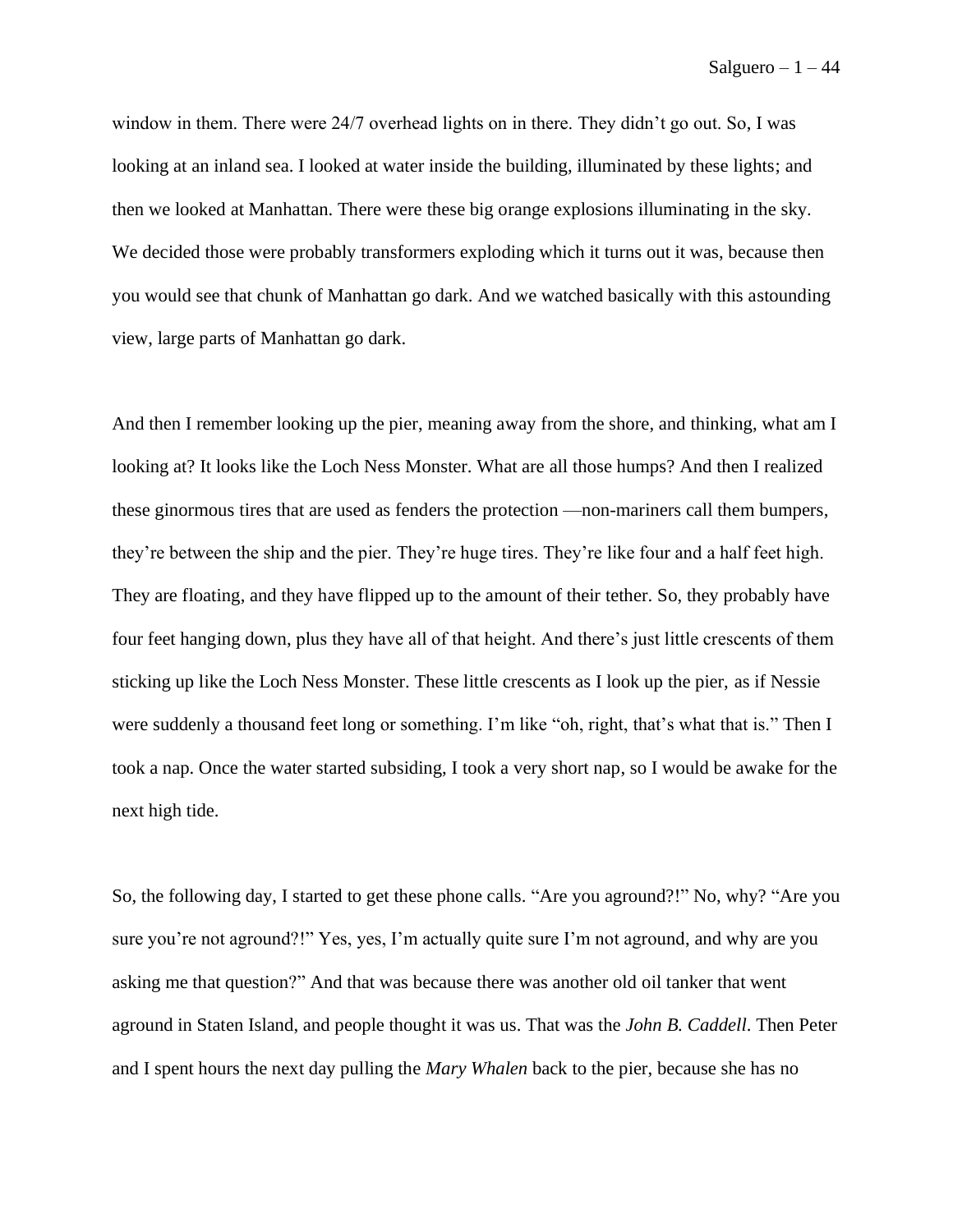window in them. There were 24/7 overhead lights on in there. They didn't go out. So, I was looking at an inland sea. I looked at water inside the building, illuminated by these lights; and then we looked at Manhattan. There were these big orange explosions illuminating in the sky. We decided those were probably transformers exploding which it turns out it was, because then you would see that chunk of Manhattan go dark. And we watched basically with this astounding view, large parts of Manhattan go dark.

And then I remember looking up the pier, meaning away from the shore, and thinking, what am I looking at? It looks like the Loch Ness Monster. What are all those humps? And then I realized these ginormous tires that are used as fenders the protection —non-mariners call them bumpers, they're between the ship and the pier. They're huge tires. They're like four and a half feet high. They are floating, and they have flipped up to the amount of their tether. So, they probably have four feet hanging down, plus they have all of that height. And there's just little crescents of them sticking up like the Loch Ness Monster. These little crescents as I look up the pier, as if Nessie were suddenly a thousand feet long or something. I'm like "oh, right, that's what that is." Then I took a nap. Once the water started subsiding, I took a very short nap, so I would be awake for the next high tide.

So, the following day, I started to get these phone calls. "Are you aground?!" No, why? "Are you sure you're not aground?!" Yes, yes, I'm actually quite sure I'm not aground, and why are you asking me that question?" And that was because there was another old oil tanker that went aground in Staten Island, and people thought it was us. That was the *John B. Caddell*. Then Peter and I spent hours the next day pulling the *Mary Whalen* back to the pier, because she has no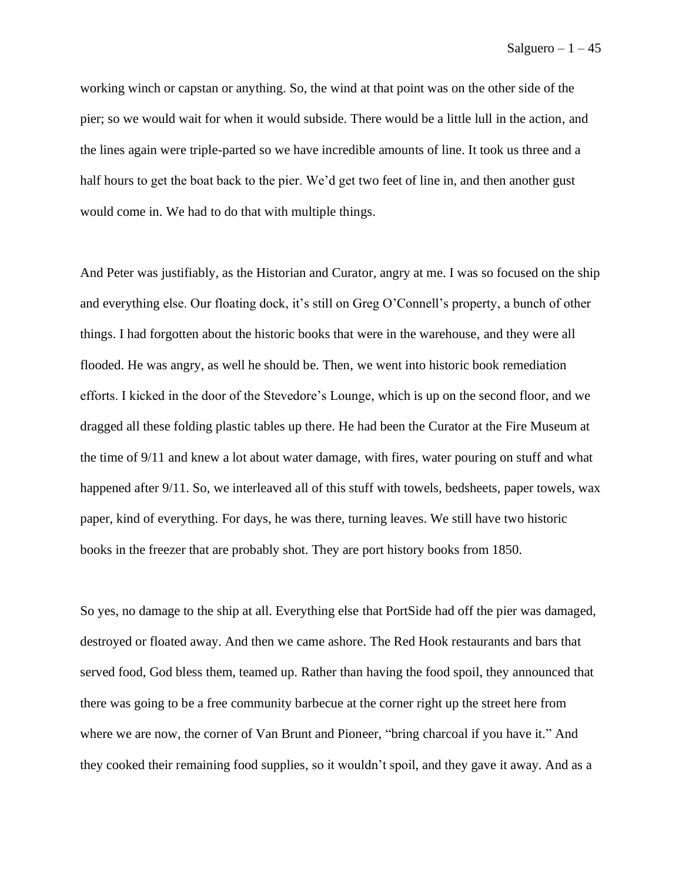working winch or capstan or anything. So, the wind at that point was on the other side of the pier; so we would wait for when it would subside. There would be a little lull in the action, and the lines again were triple-parted so we have incredible amounts of line. It took us three and a half hours to get the boat back to the pier. We'd get two feet of line in, and then another gust would come in. We had to do that with multiple things.

And Peter was justifiably, as the Historian and Curator, angry at me. I was so focused on the ship and everything else. Our floating dock, it's still on Greg O'Connell's property, a bunch of other things. I had forgotten about the historic books that were in the warehouse, and they were all flooded. He was angry, as well he should be. Then, we went into historic book remediation efforts. I kicked in the door of the Stevedore's Lounge, which is up on the second floor, and we dragged all these folding plastic tables up there. He had been the Curator at the Fire Museum at the time of 9/11 and knew a lot about water damage, with fires, water pouring on stuff and what happened after 9/11. So, we interleaved all of this stuff with towels, bedsheets, paper towels, wax paper, kind of everything. For days, he was there, turning leaves. We still have two historic books in the freezer that are probably shot. They are port history books from 1850.

So yes, no damage to the ship at all. Everything else that PortSide had off the pier was damaged, destroyed or floated away. And then we came ashore. The Red Hook restaurants and bars that served food, God bless them, teamed up. Rather than having the food spoil, they announced that there was going to be a free community barbecue at the corner right up the street here from where we are now, the corner of Van Brunt and Pioneer, "bring charcoal if you have it." And they cooked their remaining food supplies, so it wouldn't spoil, and they gave it away. And as a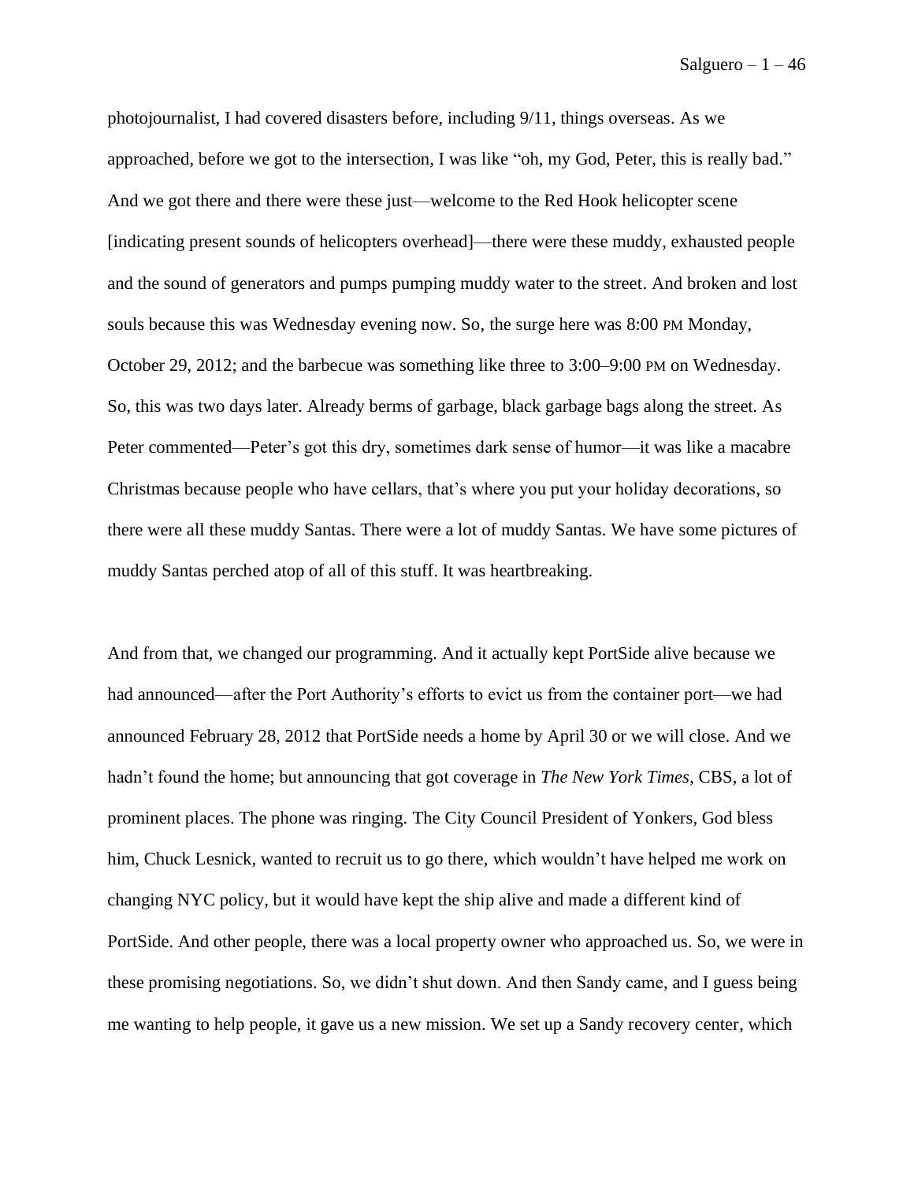photojournalist, I had covered disasters before, including 9/11, things overseas. As we approached, before we got to the intersection, I was like "oh, my God, Peter, this is really bad." And we got there and there were these just—welcome to the Red Hook helicopter scene [indicating present sounds of helicopters overhead]—there were these muddy, exhausted people and the sound of generators and pumps pumping muddy water to the street. And broken and lost souls because this was Wednesday evening now. So, the surge here was 8:00 PM Monday, October 29, 2012; and the barbecue was something like three to 3:00–9:00 PM on Wednesday. So, this was two days later. Already berms of garbage, black garbage bags along the street. As Peter commented—Peter's got this dry, sometimes dark sense of humor—it was like a macabre Christmas because people who have cellars, that's where you put your holiday decorations, so there were all these muddy Santas. There were a lot of muddy Santas. We have some pictures of muddy Santas perched atop of all of this stuff. It was heartbreaking.

And from that, we changed our programming. And it actually kept PortSide alive because we had announced—after the Port Authority's efforts to evict us from the container port—we had announced February 28, 2012 that PortSide needs a home by April 30 or we will close. And we hadn't found the home; but announcing that got coverage in *The New York Times*, CBS, a lot of prominent places. The phone was ringing. The City Council President of Yonkers, God bless him, Chuck Lesnick, wanted to recruit us to go there, which wouldn't have helped me work on changing NYC policy, but it would have kept the ship alive and made a different kind of PortSide. And other people, there was a local property owner who approached us. So, we were in these promising negotiations. So, we didn't shut down. And then Sandy came, and I guess being me wanting to help people, it gave us a new mission. We set up a Sandy recovery center, which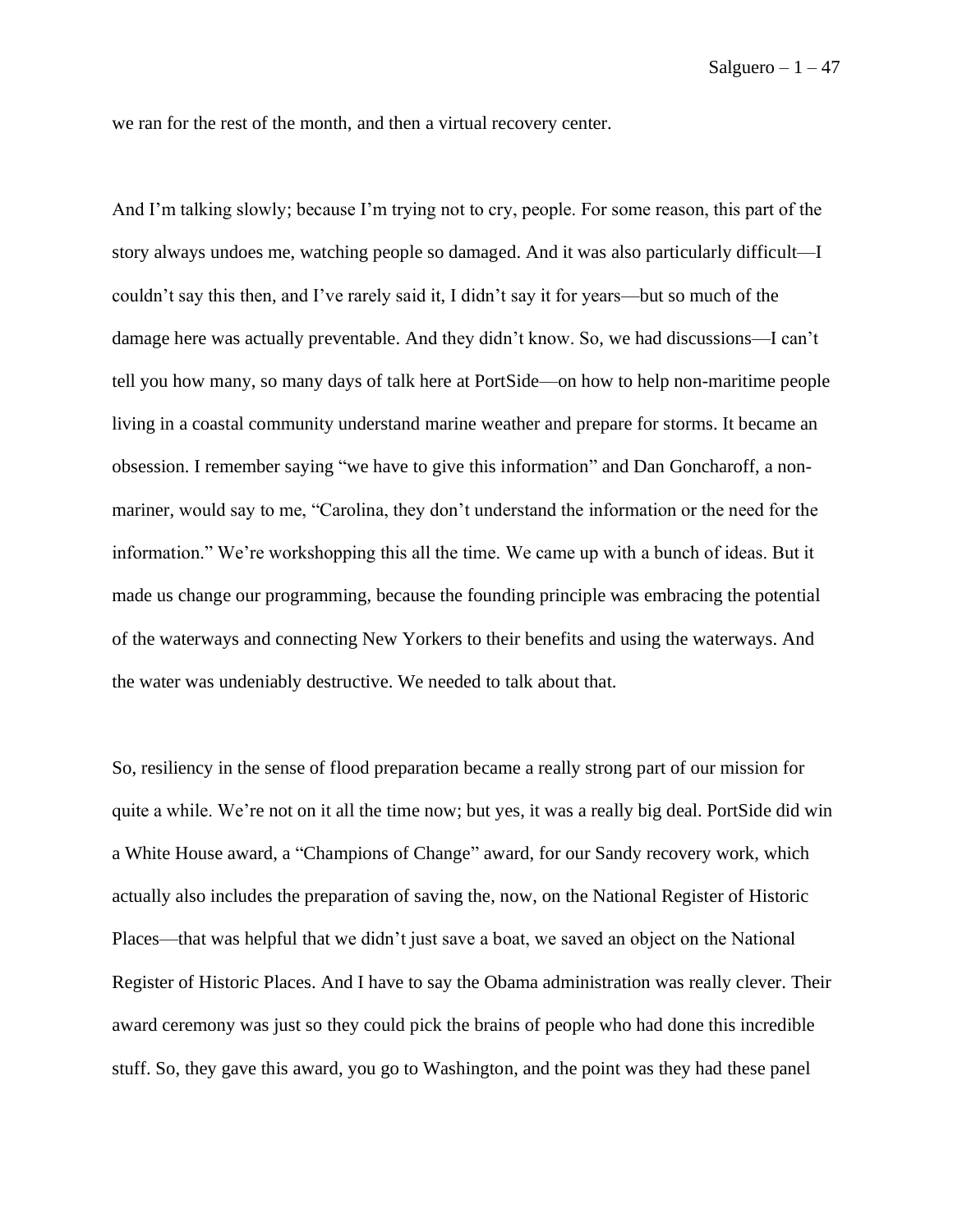we ran for the rest of the month, and then a virtual recovery center.

And I'm talking slowly; because I'm trying not to cry, people. For some reason, this part of the story always undoes me, watching people so damaged. And it was also particularly difficult—I couldn't say this then, and I've rarely said it, I didn't say it for years—but so much of the damage here was actually preventable. And they didn't know. So, we had discussions—I can't tell you how many, so many days of talk here at PortSide—on how to help non-maritime people living in a coastal community understand marine weather and prepare for storms. It became an obsession. I remember saying "we have to give this information" and Dan Goncharoff, a non-mariner, would say to me, "Carolina, they don't understand the information or the need for the information." We're workshopping this all the time. We came up with a bunch of ideas. But it made us change our programming, because the founding principle was embracing the potential of the waterways and connecting New Yorkers to their benefits and using the waterways. And the water was undeniably destructive. We needed to talk about that.

So, resiliency in the sense of flood preparation became a really strong part of our mission for quite a while. We're not on it all the time now; but yes, it was a really big deal. PortSide did win a White House award, a "Champions of Change" award, for our Sandy recovery work, which actually also includes the preparation of saving the, now, on the National Register of Historic Places—that was helpful that we didn't just save a boat, we saved an object on the National Register of Historic Places. And I have to say the Obama administration was really clever. Their award ceremony was just so they could pick the brains of people who had done this incredible stuff. So, they gave this award, you go to Washington, and the point was they had these panel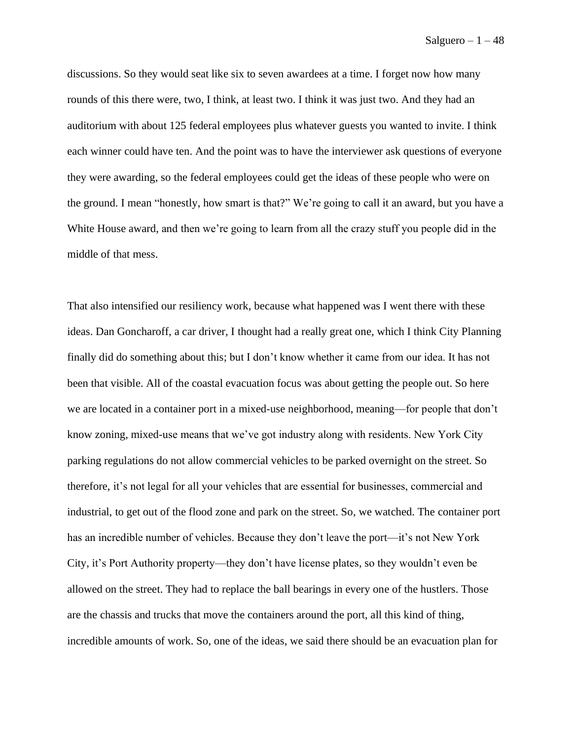discussions. So they would seat like six to seven awardees at a time. I forget now how many rounds of this there were, two, I think, at least two. I think it was just two. And they had an auditorium with about 125 federal employees plus whatever guests you wanted to invite. I think each winner could have ten. And the point was to have the interviewer ask questions of everyone they were awarding, so the federal employees could get the ideas of these people who were on the ground. I mean "honestly, how smart is that?" We're going to call it an award, but you have a White House award, and then we're going to learn from all the crazy stuff you people did in the middle of that mess.

That also intensified our resiliency work, because what happened was I went there with these ideas. Dan Goncharoff, a car driver, I thought had a really great one, which I think City Planning finally did do something about this; but I don't know whether it came from our idea. It has not been that visible. All of the coastal evacuation focus was about getting the people out. So here we are located in a container port in a mixed-use neighborhood, meaning—for people that don't know zoning, mixed-use means that we've got industry along with residents. New York City parking regulations do not allow commercial vehicles to be parked overnight on the street. So therefore, it's not legal for all your vehicles that are essential for businesses, commercial and industrial, to get out of the flood zone and park on the street. So, we watched. The container port has an incredible number of vehicles. Because they don't leave the port—it's not New York City, it's Port Authority property—they don't have license plates, so they wouldn't even be allowed on the street. They had to replace the ball bearings in every one of the hustlers. Those are the chassis and trucks that move the containers around the port, all this kind of thing, incredible amounts of work. So, one of the ideas, we said there should be an evacuation plan for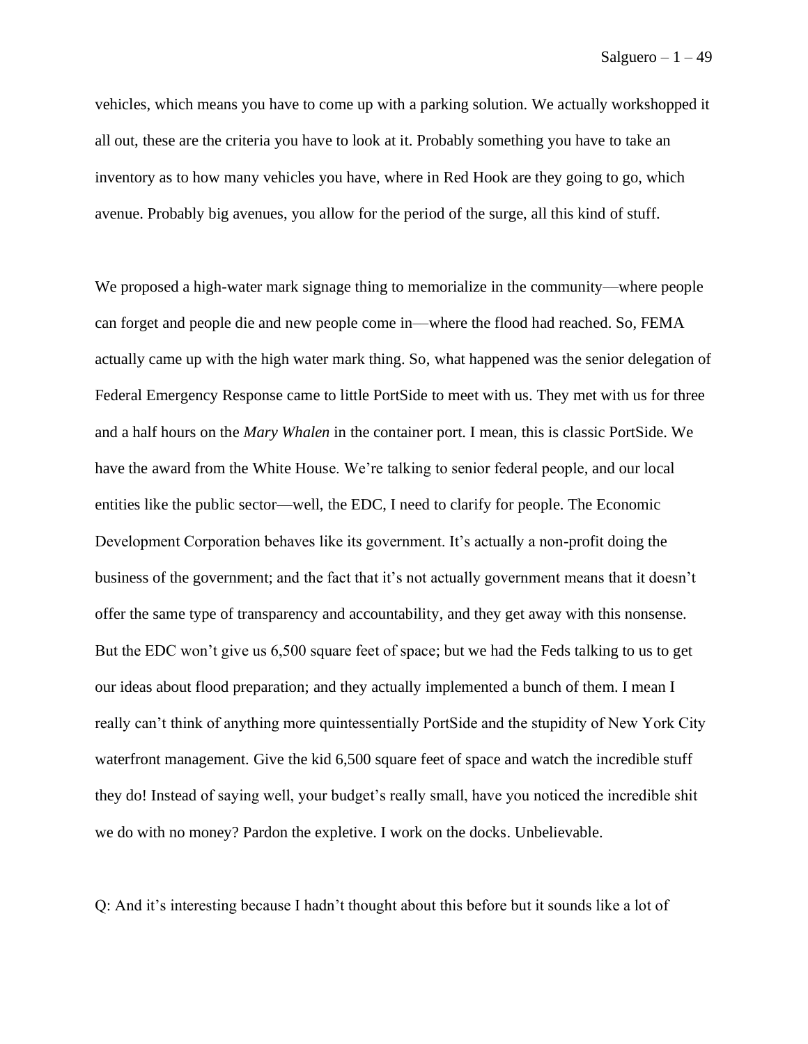vehicles, which means you have to come up with a parking solution. We actually workshopped it all out, these are the criteria you have to look at it. Probably something you have to take an inventory as to how many vehicles you have, where in Red Hook are they going to go, which avenue. Probably big avenues, you allow for the period of the surge, all this kind of stuff.

We proposed a high-water mark signage thing to memorialize in the community—where people can forget and people die and new people come in—where the flood had reached. So, FEMA actually came up with the high water mark thing. So, what happened was the senior delegation of Federal Emergency Response came to little PortSide to meet with us. They met with us for three and a half hours on the *Mary Whalen* in the container port. I mean, this is classic PortSide. We have the award from the White House. We're talking to senior federal people, and our local entities like the public sector—well, the EDC, I need to clarify for people. The Economic Development Corporation behaves like its government. It's actually a non-profit doing the business of the government; and the fact that it's not actually government means that it doesn't offer the same type of transparency and accountability, and they get away with this nonsense. But the EDC won't give us 6,500 square feet of space; but we had the Feds talking to us to get our ideas about flood preparation; and they actually implemented a bunch of them. I mean I really can't think of anything more quintessentially PortSide and the stupidity of New York City waterfront management. Give the kid 6,500 square feet of space and watch the incredible stuff they do! Instead of saying well, your budget's really small, have you noticed the incredible shit we do with no money? Pardon the expletive. I work on the docks. Unbelievable.

Q: And it's interesting because I hadn't thought about this before but it sounds like a lot of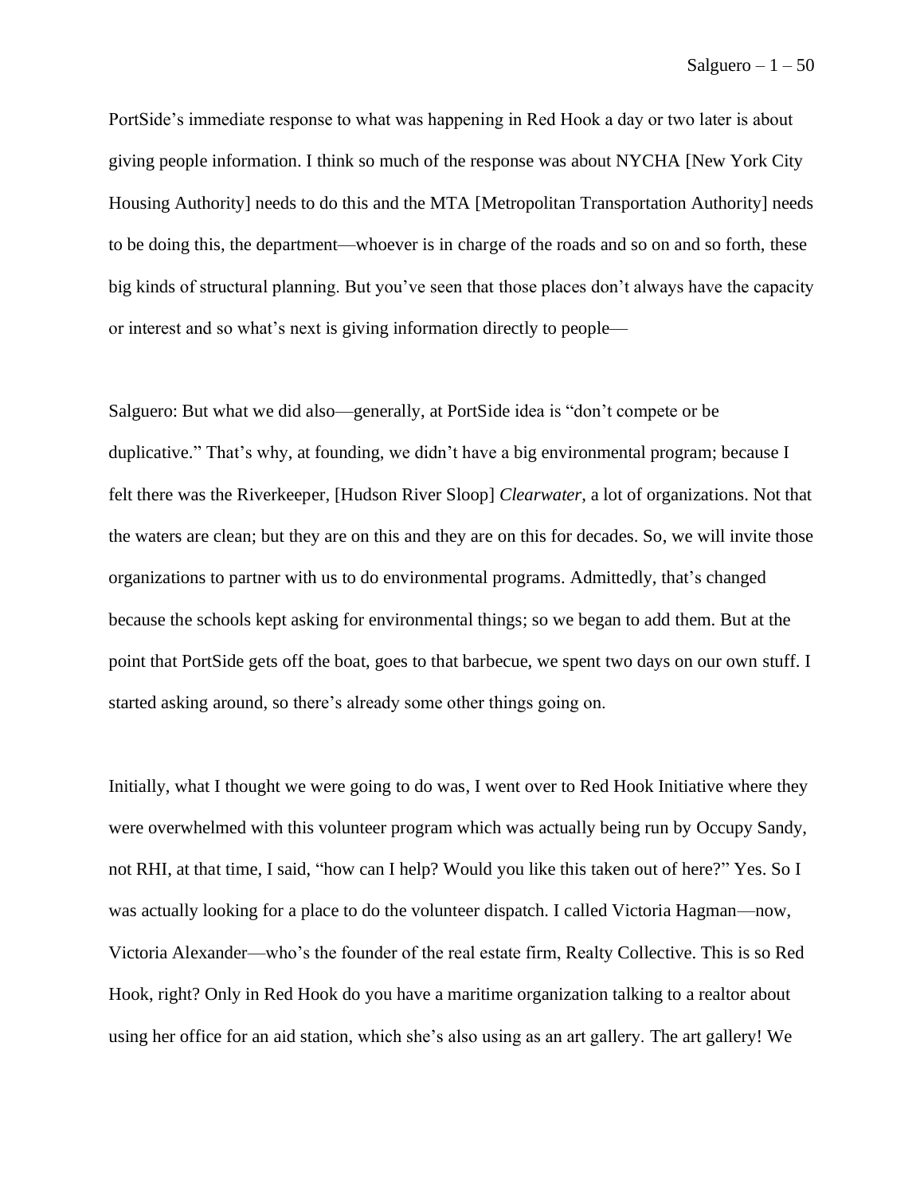PortSide's immediate response to what was happening in Red Hook a day or two later is about giving people information. I think so much of the response was about NYCHA [New York City Housing Authority] needs to do this and the MTA [Metropolitan Transportation Authority] needs to be doing this, the department—whoever is in charge of the roads and so on and so forth, these big kinds of structural planning. But you've seen that those places don't always have the capacity or interest and so what's next is giving information directly to people—

Salguero: But what we did also—generally, at PortSide idea is "don't compete or be duplicative." That's why, at founding, we didn't have a big environmental program; because I felt there was the Riverkeeper, [Hudson River Sloop] *Clearwater*, a lot of organizations. Not that the waters are clean; but they are on this and they are on this for decades. So, we will invite those organizations to partner with us to do environmental programs. Admittedly, that's changed because the schools kept asking for environmental things; so we began to add them. But at the point that PortSide gets off the boat, goes to that barbecue, we spent two days on our own stuff. I started asking around, so there's already some other things going on.

Initially, what I thought we were going to do was, I went over to Red Hook Initiative where they were overwhelmed with this volunteer program which was actually being run by Occupy Sandy, not RHI, at that time, I said, "how can I help? Would you like this taken out of here?" Yes. So I was actually looking for a place to do the volunteer dispatch. I called Victoria Hagman—now, Victoria Alexander—who's the founder of the real estate firm, Realty Collective. This is so Red Hook, right? Only in Red Hook do you have a maritime organization talking to a realtor about using her office for an aid station, which she's also using as an art gallery. The art gallery! We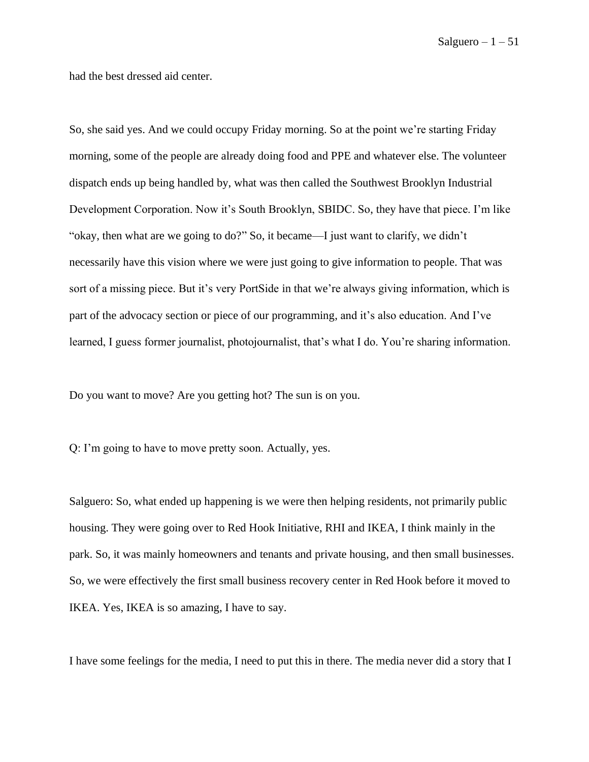had the best dressed aid center.

So, she said yes. And we could occupy Friday morning. So at the point we're starting Friday morning, some of the people are already doing food and PPE and whatever else. The volunteer dispatch ends up being handled by, what was then called the Southwest Brooklyn Industrial Development Corporation. Now it's South Brooklyn, SBIDC. So, they have that piece. I'm like "okay, then what are we going to do?" So, it became—I just want to clarify, we didn't necessarily have this vision where we were just going to give information to people. That was sort of a missing piece. But it's very PortSide in that we're always giving information, which is part of the advocacy section or piece of our programming, and it's also education. And I've learned, I guess former journalist, photojournalist, that's what I do. You're sharing information.

Do you want to move? Are you getting hot? The sun is on you.

Q: I'm going to have to move pretty soon. Actually, yes.

Salguero: So, what ended up happening is we were then helping residents, not primarily public housing. They were going over to Red Hook Initiative, RHI and IKEA, I think mainly in the park. So, it was mainly homeowners and tenants and private housing, and then small businesses. So, we were effectively the first small business recovery center in Red Hook before it moved to IKEA. Yes, IKEA is so amazing, I have to say.

I have some feelings for the media, I need to put this in there. The media never did a story that I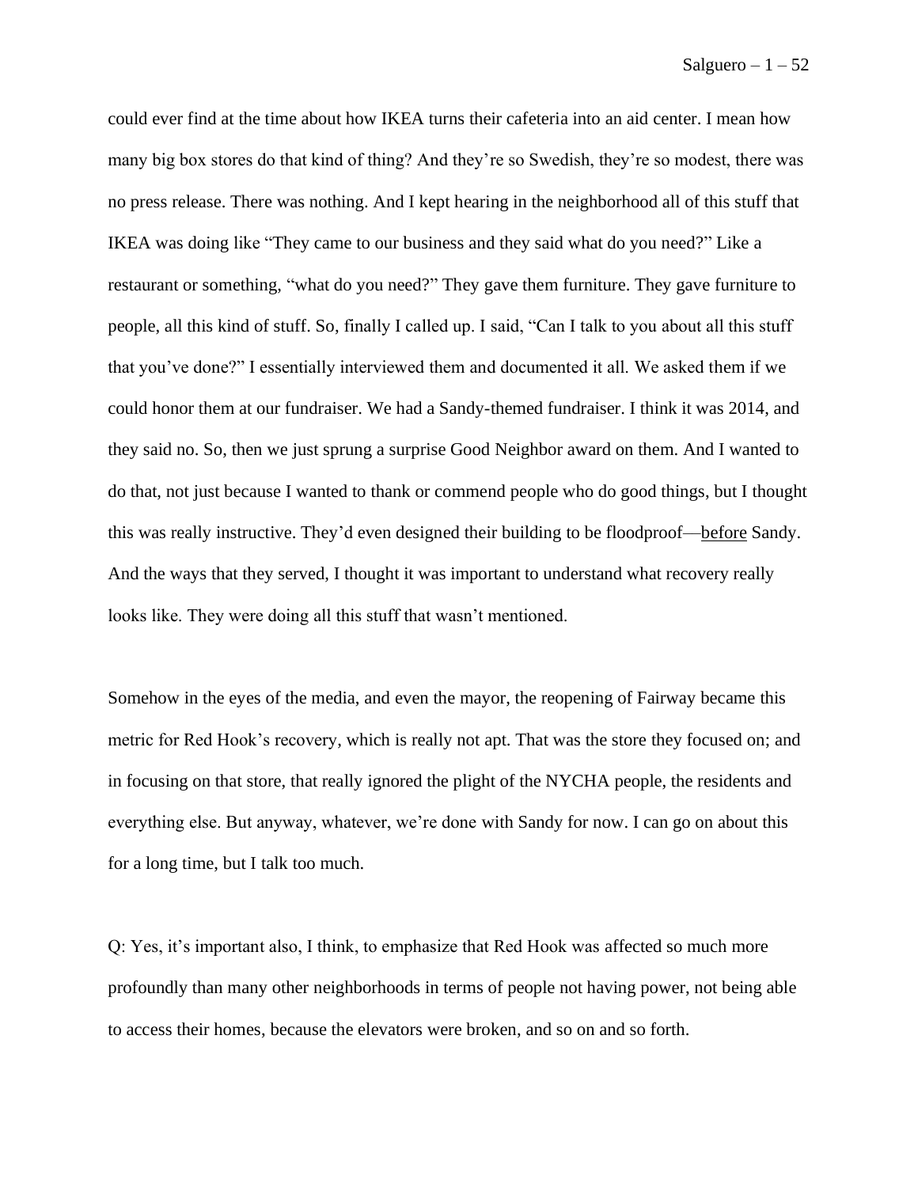could ever find at the time about how IKEA turns their cafeteria into an aid center. I mean how many big box stores do that kind of thing? And they're so Swedish, they're so modest, there was no press release. There was nothing. And I kept hearing in the neighborhood all of this stuff that IKEA was doing like "They came to our business and they said what do you need?" Like a restaurant or something, "what do you need?" They gave them furniture. They gave furniture to people, all this kind of stuff. So, finally I called up. I said, "Can I talk to you about all this stuff that you've done?" I essentially interviewed them and documented it all. We asked them if we could honor them at our fundraiser. We had a Sandy-themed fundraiser. I think it was 2014, and they said no. So, then we just sprung a surprise Good Neighbor award on them. And I wanted to do that, not just because I wanted to thank or commend people who do good things, but I thought this was really instructive. They'd even designed their building to be floodproof—<u>before</u> Sandy. And the ways that they served, I thought it was important to understand what recovery really looks like. They were doing all this stuff that wasn't mentioned.

Somehow in the eyes of the media, and even the mayor, the reopening of Fairway became this metric for Red Hook's recovery, which is really not apt. That was the store they focused on; and in focusing on that store, that really ignored the plight of the NYCHA people, the residents and everything else. But anyway, whatever, we're done with Sandy for now. I can go on about this for a long time, but I talk too much.

Q: Yes, it's important also, I think, to emphasize that Red Hook was affected so much more profoundly than many other neighborhoods in terms of people not having power, not being able to access their homes, because the elevators were broken, and so on and so forth.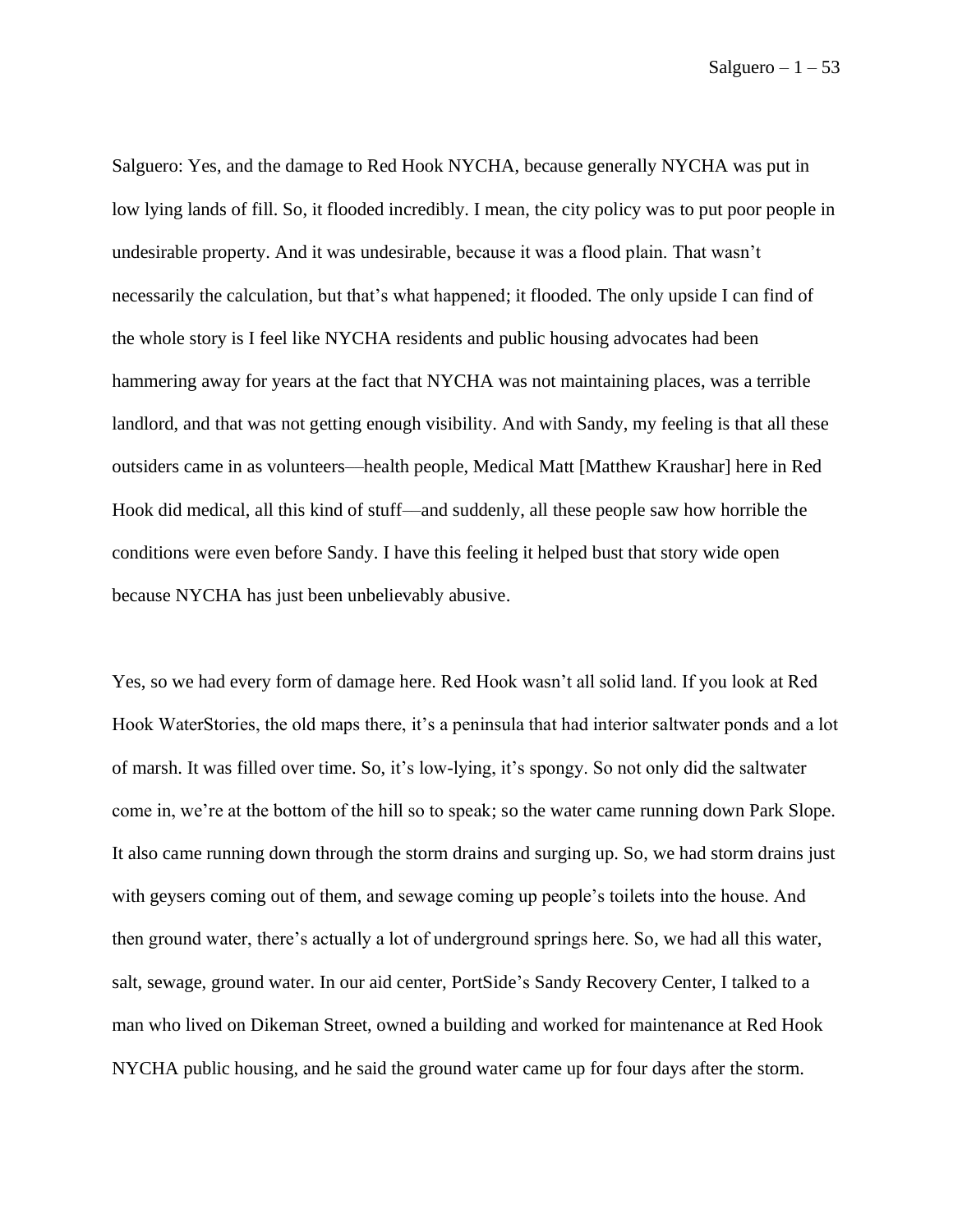Salguero: Yes, and the damage to Red Hook NYCHA, because generally NYCHA was put in low lying lands of fill. So, it flooded incredibly. I mean, the city policy was to put poor people in undesirable property. And it was undesirable, because it was a flood plain. That wasn't necessarily the calculation, but that's what happened; it flooded. The only upside I can find of the whole story is I feel like NYCHA residents and public housing advocates had been hammering away for years at the fact that NYCHA was not maintaining places, was a terrible landlord, and that was not getting enough visibility. And with Sandy, my feeling is that all these outsiders came in as volunteers—health people, Medical Matt [Matthew Kraushar] here in Red Hook did medical, all this kind of stuff—and suddenly, all these people saw how horrible the conditions were even before Sandy. I have this feeling it helped bust that story wide open because NYCHA has just been unbelievably abusive.

Yes, so we had every form of damage here. Red Hook wasn't all solid land. If you look at Red Hook WaterStories, the old maps there, it's a peninsula that had interior saltwater ponds and a lot of marsh. It was filled over time. So, it's low-lying, it's spongy. So not only did the saltwater come in, we're at the bottom of the hill so to speak; so the water came running down Park Slope. It also came running down through the storm drains and surging up. So, we had storm drains just with geysers coming out of them, and sewage coming up people's toilets into the house. And then ground water, there's actually a lot of underground springs here. So, we had all this water, salt, sewage, ground water. In our aid center, PortSide's Sandy Recovery Center, I talked to a man who lived on Dikeman Street, owned a building and worked for maintenance at Red Hook NYCHA public housing, and he said the ground water came up for four days after the storm.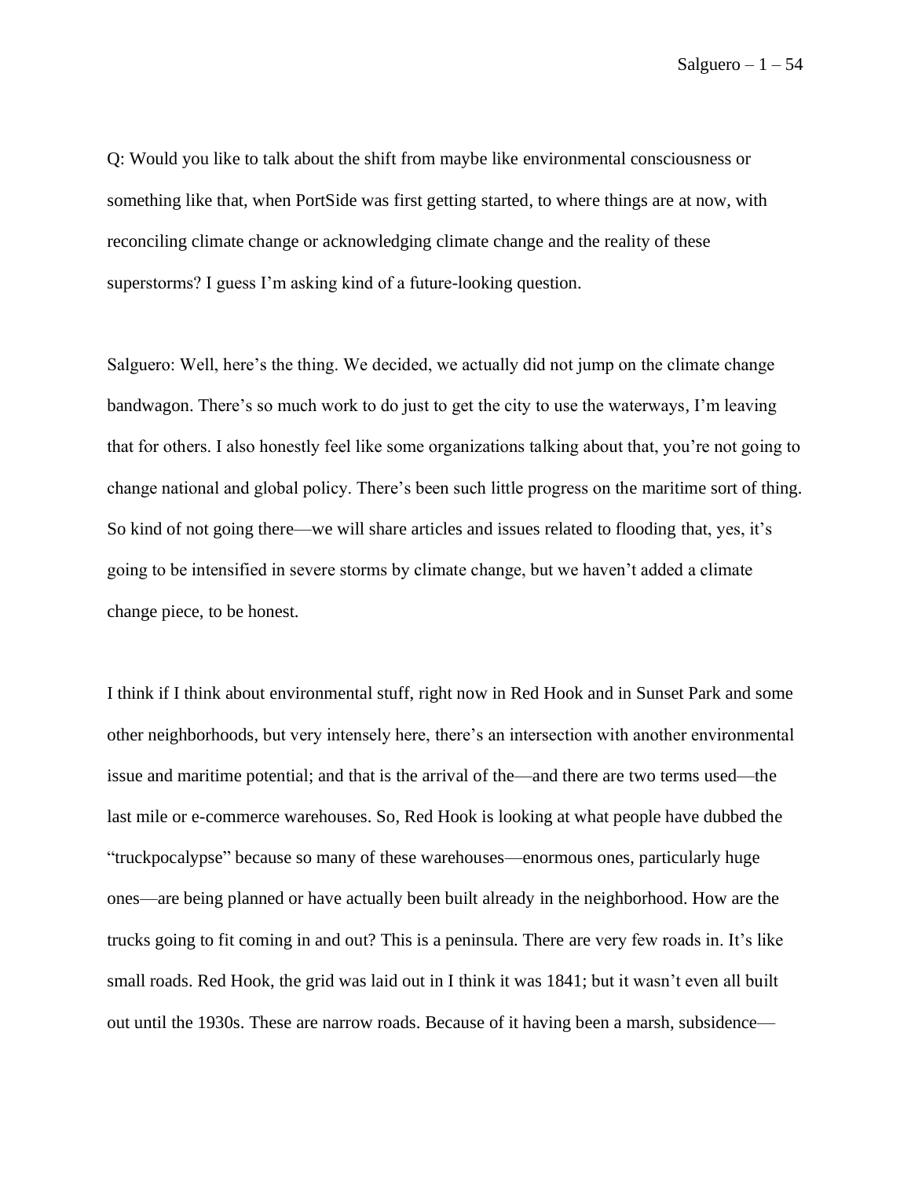Q: Would you like to talk about the shift from maybe like environmental consciousness or something like that, when PortSide was first getting started, to where things are at now, with reconciling climate change or acknowledging climate change and the reality of these superstorms? I guess I'm asking kind of a future-looking question.

Salguero: Well, here's the thing. We decided, we actually did not jump on the climate change bandwagon. There's so much work to do just to get the city to use the waterways, I'm leaving that for others. I also honestly feel like some organizations talking about that, you're not going to change national and global policy. There's been such little progress on the maritime sort of thing. So kind of not going there—we will share articles and issues related to flooding that, yes, it's going to be intensified in severe storms by climate change, but we haven't added a climate change piece, to be honest.

I think if I think about environmental stuff, right now in Red Hook and in Sunset Park and some other neighborhoods, but very intensely here, there's an intersection with another environmental issue and maritime potential; and that is the arrival of the—and there are two terms used—the last mile or e-commerce warehouses. So, Red Hook is looking at what people have dubbed the "truckpocalypse" because so many of these warehouses—enormous ones, particularly huge ones—are being planned or have actually been built already in the neighborhood. How are the trucks going to fit coming in and out? This is a peninsula. There are very few roads in. It's like small roads. Red Hook, the grid was laid out in I think it was 1841; but it wasn't even all built out until the 1930s. These are narrow roads. Because of it having been a marsh, subsidence—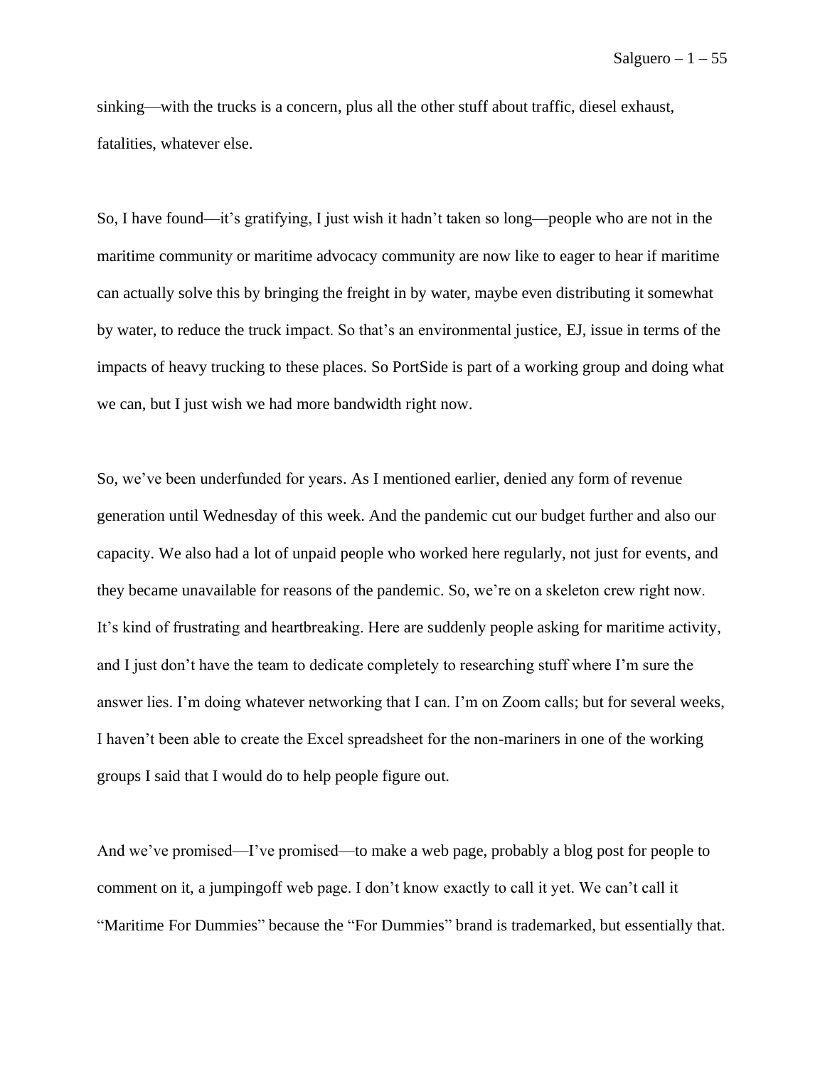sinking—with the trucks is a concern, plus all the other stuff about traffic, diesel exhaust, fatalities, whatever else.

So, I have found—it's gratifying, I just wish it hadn't taken so long—people who are not in the maritime community or maritime advocacy community are now like to eager to hear if maritime can actually solve this by bringing the freight in by water, maybe even distributing it somewhat by water, to reduce the truck impact. So that's an environmental justice, EJ, issue in terms of the impacts of heavy trucking to these places. So PortSide is part of a working group and doing what we can, but I just wish we had more bandwidth right now.

So, we've been underfunded for years. As I mentioned earlier, denied any form of revenue generation until Wednesday of this week. And the pandemic cut our budget further and also our capacity. We also had a lot of unpaid people who worked here regularly, not just for events, and they became unavailable for reasons of the pandemic. So, we're on a skeleton crew right now. It's kind of frustrating and heartbreaking. Here are suddenly people asking for maritime activity, and I just don't have the team to dedicate completely to researching stuff where I'm sure the answer lies. I'm doing whatever networking that I can. I'm on Zoom calls; but for several weeks, I haven't been able to create the Excel spreadsheet for the non-mariners in one of the working groups I said that I would do to help people figure out.

And we've promised—I've promised—to make a web page, probably a blog post for people to comment on it, a jumpingoff web page. I don't know exactly to call it yet. We can't call it "Maritime For Dummies" because the "For Dummies" brand is trademarked, but essentially that.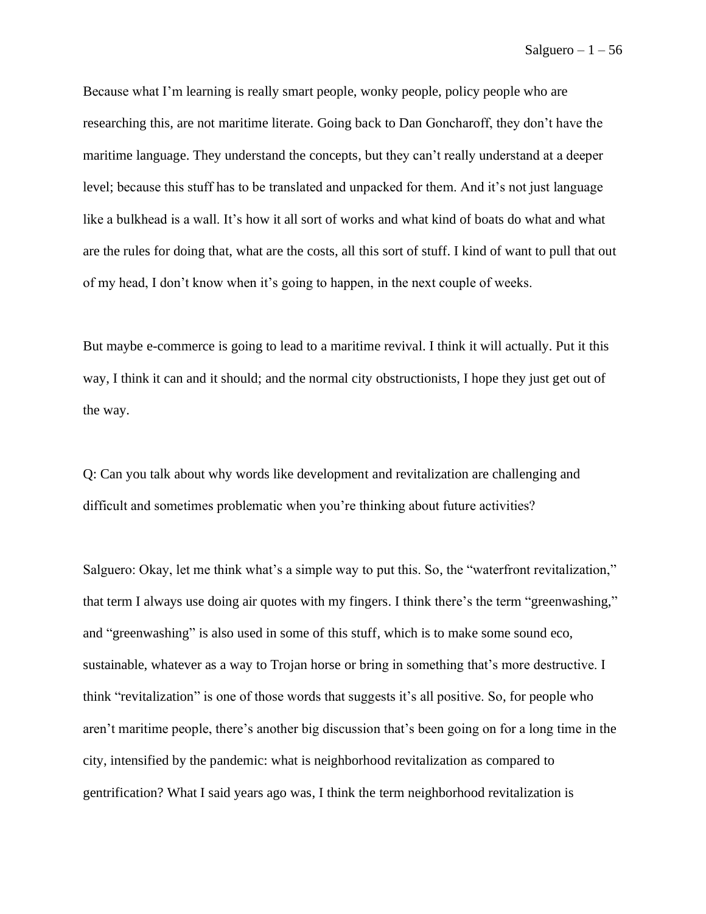Because what I'm learning is really smart people, wonky people, policy people who are researching this, are not maritime literate. Going back to Dan Goncharoff, they don't have the maritime language. They understand the concepts, but they can't really understand at a deeper level; because this stuff has to be translated and unpacked for them. And it's not just language like a bulkhead is a wall. It's how it all sort of works and what kind of boats do what and what are the rules for doing that, what are the costs, all this sort of stuff. I kind of want to pull that out of my head, I don't know when it's going to happen, in the next couple of weeks.

But maybe e-commerce is going to lead to a maritime revival. I think it will actually. Put it this way, I think it can and it should; and the normal city obstructionists, I hope they just get out of the way.

Q: Can you talk about why words like development and revitalization are challenging and difficult and sometimes problematic when you're thinking about future activities?

Salguero: Okay, let me think what's a simple way to put this. So, the "waterfront revitalization," that term I always use doing air quotes with my fingers. I think there's the term "greenwashing," and "greenwashing" is also used in some of this stuff, which is to make some sound eco, sustainable, whatever as a way to Trojan horse or bring in something that's more destructive. I think "revitalization" is one of those words that suggests it's all positive. So, for people who aren't maritime people, there's another big discussion that's been going on for a long time in the city, intensified by the pandemic: what is neighborhood revitalization as compared to gentrification? What I said years ago was, I think the term neighborhood revitalization is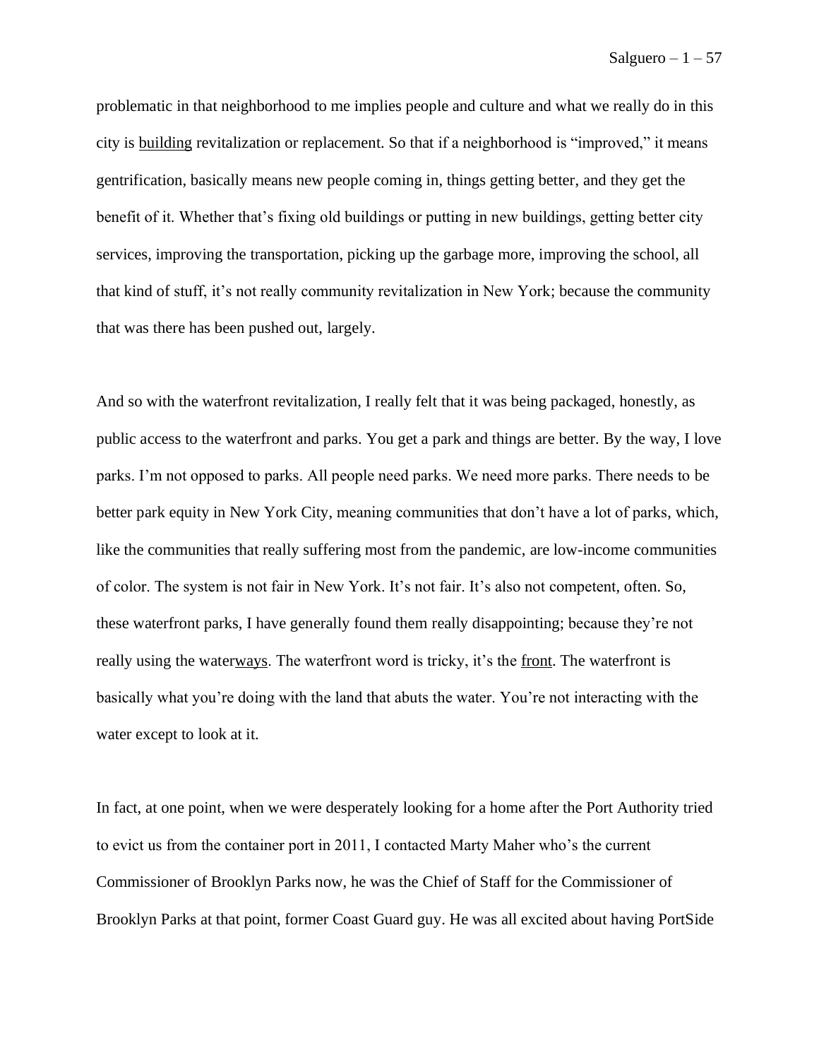problematic in that neighborhood to me implies people and culture and what we really do in this city is <u>building</u> revitalization or replacement. So that if a neighborhood is "improved," it means gentrification, basically means new people coming in, things getting better, and they get the benefit of it. Whether that's fixing old buildings or putting in new buildings, getting better city services, improving the transportation, picking up the garbage more, improving the school, all that kind of stuff, it's not really community revitalization in New York; because the community that was there has been pushed out, largely.

And so with the waterfront revitalization, I really felt that it was being packaged, honestly, as public access to the waterfront and parks. You get a park and things are better. By the way, I love parks. I'm not opposed to parks. All people need parks. We need more parks. There needs to be better park equity in New York City, meaning communities that don't have a lot of parks, which, like the communities that really suffering most from the pandemic, are low-income communities of color. The system is not fair in New York. It's not fair. It's also not competent, often. So, these waterfront parks, I have generally found them really disappointing; because they're not really using the water<u>ways</u>. The waterfront word is tricky, it's the <u>front</u>. The waterfront is basically what you're doing with the land that abuts the water. You're not interacting with the water except to look at it.

In fact, at one point, when we were desperately looking for a home after the Port Authority tried to evict us from the container port in 2011, I contacted Marty Maher who's the current Commissioner of Brooklyn Parks now, he was the Chief of Staff for the Commissioner of Brooklyn Parks at that point, former Coast Guard guy. He was all excited about having PortSide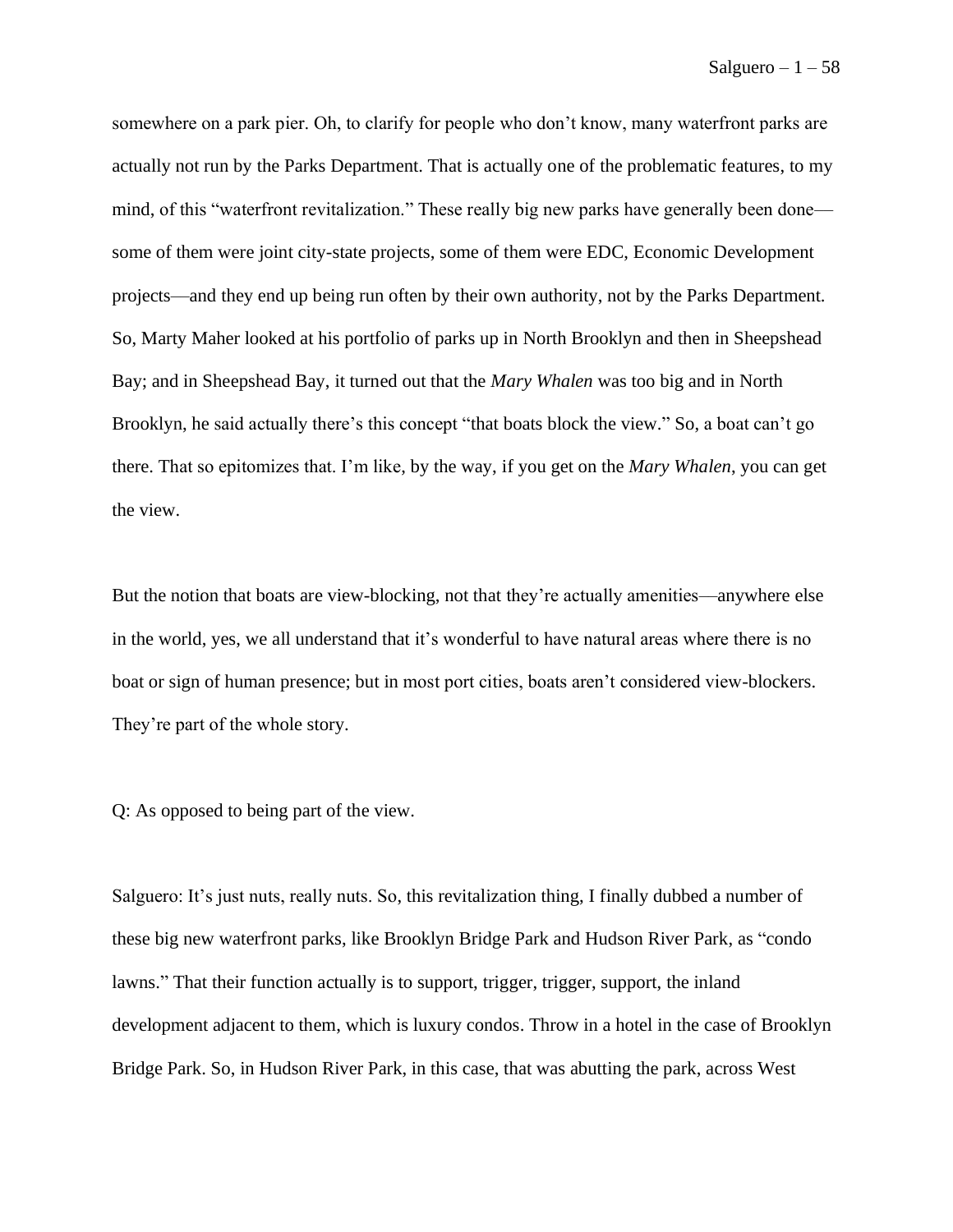somewhere on a park pier. Oh, to clarify for people who don't know, many waterfront parks are actually not run by the Parks Department. That is actually one of the problematic features, to my mind, of this "waterfront revitalization." These really big new parks have generally been done—some of them were joint city-state projects, some of them were EDC, Economic Development projects—and they end up being run often by their own authority, not by the Parks Department. So, Marty Maher looked at his portfolio of parks up in North Brooklyn and then in Sheepshead Bay; and in Sheepshead Bay, it turned out that the *Mary Whalen* was too big and in North Brooklyn, he said actually there's this concept "that boats block the view." So, a boat can't go there. That so epitomizes that. I'm like, by the way, if you get on the *Mary Whalen*, you can get the view.

But the notion that boats are view-blocking, not that they're actually amenities—anywhere else in the world, yes, we all understand that it's wonderful to have natural areas where there is no boat or sign of human presence; but in most port cities, boats aren't considered view-blockers. They're part of the whole story.

Q: As opposed to being part of the view.

Salguero: It's just nuts, really nuts. So, this revitalization thing, I finally dubbed a number of these big new waterfront parks, like Brooklyn Bridge Park and Hudson River Park, as "condo lawns." That their function actually is to support, trigger, trigger, support, the inland development adjacent to them, which is luxury condos. Throw in a hotel in the case of Brooklyn Bridge Park. So, in Hudson River Park, in this case, that was abutting the park, across West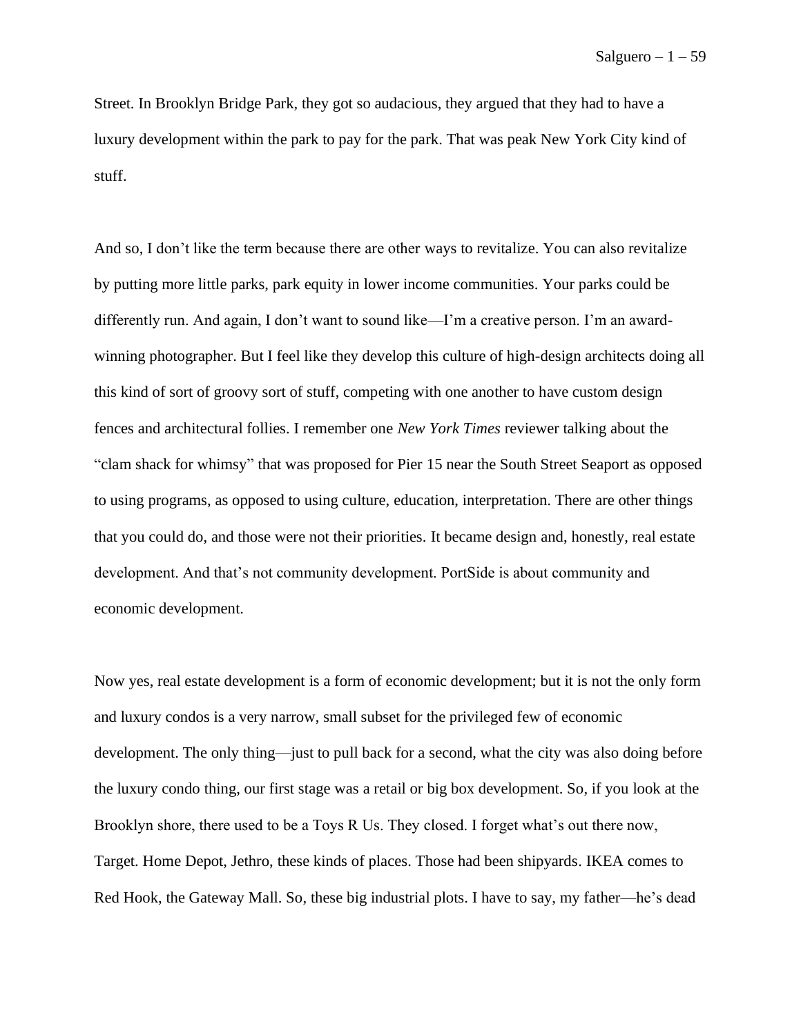Street. In Brooklyn Bridge Park, they got so audacious, they argued that they had to have a luxury development within the park to pay for the park. That was peak New York City kind of stuff.

And so, I don't like the term because there are other ways to revitalize. You can also revitalize by putting more little parks, park equity in lower income communities. Your parks could be differently run. And again, I don't want to sound like—I'm a creative person. I'm an award-winning photographer. But I feel like they develop this culture of high-design architects doing all this kind of sort of groovy sort of stuff, competing with one another to have custom design fences and architectural follies. I remember one *New York Times* reviewer talking about the "clam shack for whimsy" that was proposed for Pier 15 near the South Street Seaport as opposed to using programs, as opposed to using culture, education, interpretation. There are other things that you could do, and those were not their priorities. It became design and, honestly, real estate development. And that's not community development. PortSide is about community and economic development.

Now yes, real estate development is a form of economic development; but it is not the only form and luxury condos is a very narrow, small subset for the privileged few of economic development. The only thing—just to pull back for a second, what the city was also doing before the luxury condo thing, our first stage was a retail or big box development. So, if you look at the Brooklyn shore, there used to be a Toys R Us. They closed. I forget what's out there now, Target. Home Depot, Jethro, these kinds of places. Those had been shipyards. IKEA comes to Red Hook, the Gateway Mall. So, these big industrial plots. I have to say, my father—he's dead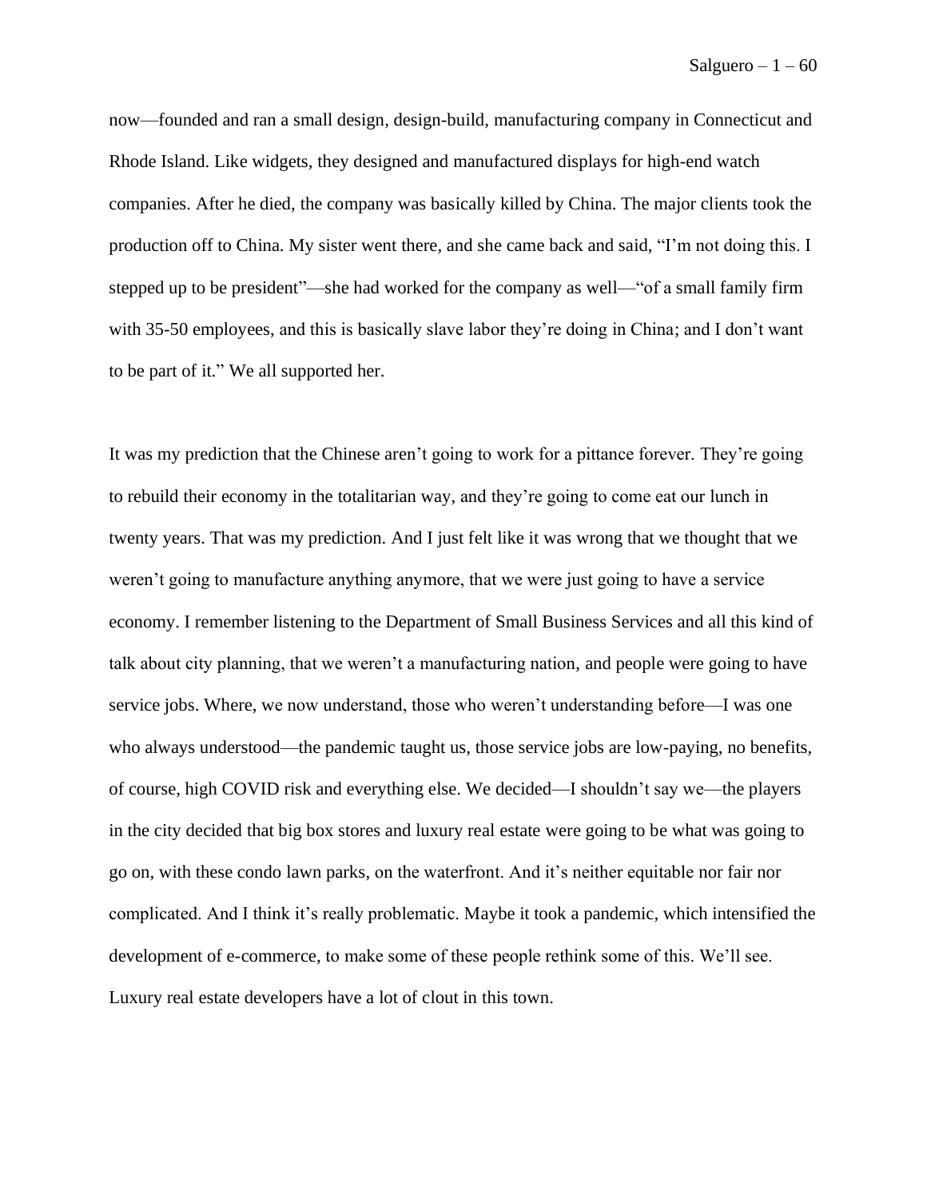now—founded and ran a small design, design-build, manufacturing company in Connecticut and Rhode Island. Like widgets, they designed and manufactured displays for high-end watch companies. After he died, the company was basically killed by China. The major clients took the production off to China. My sister went there, and she came back and said, "I'm not doing this. I stepped up to be president"—she had worked for the company as well—"of a small family firm with 35-50 employees, and this is basically slave labor they're doing in China; and I don't want to be part of it." We all supported her.

It was my prediction that the Chinese aren't going to work for a pittance forever. They're going to rebuild their economy in the totalitarian way, and they're going to come eat our lunch in twenty years. That was my prediction. And I just felt like it was wrong that we thought that we weren't going to manufacture anything anymore, that we were just going to have a service economy. I remember listening to the Department of Small Business Services and all this kind of talk about city planning, that we weren't a manufacturing nation, and people were going to have service jobs. Where, we now understand, those who weren't understanding before—I was one who always understood—the pandemic taught us, those service jobs are low-paying, no benefits, of course, high COVID risk and everything else. We decided—I shouldn't say we—the players in the city decided that big box stores and luxury real estate were going to be what was going to go on, with these condo lawn parks, on the waterfront. And it's neither equitable nor fair nor complicated. And I think it's really problematic. Maybe it took a pandemic, which intensified the development of e-commerce, to make some of these people rethink some of this. We'll see. Luxury real estate developers have a lot of clout in this town.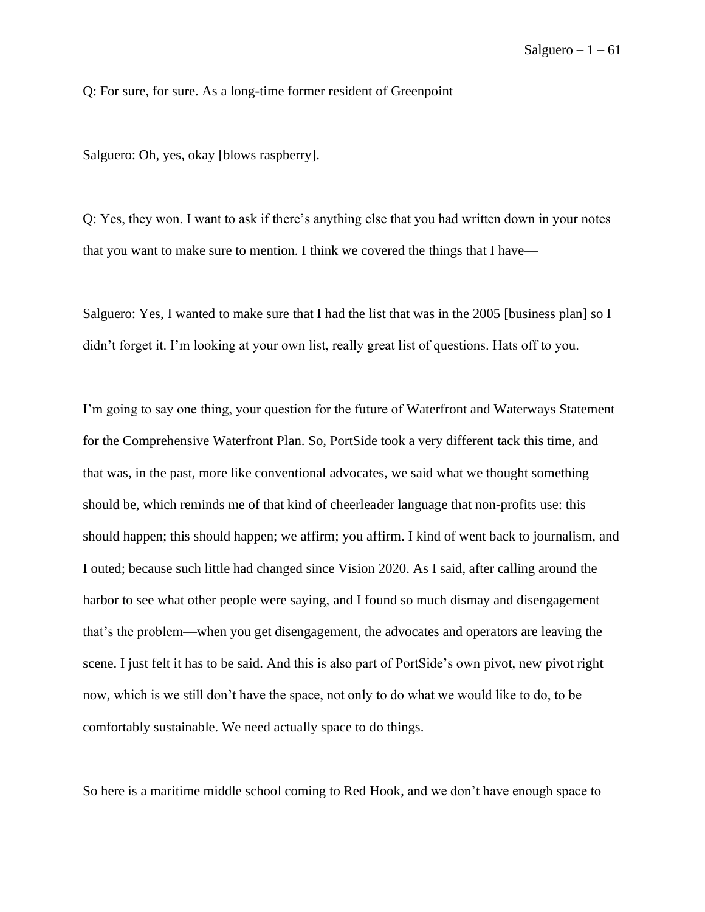Q: For sure, for sure. As a long-time former resident of Greenpoint—

Salguero: Oh, yes, okay [blows raspberry].

Q: Yes, they won. I want to ask if there's anything else that you had written down in your notes that you want to make sure to mention. I think we covered the things that I have—

Salguero: Yes, I wanted to make sure that I had the list that was in the 2005 [business plan] so I didn't forget it. I'm looking at your own list, really great list of questions. Hats off to you.

I'm going to say one thing, your question for the future of Waterfront and Waterways Statement for the Comprehensive Waterfront Plan. So, PortSide took a very different tack this time, and that was, in the past, more like conventional advocates, we said what we thought something should be, which reminds me of that kind of cheerleader language that non-profits use: this should happen; this should happen; we affirm; you affirm. I kind of went back to journalism, and I outed; because such little had changed since Vision 2020. As I said, after calling around the harbor to see what other people were saying, and I found so much dismay and disengagement—that's the problem—when you get disengagement, the advocates and operators are leaving the scene. I just felt it has to be said. And this is also part of PortSide's own pivot, new pivot right now, which is we still don't have the space, not only to do what we would like to do, to be comfortably sustainable. We need actually space to do things.

So here is a maritime middle school coming to Red Hook, and we don't have enough space to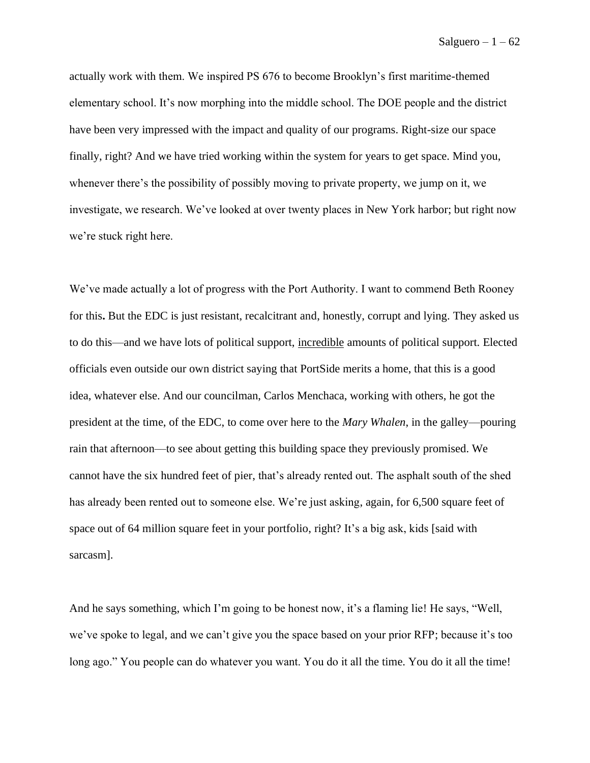actually work with them. We inspired PS 676 to become Brooklyn's first maritime-themed elementary school. It's now morphing into the middle school. The DOE people and the district have been very impressed with the impact and quality of our programs. Right-size our space finally, right? And we have tried working within the system for years to get space. Mind you, whenever there's the possibility of possibly moving to private property, we jump on it, we investigate, we research. We've looked at over twenty places in New York harbor; but right now we're stuck right here.

We've made actually a lot of progress with the Port Authority. I want to commend Beth Rooney for this**.** But the EDC is just resistant, recalcitrant and, honestly, corrupt and lying. They asked us to do this—and we have lots of political support, <u>incredible</u> amounts of political support. Elected officials even outside our own district saying that PortSide merits a home, that this is a good idea, whatever else. And our councilman, Carlos Menchaca, working with others, he got the president at the time, of the EDC, to come over here to the *Mary Whalen*, in the galley—pouring rain that afternoon—to see about getting this building space they previously promised. We cannot have the six hundred feet of pier, that's already rented out. The asphalt south of the shed has already been rented out to someone else. We're just asking, again, for 6,500 square feet of space out of 64 million square feet in your portfolio, right? It's a big ask, kids [said with sarcasm].

And he says something, which I'm going to be honest now, it's a flaming lie! He says, "Well, we've spoke to legal, and we can't give you the space based on your prior RFP; because it's too long ago." You people can do whatever you want. You do it all the time. You do it all the time!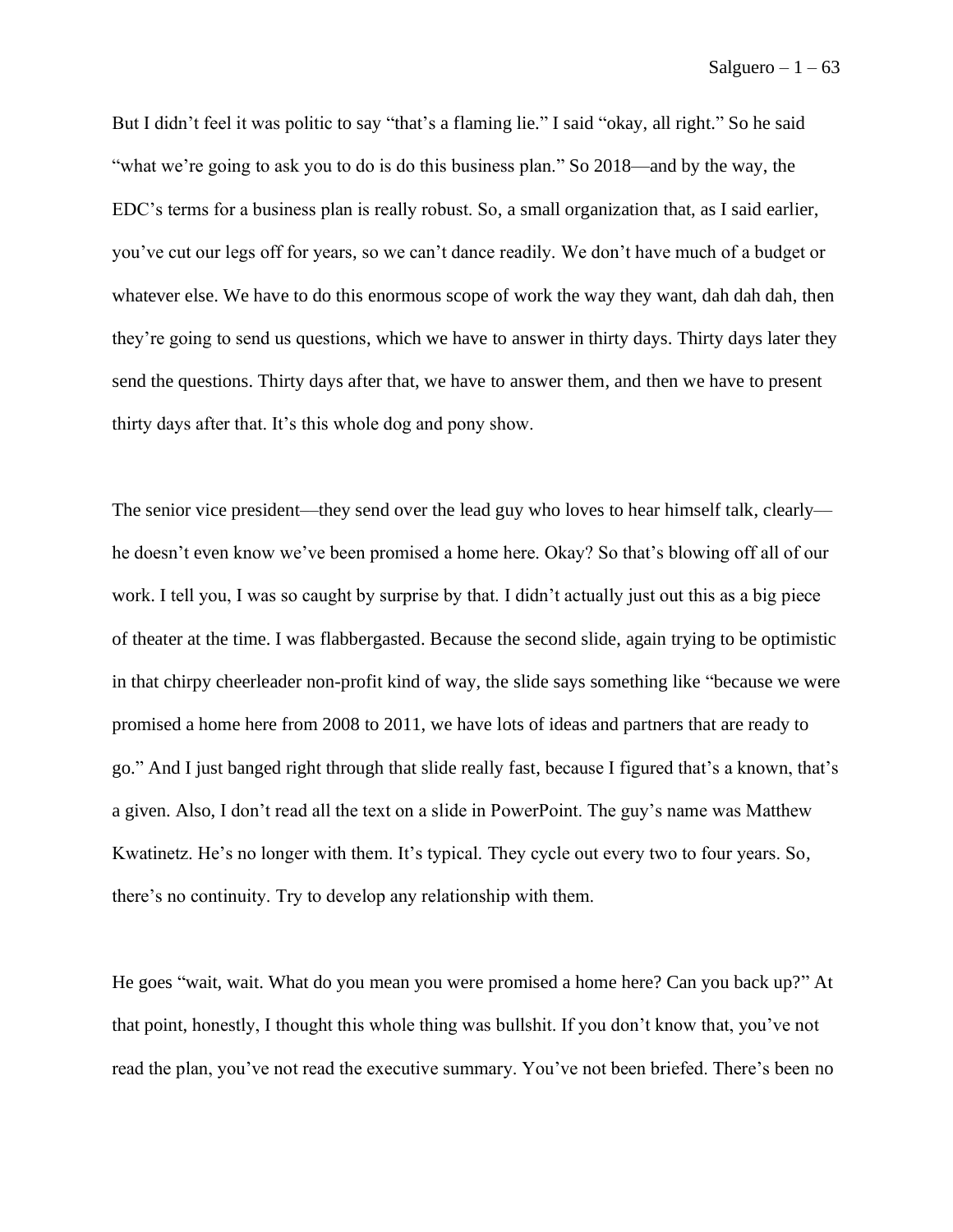But I didn't feel it was politic to say "that's a flaming lie." I said "okay, all right." So he said "what we're going to ask you to do is do this business plan." So 2018—and by the way, the EDC's terms for a business plan is really robust. So, a small organization that, as I said earlier, you've cut our legs off for years, so we can't dance readily. We don't have much of a budget or whatever else. We have to do this enormous scope of work the way they want, dah dah dah, then they're going to send us questions, which we have to answer in thirty days. Thirty days later they send the questions. Thirty days after that, we have to answer them, and then we have to present thirty days after that. It's this whole dog and pony show.

The senior vice president—they send over the lead guy who loves to hear himself talk, clearly—he doesn't even know we've been promised a home here. Okay? So that's blowing off all of our work. I tell you, I was so caught by surprise by that. I didn't actually just out this as a big piece of theater at the time. I was flabbergasted. Because the second slide, again trying to be optimistic in that chirpy cheerleader non-profit kind of way, the slide says something like "because we were promised a home here from 2008 to 2011, we have lots of ideas and partners that are ready to go." And I just banged right through that slide really fast, because I figured that's a known, that's a given. Also, I don't read all the text on a slide in PowerPoint. The guy's name was Matthew Kwatinetz. He's no longer with them. It's typical. They cycle out every two to four years. So, there's no continuity. Try to develop any relationship with them.

He goes "wait, wait. What do you mean you were promised a home here? Can you back up?" At that point, honestly, I thought this whole thing was bullshit. If you don't know that, you've not read the plan, you've not read the executive summary. You've not been briefed. There's been no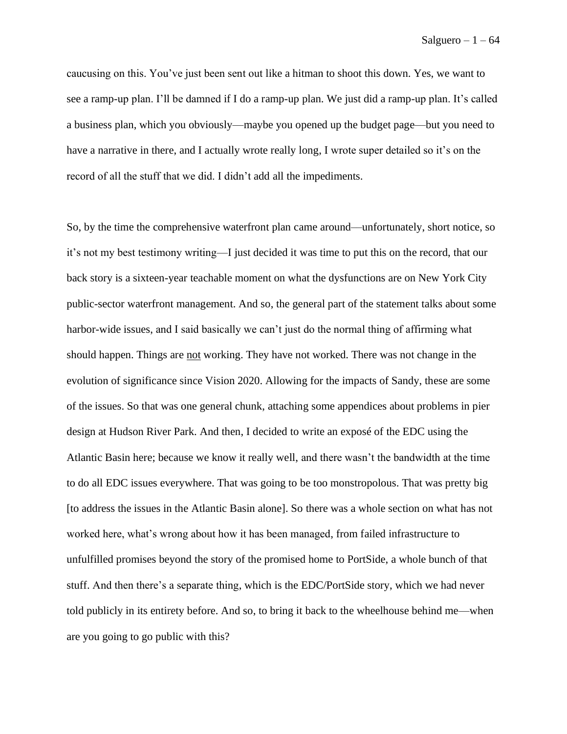caucusing on this. You've just been sent out like a hitman to shoot this down. Yes, we want to see a ramp-up plan. I'll be damned if I do a ramp-up plan. We just did a ramp-up plan. It's called a business plan, which you obviously—maybe you opened up the budget page—but you need to have a narrative in there, and I actually wrote really long, I wrote super detailed so it's on the record of all the stuff that we did. I didn't add all the impediments.

So, by the time the comprehensive waterfront plan came around—unfortunately, short notice, so it's not my best testimony writing—I just decided it was time to put this on the record, that our back story is a sixteen-year teachable moment on what the dysfunctions are on New York City public-sector waterfront management. And so, the general part of the statement talks about some harbor-wide issues, and I said basically we can't just do the normal thing of affirming what should happen. Things are <u>not</u> working. They have not worked. There was not change in the evolution of significance since Vision 2020. Allowing for the impacts of Sandy, these are some of the issues. So that was one general chunk, attaching some appendices about problems in pier design at Hudson River Park. And then, I decided to write an exposé of the EDC using the Atlantic Basin here; because we know it really well, and there wasn't the bandwidth at the time to do all EDC issues everywhere. That was going to be too monstropolous. That was pretty big [to address the issues in the Atlantic Basin alone]. So there was a whole section on what has not worked here, what's wrong about how it has been managed, from failed infrastructure to unfulfilled promises beyond the story of the promised home to PortSide, a whole bunch of that stuff. And then there's a separate thing, which is the EDC/PortSide story, which we had never told publicly in its entirety before. And so, to bring it back to the wheelhouse behind me—when are you going to go public with this?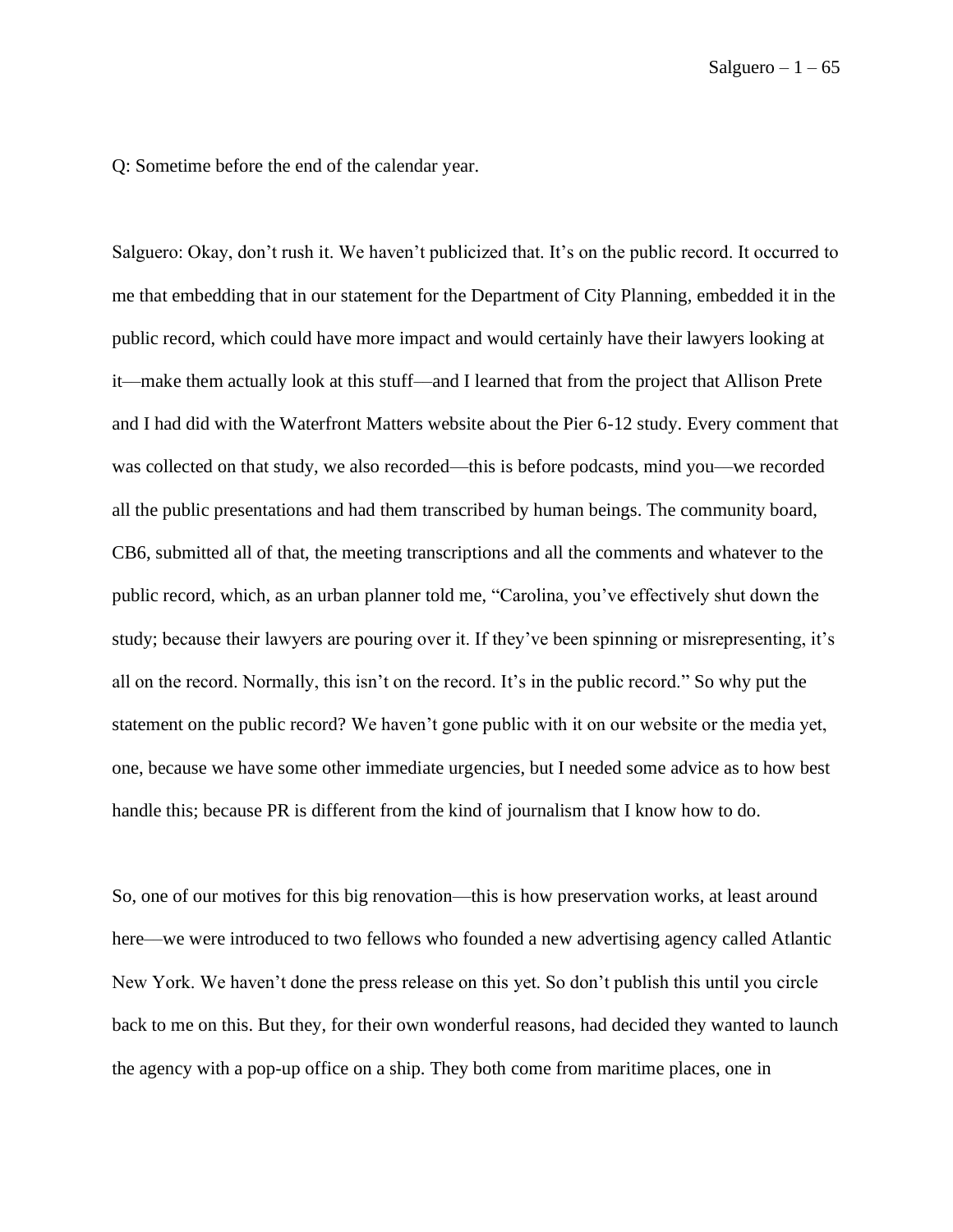Q: Sometime before the end of the calendar year.

Salguero: Okay, don't rush it. We haven't publicized that. It's on the public record. It occurred to me that embedding that in our statement for the Department of City Planning, embedded it in the public record, which could have more impact and would certainly have their lawyers looking at it—make them actually look at this stuff—and I learned that from the project that Allison Prete and I had did with the Waterfront Matters website about the Pier 6-12 study. Every comment that was collected on that study, we also recorded—this is before podcasts, mind you—we recorded all the public presentations and had them transcribed by human beings. The community board, CB6, submitted all of that, the meeting transcriptions and all the comments and whatever to the public record, which, as an urban planner told me, "Carolina, you've effectively shut down the study; because their lawyers are pouring over it. If they've been spinning or misrepresenting, it's all on the record. Normally, this isn't on the record. It's in the public record." So why put the statement on the public record? We haven't gone public with it on our website or the media yet, one, because we have some other immediate urgencies, but I needed some advice as to how best handle this; because PR is different from the kind of journalism that I know how to do.

So, one of our motives for this big renovation—this is how preservation works, at least around here—we were introduced to two fellows who founded a new advertising agency called Atlantic New York. We haven't done the press release on this yet. So don't publish this until you circle back to me on this. But they, for their own wonderful reasons, had decided they wanted to launch the agency with a pop-up office on a ship. They both come from maritime places, one in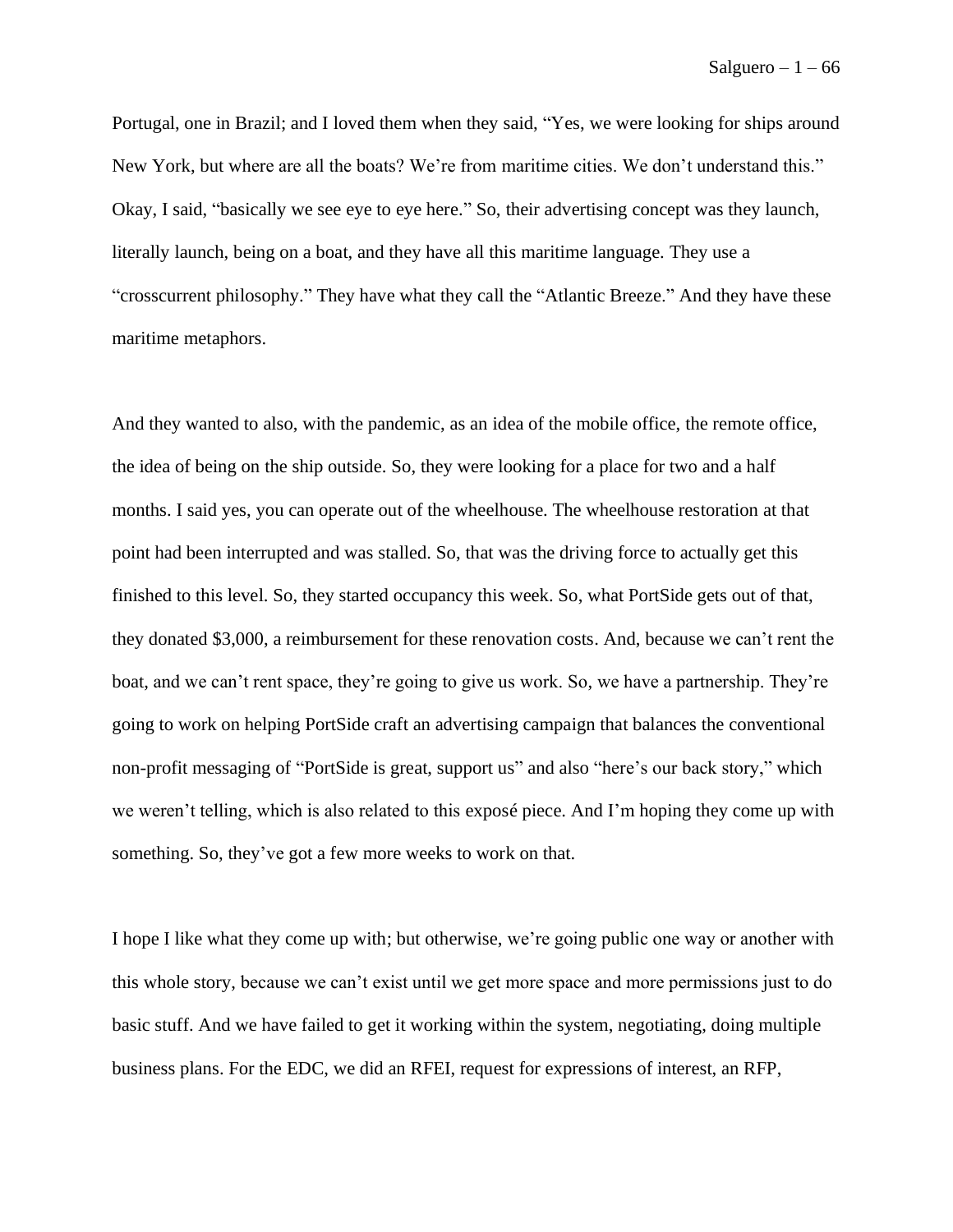Portugal, one in Brazil; and I loved them when they said, "Yes, we were looking for ships around New York, but where are all the boats? We're from maritime cities. We don't understand this." Okay, I said, "basically we see eye to eye here." So, their advertising concept was they launch, literally launch, being on a boat, and they have all this maritime language. They use a "crosscurrent philosophy." They have what they call the "Atlantic Breeze." And they have these maritime metaphors.

And they wanted to also, with the pandemic, as an idea of the mobile office, the remote office, the idea of being on the ship outside. So, they were looking for a place for two and a half months. I said yes, you can operate out of the wheelhouse. The wheelhouse restoration at that point had been interrupted and was stalled. So, that was the driving force to actually get this finished to this level. So, they started occupancy this week. So, what PortSide gets out of that, they donated $3,000, a reimbursement for these renovation costs. And, because we can't rent the boat, and we can't rent space, they're going to give us work. So, we have a partnership. They're going to work on helping PortSide craft an advertising campaign that balances the conventional non-profit messaging of "PortSide is great, support us" and also "here's our back story," which we weren't telling, which is also related to this exposé piece. And I'm hoping they come up with something. So, they've got a few more weeks to work on that.

I hope I like what they come up with; but otherwise, we're going public one way or another with this whole story, because we can't exist until we get more space and more permissions just to do basic stuff. And we have failed to get it working within the system, negotiating, doing multiple business plans. For the EDC, we did an RFEI, request for expressions of interest, an RFP,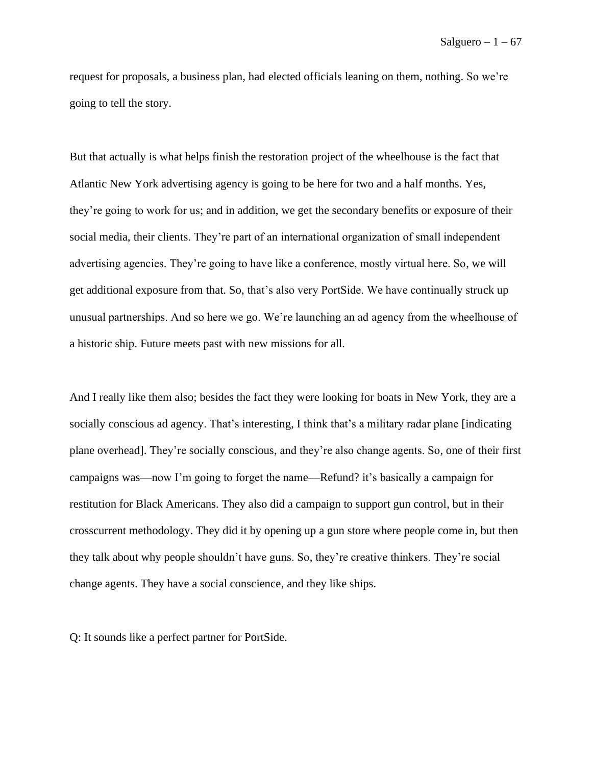request for proposals, a business plan, had elected officials leaning on them, nothing. So we're going to tell the story.

But that actually is what helps finish the restoration project of the wheelhouse is the fact that Atlantic New York advertising agency is going to be here for two and a half months. Yes, they're going to work for us; and in addition, we get the secondary benefits or exposure of their social media, their clients. They're part of an international organization of small independent advertising agencies. They're going to have like a conference, mostly virtual here. So, we will get additional exposure from that. So, that's also very PortSide. We have continually struck up unusual partnerships. And so here we go. We're launching an ad agency from the wheelhouse of a historic ship. Future meets past with new missions for all.

And I really like them also; besides the fact they were looking for boats in New York, they are a socially conscious ad agency. That's interesting, I think that's a military radar plane [indicating plane overhead]. They're socially conscious, and they're also change agents. So, one of their first campaigns was—now I'm going to forget the name—Refund? it's basically a campaign for restitution for Black Americans. They also did a campaign to support gun control, but in their crosscurrent methodology. They did it by opening up a gun store where people come in, but then they talk about why people shouldn't have guns. So, they're creative thinkers. They're social change agents. They have a social conscience, and they like ships.

Q: It sounds like a perfect partner for PortSide.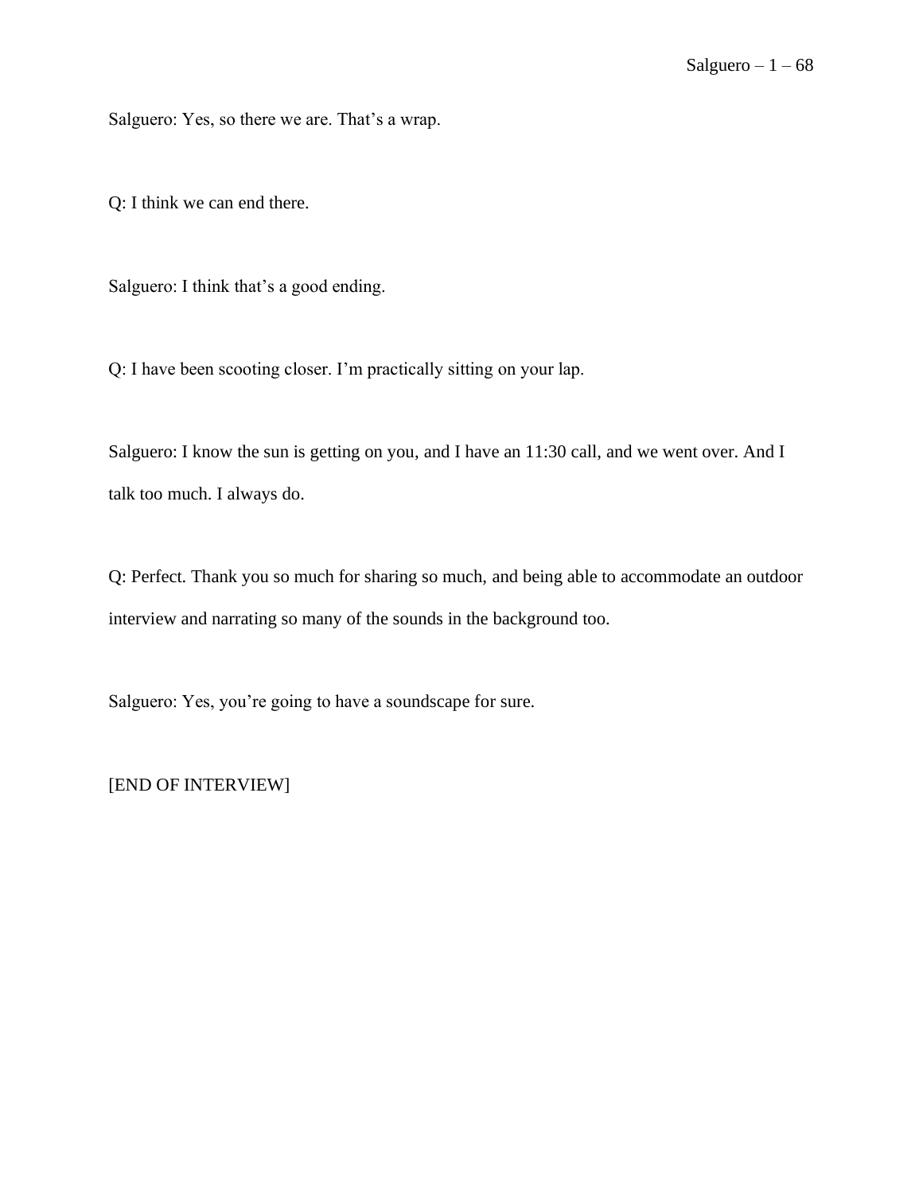Salguero: Yes, so there we are. That's a wrap.

Q: I think we can end there.

Salguero: I think that's a good ending.

Q: I have been scooting closer. I'm practically sitting on your lap.

Salguero: I know the sun is getting on you, and I have an 11:30 call, and we went over. And I talk too much. I always do.

Q: Perfect. Thank you so much for sharing so much, and being able to accommodate an outdoor interview and narrating so many of the sounds in the background too.

Salguero: Yes, you're going to have a soundscape for sure.

[END OF INTERVIEW]